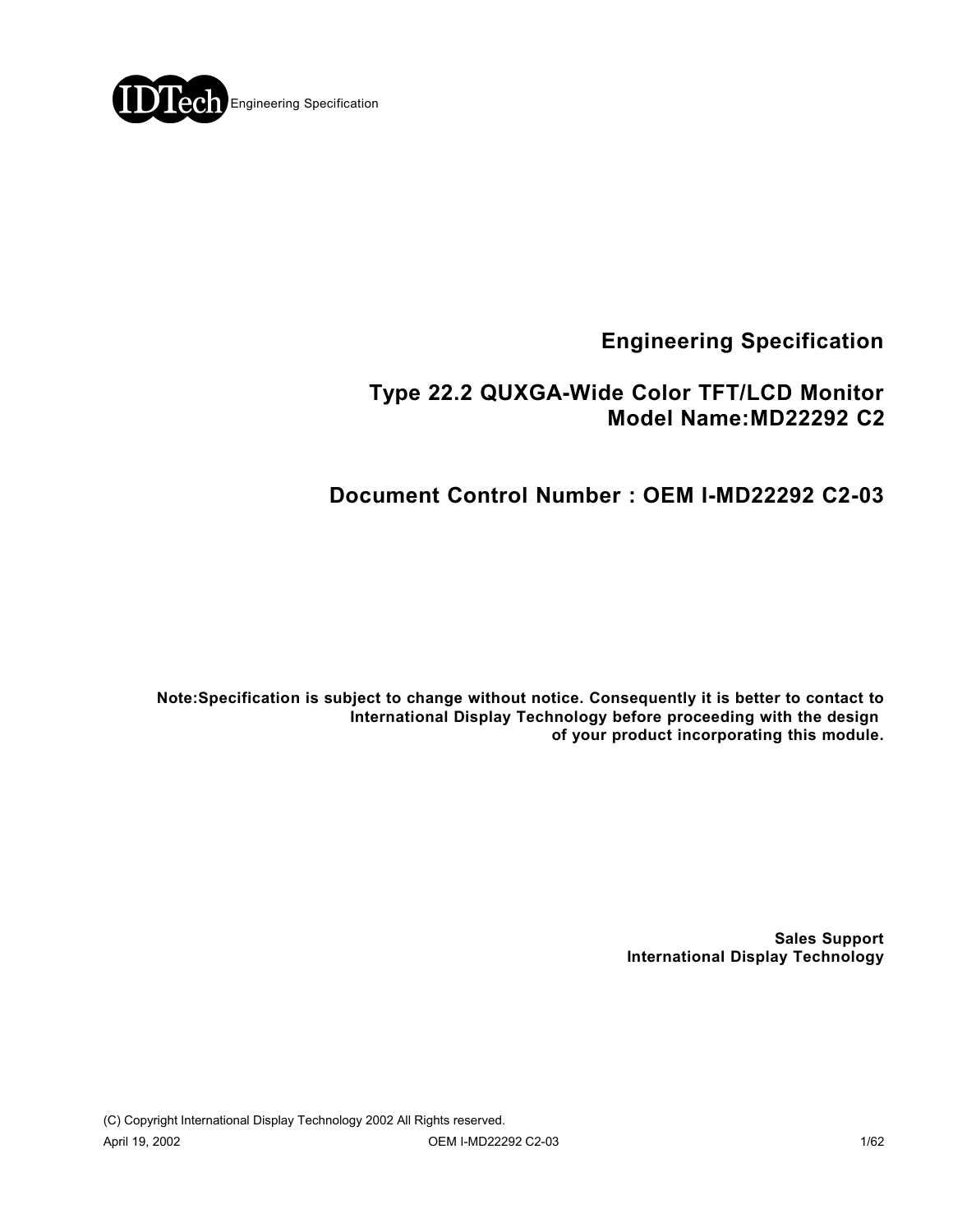# Engineering Specification

## Type 22.2 QUXGA-Wide Color TFT/LCD Monitor
## Model Name:MD22292 C2

## Document Control Number : OEM I-MD22292 C2-03

**Note:Specification is subject to change without notice. Consequently it is better to contact to International Display Technology before proceeding with the design of your product incorporating this module.**

**Sales Support**
**International Display Technology**

(C) Copyright International Display Technology 2002 All Rights reserved.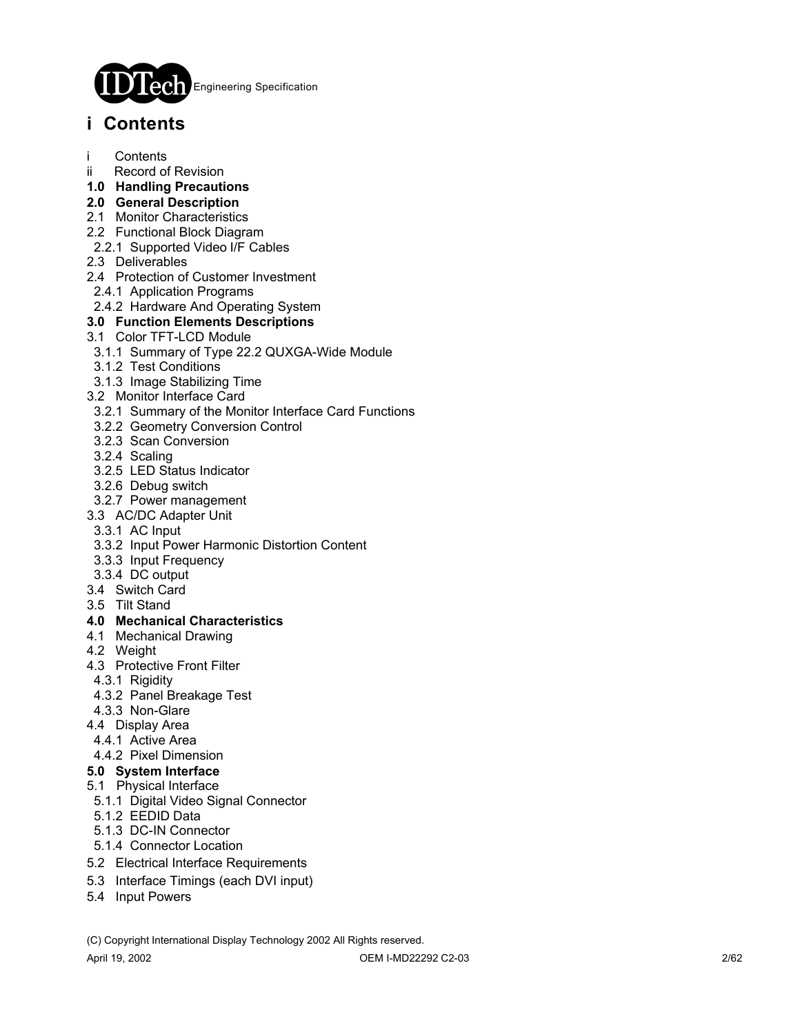# i Contents

i Contents  
ii Record of Revision  
**1.0 Handling Precautions**  
**2.0 General Description**  
2.1 Monitor Characteristics  
2.2 Functional Block Diagram  
 2.2.1 Supported Video I/F Cables  
2.3 Deliverables  
2.4 Protection of Customer Investment  
 2.4.1 Application Programs  
 2.4.2 Hardware And Operating System  
**3.0 Function Elements Descriptions**  
3.1 Color TFT-LCD Module  
 3.1.1 Summary of Type 22.2 QUXGA-Wide Module  
 3.1.2 Test Conditions  
 3.1.3 Image Stabilizing Time  
3.2 Monitor Interface Card  
 3.2.1 Summary of the Monitor Interface Card Functions  
 3.2.2 Geometry Conversion Control  
 3.2.3 Scan Conversion  
 3.2.4 Scaling  
 3.2.5 LED Status Indicator  
 3.2.6 Debug switch  
 3.2.7 Power management  
3.3 AC/DC Adapter Unit  
 3.3.1 AC Input  
 3.3.2 Input Power Harmonic Distortion Content  
 3.3.3 Input Frequency  
 3.3.4 DC output  
3.4 Switch Card  
3.5 Tilt Stand  
**4.0 Mechanical Characteristics**  
4.1 Mechanical Drawing  
4.2 Weight  
4.3 Protective Front Filter  
 4.3.1 Rigidity  
 4.3.2 Panel Breakage Test  
 4.3.3 Non-Glare  
4.4 Display Area  
 4.4.1 Active Area  
 4.4.2 Pixel Dimension  
**5.0 System Interface**  
5.1 Physical Interface  
 5.1.1 Digital Video Signal Connector  
 5.1.2 EEDID Data  
 5.1.3 DC-IN Connector  
 5.1.4 Connector Location  
5.2 Electrical Interface Requirements  
5.3 Interface Timings (each DVI input)  
5.4 Input Powers

(C) Copyright International Display Technology 2002 All Rights reserved.

April 19, 2002 OEM I-MD22292 C2-03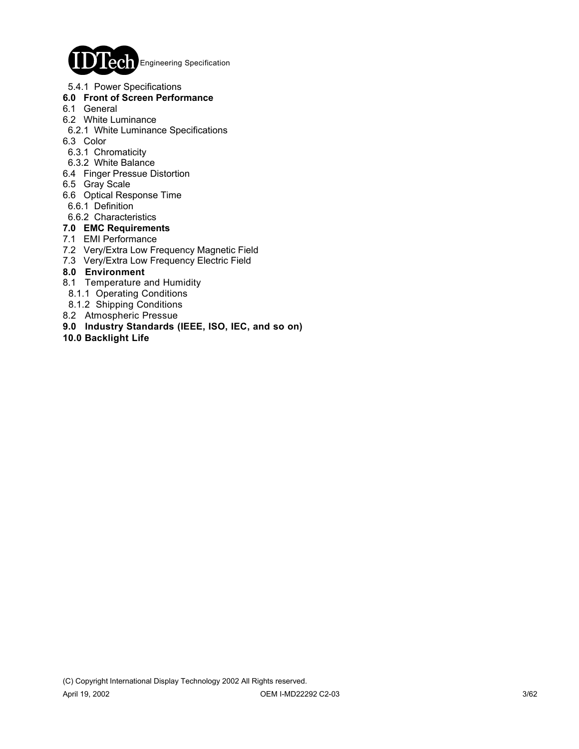5.4.1 Power Specifications

**6.0 Front of Screen Performance**

6.1 General

6.2 White Luminance

6.2.1 White Luminance Specifications

6.3 Color

6.3.1 Chromaticity

6.3.2 White Balance

6.4 Finger Pressue Distortion

6.5 Gray Scale

6.6 Optical Response Time

6.6.1 Definition

6.6.2 Characteristics

**7.0 EMC Requirements**

7.1 EMI Performance

7.2 Very/Extra Low Frequency Magnetic Field

7.3 Very/Extra Low Frequency Electric Field

**8.0 Environment**

8.1 Temperature and Humidity

8.1.1 Operating Conditions

8.1.2 Shipping Conditions

8.2 Atmospheric Pressue

**9.0 Industry Standards (IEEE, ISO, IEC, and so on)**

**10.0 Backlight Life**

(C) Copyright International Display Technology 2002 All Rights reserved.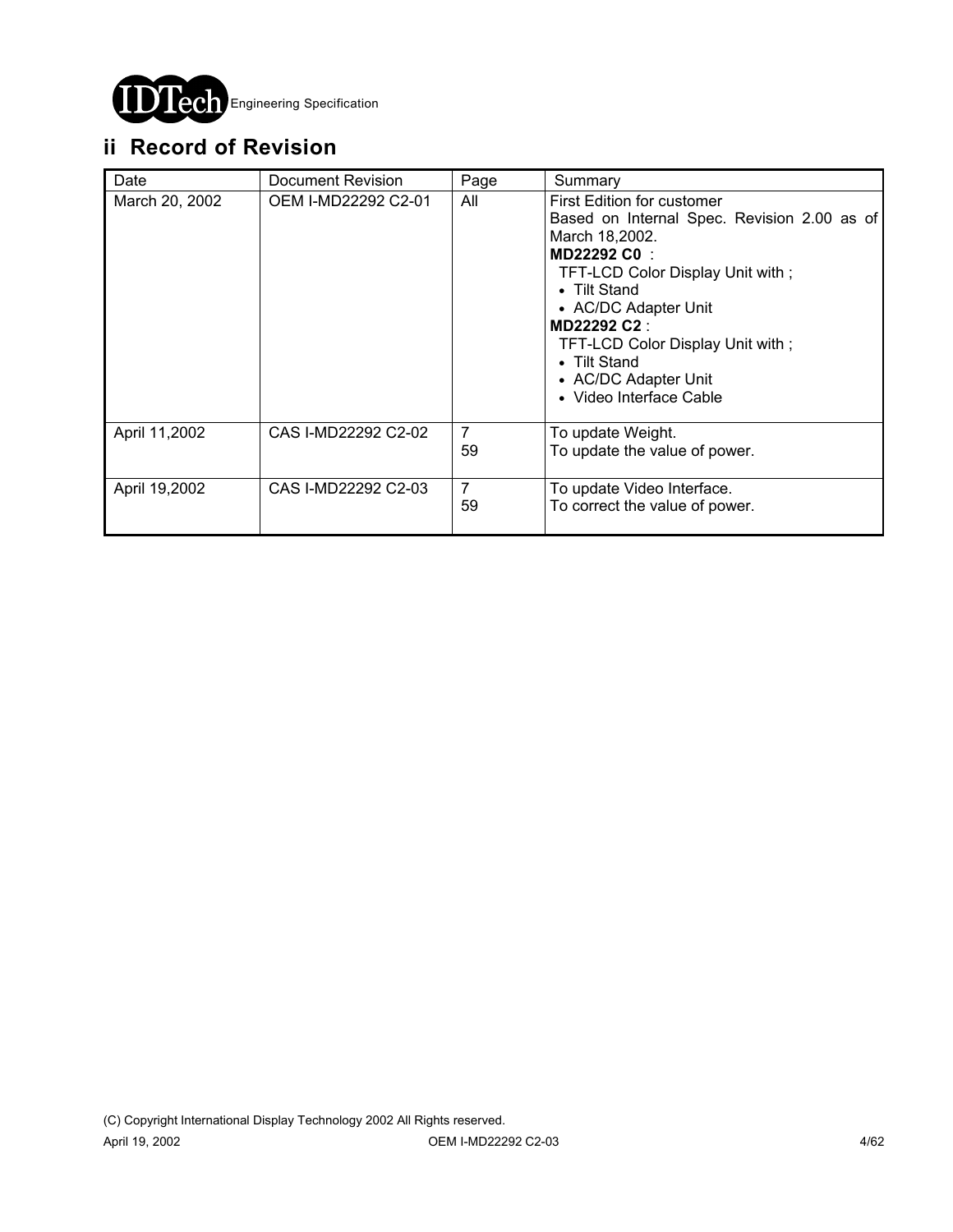## ii Record of Revision

| Date | Document Revision | Page | Summary |
|---|---|---|---|
| March 20, 2002 | OEM I-MD22292 C2-01 | All | First Edition for customer<br>Based on Internal Spec. Revision 2.00 as of March 18,2002.<br>**MD22292 C0** :<br>TFT-LCD Color Display Unit with ;<br>• Tilt Stand<br>• AC/DC Adapter Unit<br>**MD22292 C2** :<br>TFT-LCD Color Display Unit with ;<br>• Tilt Stand<br>• AC/DC Adapter Unit<br>• Video Interface Cable |
| April 11,2002 | CAS I-MD22292 C2-02 | 7<br>59 | To update Weight.<br>To update the value of power. |
| April 19,2002 | CAS I-MD22292 C2-03 | 7<br>59 | To update Video Interface.<br>To correct the value of power. |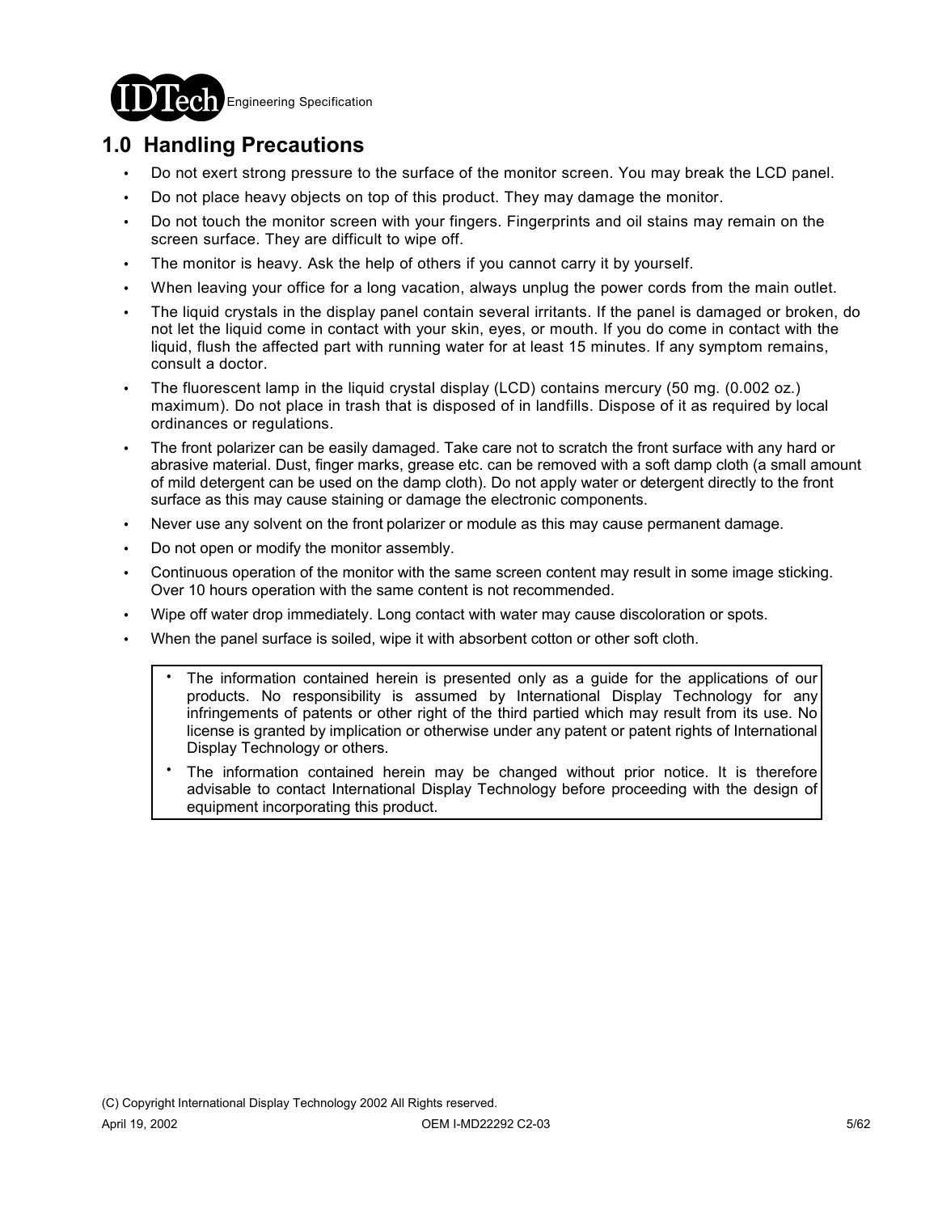## 1.0 Handling Precautions

- Do not exert strong pressure to the surface of the monitor screen. You may break the LCD panel.
- Do not place heavy objects on top of this product. They may damage the monitor.
- Do not touch the monitor screen with your fingers. Fingerprints and oil stains may remain on the screen surface. They are difficult to wipe off.
- The monitor is heavy. Ask the help of others if you cannot carry it by yourself.
- When leaving your office for a long vacation, always unplug the power cords from the main outlet.
- The liquid crystals in the display panel contain several irritants. If the panel is damaged or broken, do not let the liquid come in contact with your skin, eyes, or mouth. If you do come in contact with the liquid, flush the affected part with running water for at least 15 minutes. If any symptom remains, consult a doctor.
- The fluorescent lamp in the liquid crystal display (LCD) contains mercury (50 mg. (0.002 oz.) maximum). Do not place in trash that is disposed of in landfills. Dispose of it as required by local ordinances or regulations.
- The front polarizer can be easily damaged. Take care not to scratch the front surface with any hard or abrasive material. Dust, finger marks, grease etc. can be removed with a soft damp cloth (a small amount of mild detergent can be used on the damp cloth). Do not apply water or detergent directly to the front surface as this may cause staining or damage the electronic components.
- Never use any solvent on the front polarizer or module as this may cause permanent damage.
- Do not open or modify the monitor assembly.
- Continuous operation of the monitor with the same screen content may result in some image sticking. Over 10 hours operation with the same content is not recommended.
- Wipe off water drop immediately. Long contact with water may cause discoloration or spots.
- When the panel surface is soiled, wipe it with absorbent cotton or other soft cloth.

> - The information contained herein is presented only as a guide for the applications of our products. No responsibility is assumed by International Display Technology for any infringements of patents or other right of the third partied which may result from its use. No license is granted by implication or otherwise under any patent or patent rights of International Display Technology or others.
> - The information contained herein may be changed without prior notice. It is therefore advisable to contact International Display Technology before proceeding with the design of equipment incorporating this product.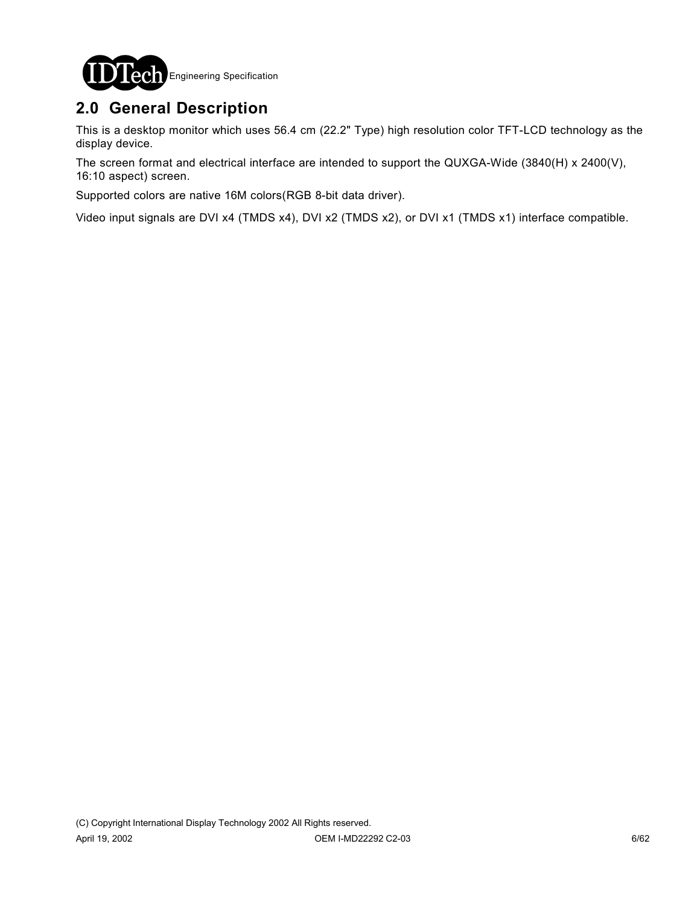## 2.0 General Description

This is a desktop monitor which uses 56.4 cm (22.2" Type) high resolution color TFT-LCD technology as the display device.

The screen format and electrical interface are intended to support the QUXGA-Wide (3840(H) x 2400(V), 16:10 aspect) screen.

Supported colors are native 16M colors(RGB 8-bit data driver).

Video input signals are DVI x4 (TMDS x4), DVI x2 (TMDS x2), or DVI x1 (TMDS x1) interface compatible.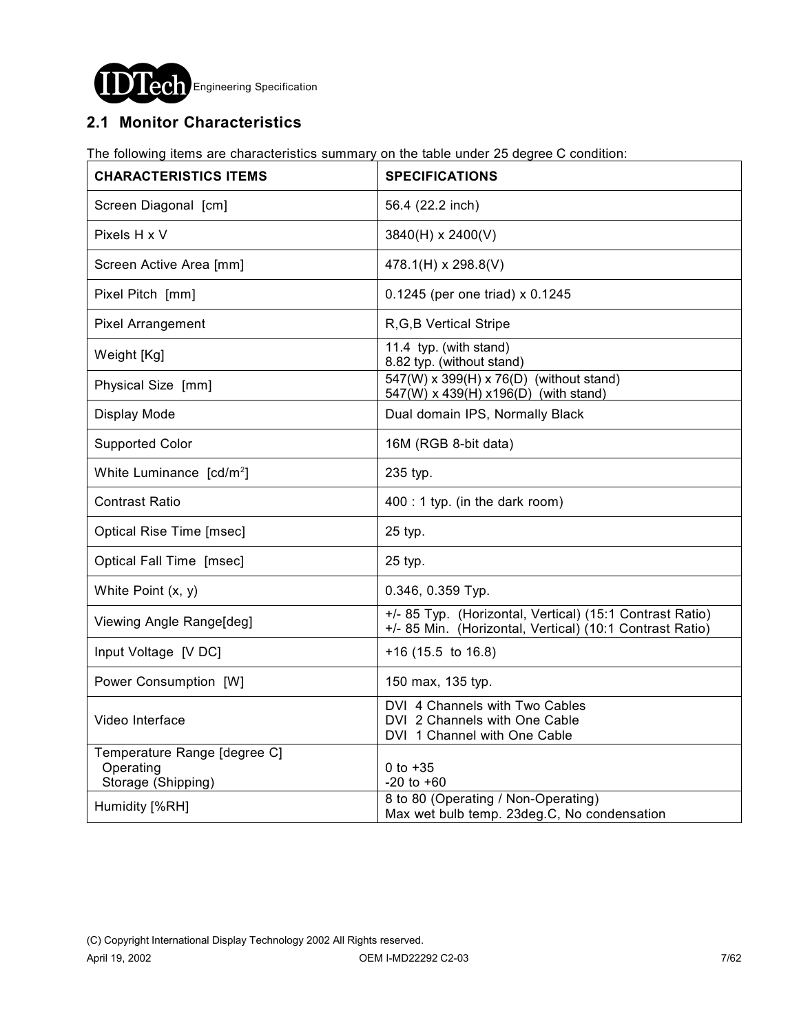## 2.1 Monitor Characteristics

The following items are characteristics summary on the table under 25 degree C condition:

| CHARACTERISTICS ITEMS | SPECIFICATIONS |
| --- | --- |
| Screen Diagonal [cm] | 56.4 (22.2 inch) |
| Pixels H x V | 3840(H) x 2400(V) |
| Screen Active Area [mm] | 478.1(H) x 298.8(V) |
| Pixel Pitch [mm] | 0.1245 (per one triad) x 0.1245 |
| Pixel Arrangement | R,G,B Vertical Stripe |
| Weight [Kg] | 11.4 typ. (with stand)<br>8.82 typ. (without stand) |
| Physical Size [mm] | 547(W) x 399(H) x 76(D) (without stand)<br>547(W) x 439(H) x196(D) (with stand) |
| Display Mode | Dual domain IPS, Normally Black |
| Supported Color | 16M (RGB 8-bit data) |
| White Luminance [cd/m$^2$] | 235 typ. |
| Contrast Ratio | 400 : 1 typ. (in the dark room) |
| Optical Rise Time [msec] | 25 typ. |
| Optical Fall Time [msec] | 25 typ. |
| White Point (x, y) | 0.346, 0.359 Typ. |
| Viewing Angle Range[deg] | +/- 85 Typ. (Horizontal, Vertical) (15:1 Contrast Ratio)<br>+/- 85 Min. (Horizontal, Vertical) (10:1 Contrast Ratio) |
| Input Voltage [V DC] | +16 (15.5 to 16.8) |
| Power Consumption [W] | 150 max, 135 typ. |
| Video Interface | DVI 4 Channels with Two Cables<br>DVI 2 Channels with One Cable<br>DVI 1 Channel with One Cable |
| Temperature Range [degree C]<br>Operating<br>Storage (Shipping) | <br>0 to +35<br>-20 to +60 |
| Humidity [%RH] | 8 to 80 (Operating / Non-Operating)<br>Max wet bulb temp. 23deg.C, No condensation |

(C) Copyright International Display Technology 2002 All Rights reserved.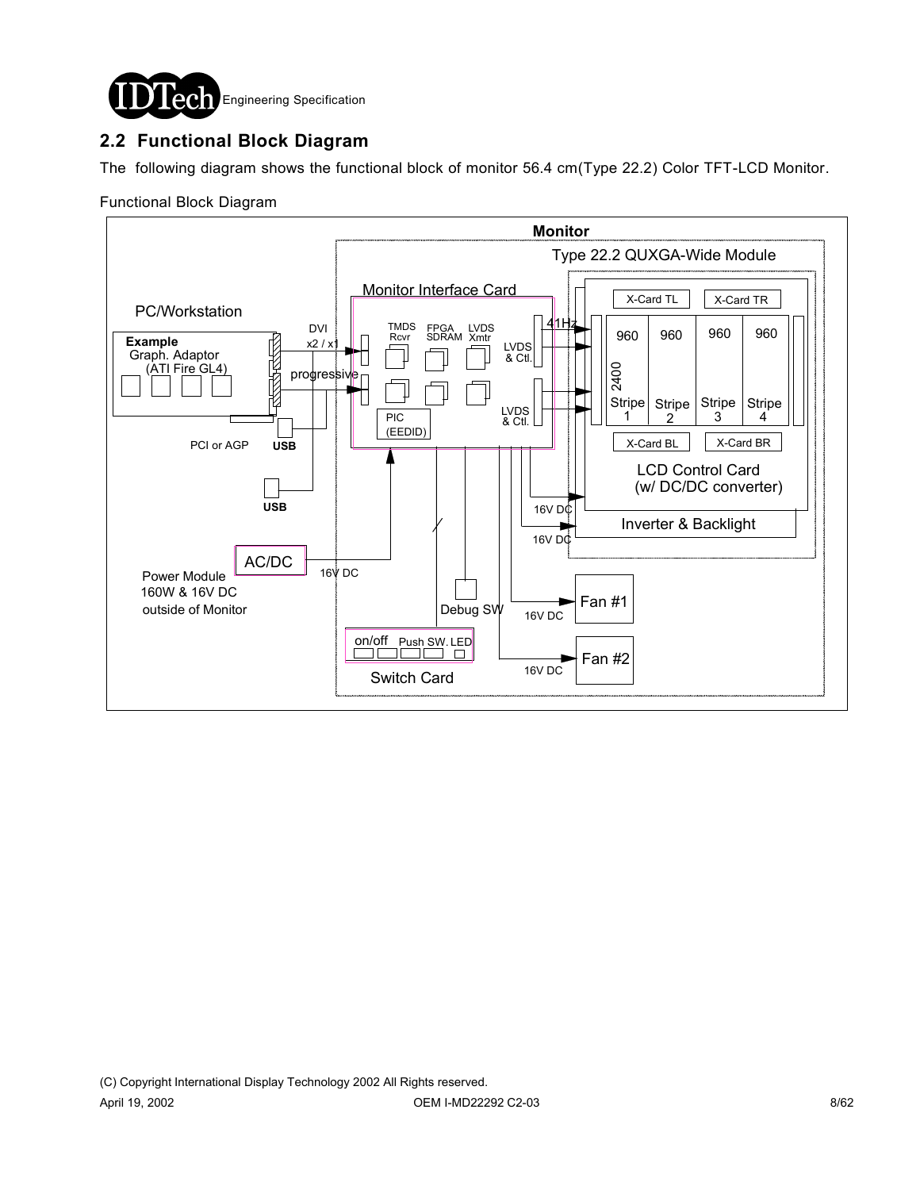## 2.2 Functional Block Diagram

The following diagram shows the functional block of monitor 56.4 cm(Type 22.2) Color TFT-LCD Monitor.

Functional Block Diagram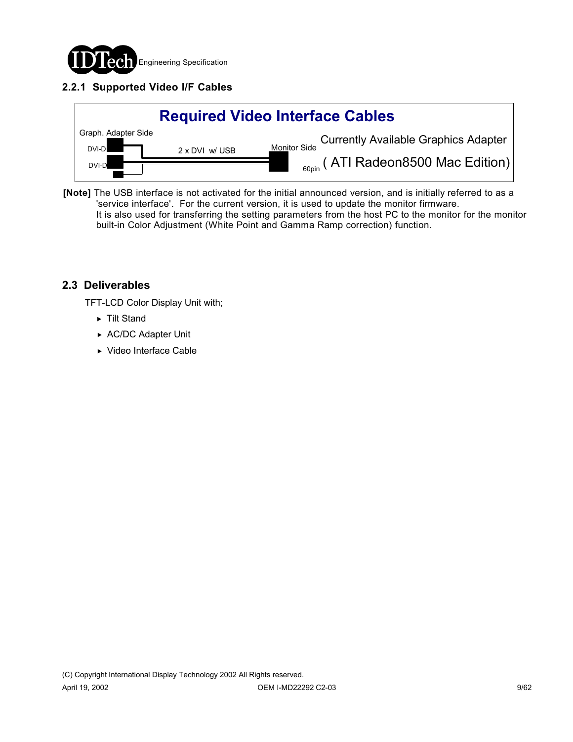### 2.2.1 Supported Video I/F Cables

**Required Video Interface Cables**

Graph. Adapter Side

DVI-D

DVI-D

2 x DVI w/ USB

Monitor Side

60pin

Currently Available Graphics Adapter

( ATI Radeon8500 Mac Edition)

**[Note]** The USB interface is not activated for the initial announced version, and is initially referred to as a 'service interface'. For the current version, it is used to update the monitor firmware.
It is also used for transferring the setting parameters from the host PC to the monitor for the monitor built-in Color Adjustment (White Point and Gamma Ramp correction) function.

## 2.3 Deliverables

TFT-LCD Color Display Unit with;

- Tilt Stand
- AC/DC Adapter Unit
- Video Interface Cable

(C) Copyright International Display Technology 2002 All Rights reserved.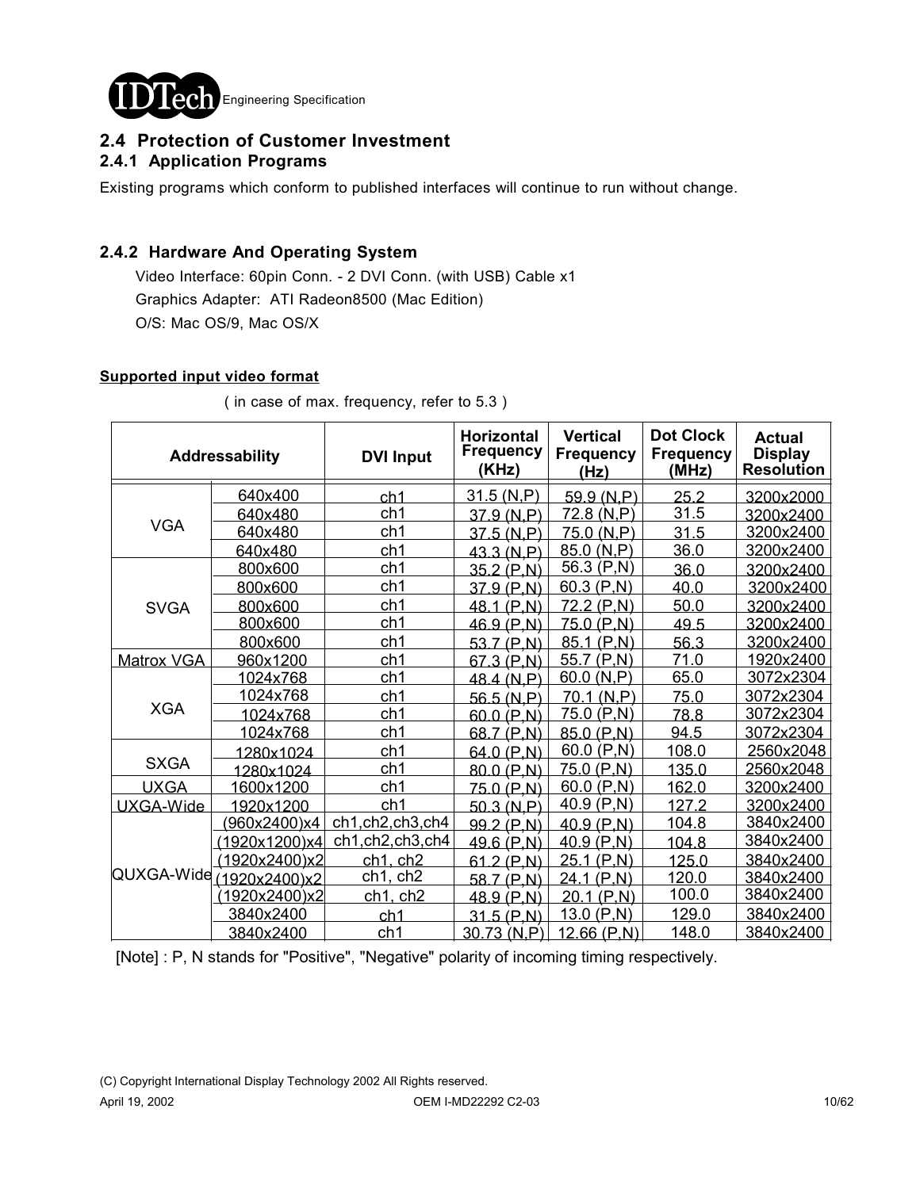## 2.4 Protection of Customer Investment

### 2.4.1 Application Programs

Existing programs which conform to published interfaces will continue to run without change.

### 2.4.2 Hardware And Operating System

Video Interface: 60pin Conn. - 2 DVI Conn. (with USB) Cable x1

Graphics Adapter: ATI Radeon8500 (Mac Edition)

O/S: Mac OS/9, Mac OS/X

**Supported input video format**

( in case of max. frequency, refer to 5.3 )

| Addressability | | DVI Input | Horizontal Frequency (KHz) | Vertical Frequency (Hz) | Dot Clock Frequency (MHz) | Actual Display Resolution |
|---|---|---|---|---|---|---|
| VGA | 640x400 | ch1 | 31.5 (N,P) | 59.9 (N,P) | 25.2 | 3200x2000 |
| | 640x480 | ch1 | 37.9 (N,P) | 72.8 (N,P) | 31.5 | 3200x2400 |
| | 640x480 | ch1 | 37.5 (N,P) | 75.0 (N,P) | 31.5 | 3200x2400 |
| | 640x480 | ch1 | 43.3 (N,P) | 85.0 (N,P) | 36.0 | 3200x2400 |
| SVGA | 800x600 | ch1 | 35.2 (P,N) | 56.3 (P,N) | 36.0 | 3200x2400 |
| | 800x600 | ch1 | 37.9 (P,N) | 60.3 (P,N) | 40.0 | 3200x2400 |
| | 800x600 | ch1 | 48.1 (P,N) | 72.2 (P,N) | 50.0 | 3200x2400 |
| | 800x600 | ch1 | 46.9 (P,N) | 75.0 (P,N) | 49.5 | 3200x2400 |
| | 800x600 | ch1 | 53.7 (P,N) | 85.1 (P,N) | 56.3 | 3200x2400 |
| Matrox VGA | 960x1200 | ch1 | 67.3 (P,N) | 55.7 (P,N) | 71.0 | 1920x2400 |
| XGA | 1024x768 | ch1 | 48.4 (N,P) | 60.0 (N,P) | 65.0 | 3072x2304 |
| | 1024x768 | ch1 | 56.5 (N,P) | 70.1 (N,P) | 75.0 | 3072x2304 |
| | 1024x768 | ch1 | 60.0 (P,N) | 75.0 (P,N) | 78.8 | 3072x2304 |
| | 1024x768 | ch1 | 68.7 (P,N) | 85.0 (P,N) | 94.5 | 3072x2304 |
| SXGA | 1280x1024 | ch1 | 64.0 (P,N) | 60.0 (P,N) | 108.0 | 2560x2048 |
| | 1280x1024 | ch1 | 80.0 (P,N) | 75.0 (P,N) | 135.0 | 2560x2048 |
| UXGA | 1600x1200 | ch1 | 75.0 (P,N) | 60.0 (P,N) | 162.0 | 3200x2400 |
| UXGA-Wide | 1920x1200 | ch1 | 50.3 (N,P) | 40.9 (P,N) | 127.2 | 3200x2400 |
| QUXGA-Wide | (960x2400)x4 | ch1,ch2,ch3,ch4 | 99.2 (P,N) | 40.9 (P,N) | 104.8 | 3840x2400 |
| | (1920x1200)x4 | ch1,ch2,ch3,ch4 | 49.6 (P,N) | 40.9 (P,N) | 104.8 | 3840x2400 |
| | (1920x2400)x2 | ch1, ch2 | 61.2 (P,N) | 25.1 (P,N) | 125.0 | 3840x2400 |
| | (1920x2400)x2 | ch1, ch2 | 58.7 (P,N) | 24.1 (P,N) | 120.0 | 3840x2400 |
| | (1920x2400)x2 | ch1, ch2 | 48.9 (P,N) | 20.1 (P,N) | 100.0 | 3840x2400 |
| | 3840x2400 | ch1 | 31.5 (P,N) | 13.0 (P,N) | 129.0 | 3840x2400 |
| | 3840x2400 | ch1 | 30.73 (N,P) | 12.66 (P,N) | 148.0 | 3840x2400 |

[Note] : P, N stands for "Positive", "Negative" polarity of incoming timing respectively.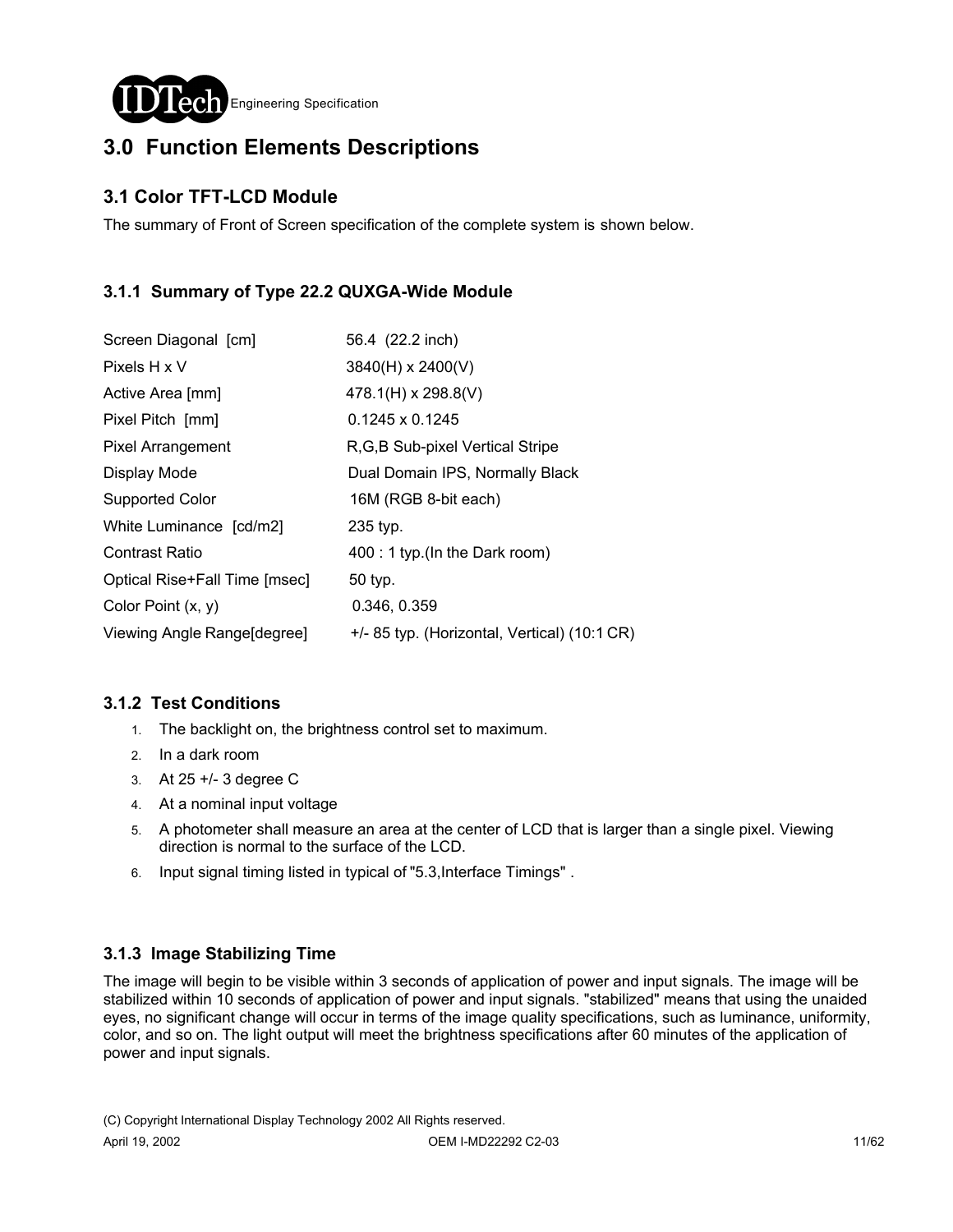# 3.0 Function Elements Descriptions

## 3.1 Color TFT-LCD Module

The summary of Front of Screen specification of the complete system is shown below.

### 3.1.1 Summary of Type 22.2 QUXGA-Wide Module

| | |
|---|---|
| Screen Diagonal [cm] | 56.4 (22.2 inch) |
| Pixels H x V | 3840(H) x 2400(V) |
| Active Area [mm] | 478.1(H) x 298.8(V) |
| Pixel Pitch [mm] | 0.1245 x 0.1245 |
| Pixel Arrangement | R,G,B Sub-pixel Vertical Stripe |
| Display Mode | Dual Domain IPS, Normally Black |
| Supported Color | 16M (RGB 8-bit each) |
| White Luminance [cd/m2] | 235 typ. |
| Contrast Ratio | 400 : 1 typ.(In the Dark room) |
| Optical Rise+Fall Time [msec] | 50 typ. |
| Color Point (x, y) | 0.346, 0.359 |
| Viewing Angle Range[degree] | +/- 85 typ. (Horizontal, Vertical) (10:1 CR) |

### 3.1.2 Test Conditions

1. The backlight on, the brightness control set to maximum.
2. In a dark room
3. At 25 +/- 3 degree C
4. At a nominal input voltage
5. A photometer shall measure an area at the center of LCD that is larger than a single pixel. Viewing direction is normal to the surface of the LCD.
6. Input signal timing listed in typical of "5.3,Interface Timings" .

### 3.1.3 Image Stabilizing Time

The image will begin to be visible within 3 seconds of application of power and input signals. The image will be stabilized within 10 seconds of application of power and input signals. "stabilized" means that using the unaided eyes, no significant change will occur in terms of the image quality specifications, such as luminance, uniformity, color, and so on. The light output will meet the brightness specifications after 60 minutes of the application of power and input signals.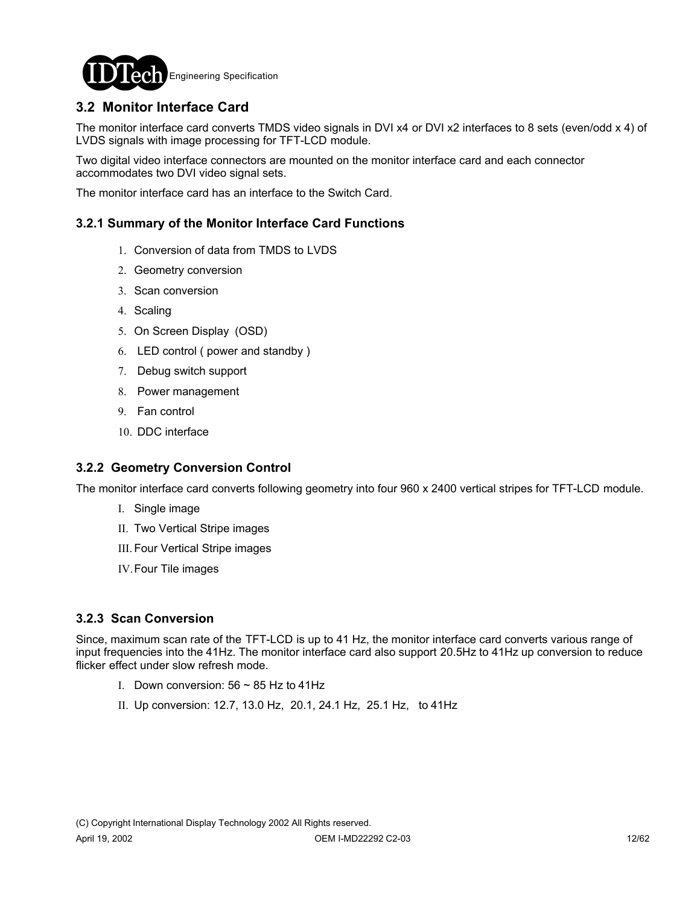## 3.2 Monitor Interface Card

The monitor interface card converts TMDS video signals in DVI x4 or DVI x2 interfaces to 8 sets (even/odd x 4) of LVDS signals with image processing for TFT-LCD module.

Two digital video interface connectors are mounted on the monitor interface card and each connector accommodates two DVI video signal sets.

The monitor interface card has an interface to the Switch Card.

### 3.2.1 Summary of the Monitor Interface Card Functions

1. Conversion of data from TMDS to LVDS
2. Geometry conversion
3. Scan conversion
4. Scaling
5. On Screen Display (OSD)
6. LED control ( power and standby )
7. Debug switch support
8. Power management
9. Fan control
10. DDC interface

### 3.2.2 Geometry Conversion Control

The monitor interface card converts following geometry into four 960 x 2400 vertical stripes for TFT-LCD module.

I. Single image
II. Two Vertical Stripe images
III. Four Vertical Stripe images
IV. Four Tile images

### 3.2.3 Scan Conversion

Since, maximum scan rate of the TFT-LCD is up to 41 Hz, the monitor interface card converts various range of input frequencies into the 41Hz. The monitor interface card also support 20.5Hz to 41Hz up conversion to reduce flicker effect under slow refresh mode.

I. Down conversion: 56 ~ 85 Hz to 41Hz
II. Up conversion: 12.7, 13.0 Hz, 20.1, 24.1 Hz, 25.1 Hz, to 41Hz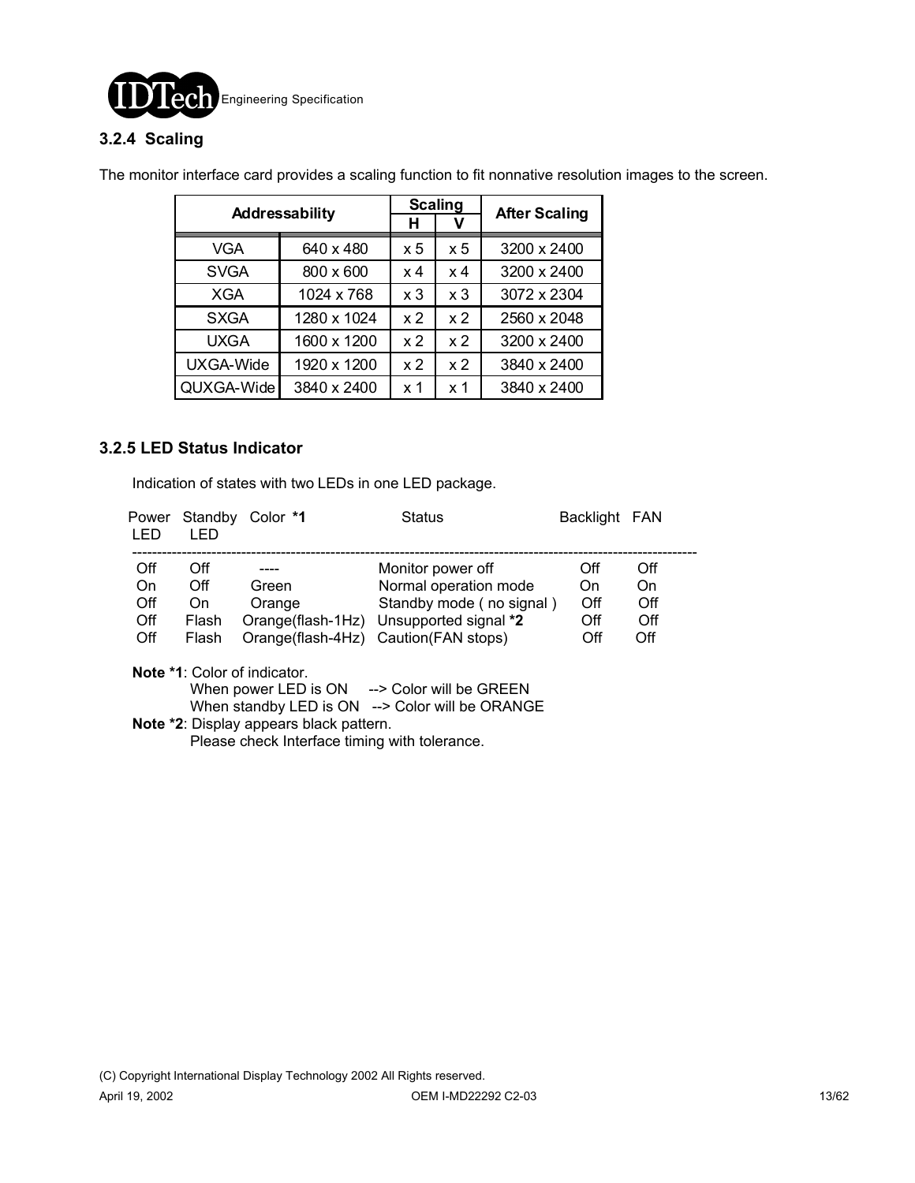### 3.2.4 Scaling

The monitor interface card provides a scaling function to fit nonnative resolution images to the screen.

| Addressability | | Scaling | | After Scaling |
|---|---|---|---|---|
| | | H | V | |
| VGA | 640 x 480 | x 5 | x 5 | 3200 x 2400 |
| SVGA | 800 x 600 | x 4 | x 4 | 3200 x 2400 |
| XGA | 1024 x 768 | x 3 | x 3 | 3072 x 2304 |
| SXGA | 1280 x 1024 | x 2 | x 2 | 2560 x 2048 |
| UXGA | 1600 x 1200 | x 2 | x 2 | 3200 x 2400 |
| UXGA-Wide | 1920 x 1200 | x 2 | x 2 | 3840 x 2400 |
| QUXGA-Wide | 3840 x 2400 | x 1 | x 1 | 3840 x 2400 |

### 3.2.5 LED Status Indicator

Indication of states with two LEDs in one LED package.

| Power LED | Standby LED | Color **\*1** | Status | Backlight | FAN |
|---|---|---|---|---|---|
| Off | Off | ---- | Monitor power off | Off | Off |
| On | Off | Green | Normal operation mode | On | On |
| Off | On | Orange | Standby mode ( no signal ) | Off | Off |
| Off | Flash | Orange(flash-1Hz) | Unsupported signal **\*2** | Off | Off |
| Off | Flash | Orange(flash-4Hz) | Caution(FAN stops) | Off | Off |

**Note \*1**: Color of indicator.
When power LED is ON --> Color will be GREEN
When standby LED is ON --> Color will be ORANGE

**Note \*2**: Display appears black pattern.
Please check Interface timing with tolerance.

(C) Copyright International Display Technology 2002 All Rights reserved.

April 19, 2002 OEM I-MD22292 C2-03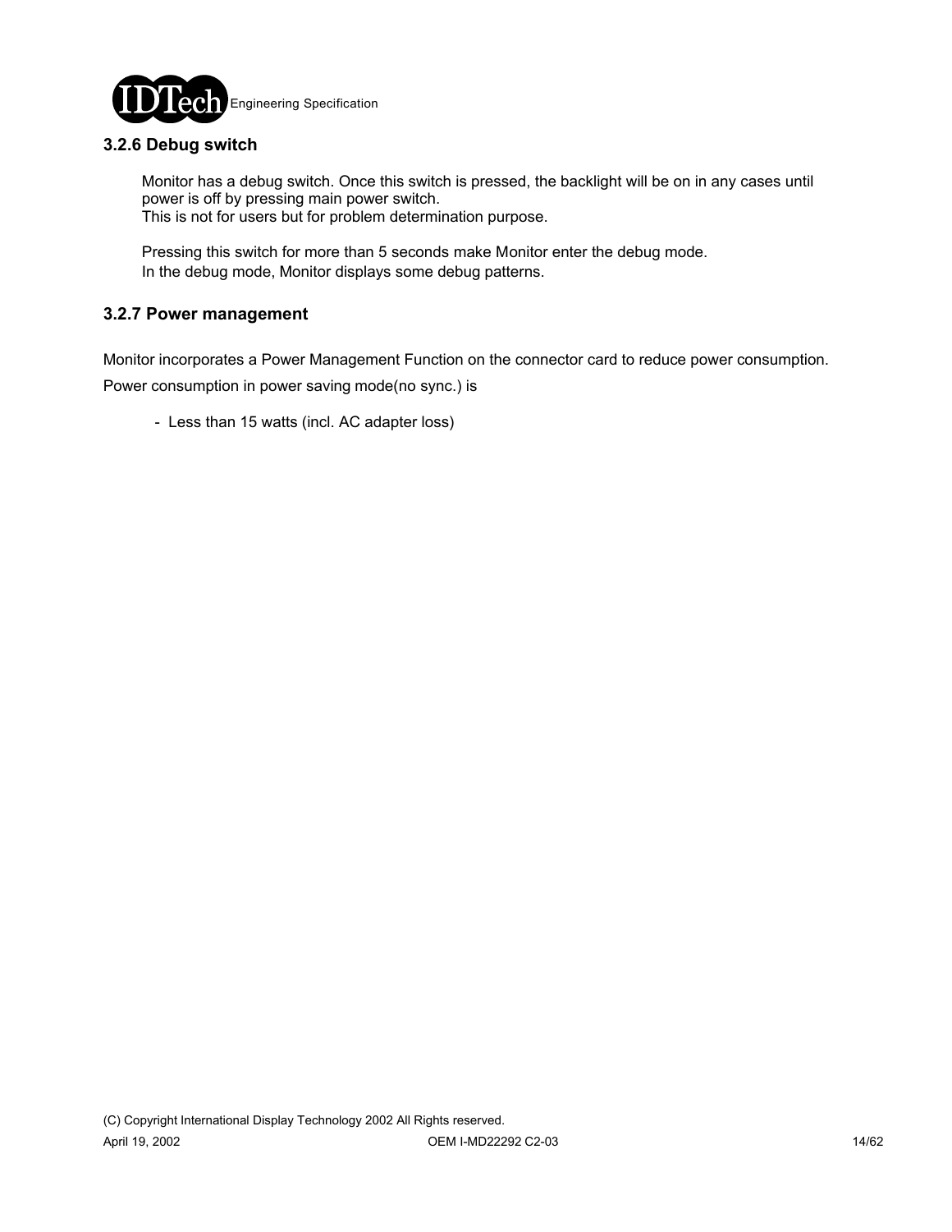### 3.2.6 Debug switch

Monitor has a debug switch. Once this switch is pressed, the backlight will be on in any cases until power is off by pressing main power switch.
This is not for users but for problem determination purpose.

Pressing this switch for more than 5 seconds make Monitor enter the debug mode.
In the debug mode, Monitor displays some debug patterns.

### 3.2.7 Power management

Monitor incorporates a Power Management Function on the connector card to reduce power consumption.

Power consumption in power saving mode(no sync.) is

- Less than 15 watts (incl. AC adapter loss)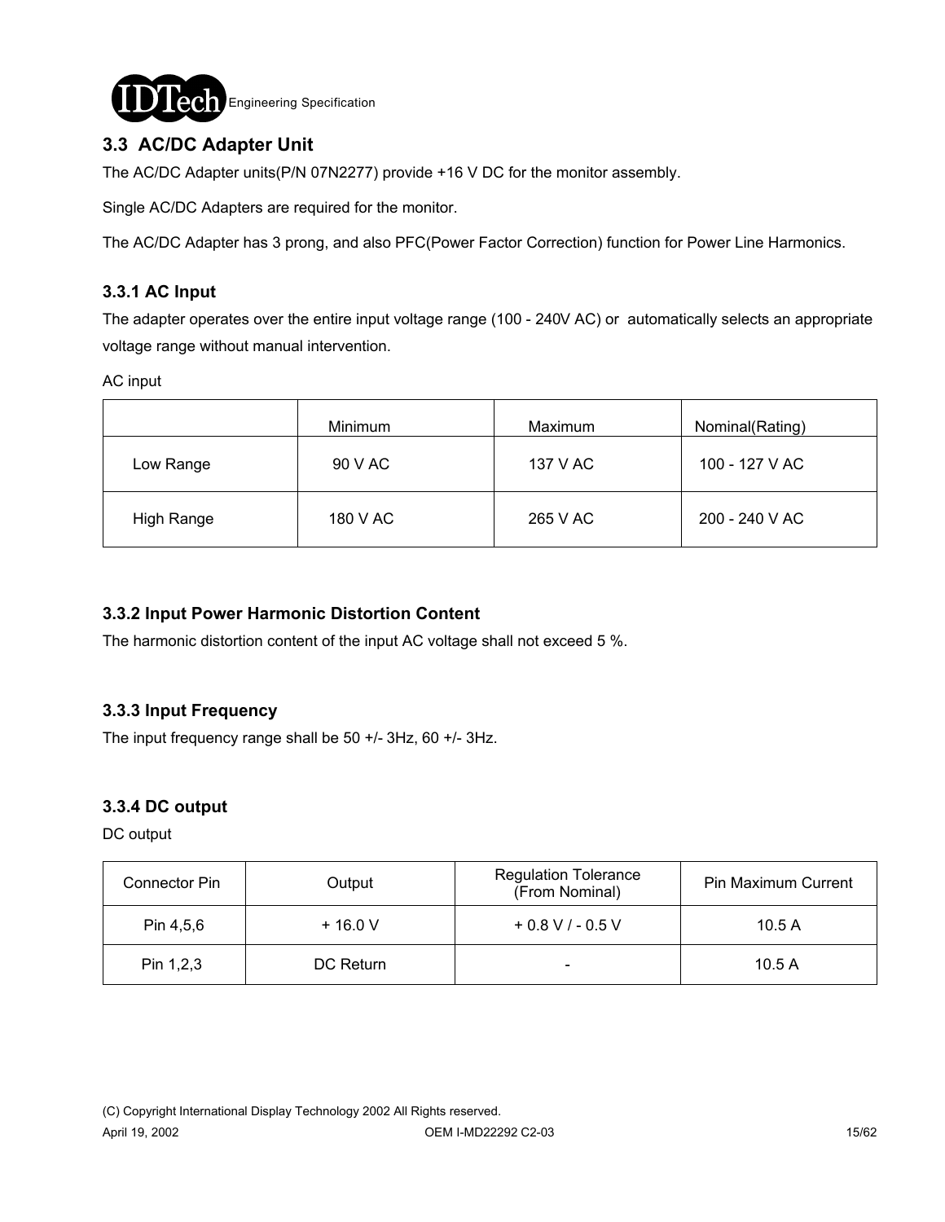## 3.3 AC/DC Adapter Unit

The AC/DC Adapter units(P/N 07N2277) provide +16 V DC for the monitor assembly.

Single AC/DC Adapters are required for the monitor.

The AC/DC Adapter has 3 prong, and also PFC(Power Factor Correction) function for Power Line Harmonics.

### 3.3.1 AC Input

The adapter operates over the entire input voltage range (100 - 240V AC) or automatically selects an appropriate voltage range without manual intervention.

AC input

| | Minimum | Maximum | Nominal(Rating) |
|---|---|---|---|
| Low Range | 90 V AC | 137 V AC | 100 - 127 V AC |
| High Range | 180 V AC | 265 V AC | 200 - 240 V AC |

### 3.3.2 Input Power Harmonic Distortion Content

The harmonic distortion content of the input AC voltage shall not exceed 5 %.

### 3.3.3 Input Frequency

The input frequency range shall be 50 +/- 3Hz, 60 +/- 3Hz.

### 3.3.4 DC output

DC output

| Connector Pin | Output | Regulation Tolerance (From Nominal) | Pin Maximum Current |
|---|---|---|---|
| Pin 4,5,6 | + 16.0 V | + 0.8 V / - 0.5 V | 10.5 A |
| Pin 1,2,3 | DC Return | - | 10.5 A |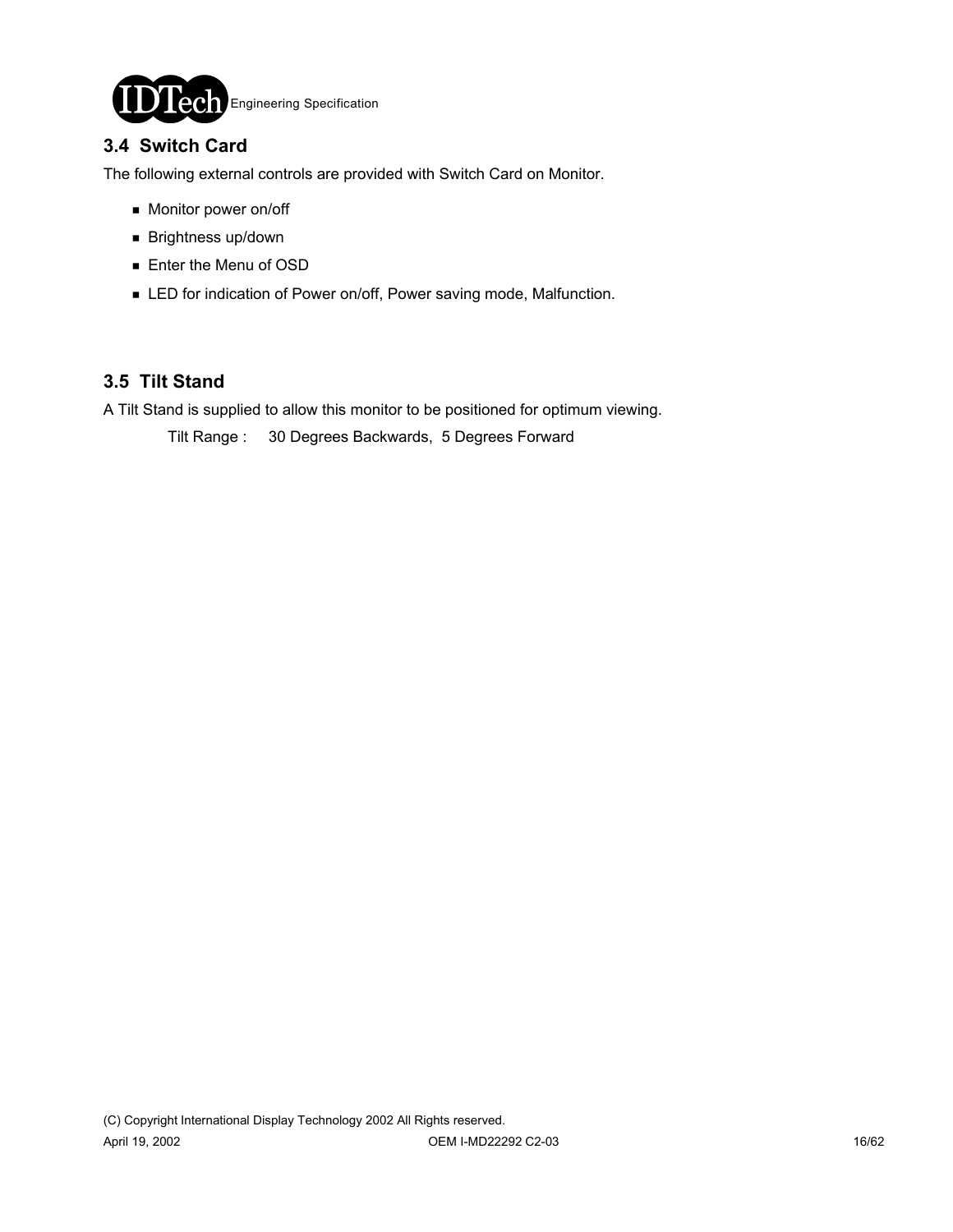### 3.4 Switch Card

The following external controls are provided with Switch Card on Monitor.

- Monitor power on/off
- Brightness up/down
- Enter the Menu of OSD
- LED for indication of Power on/off, Power saving mode, Malfunction.

### 3.5 Tilt Stand

A Tilt Stand is supplied to allow this monitor to be positioned for optimum viewing.

Tilt Range : 30 Degrees Backwards, 5 Degrees Forward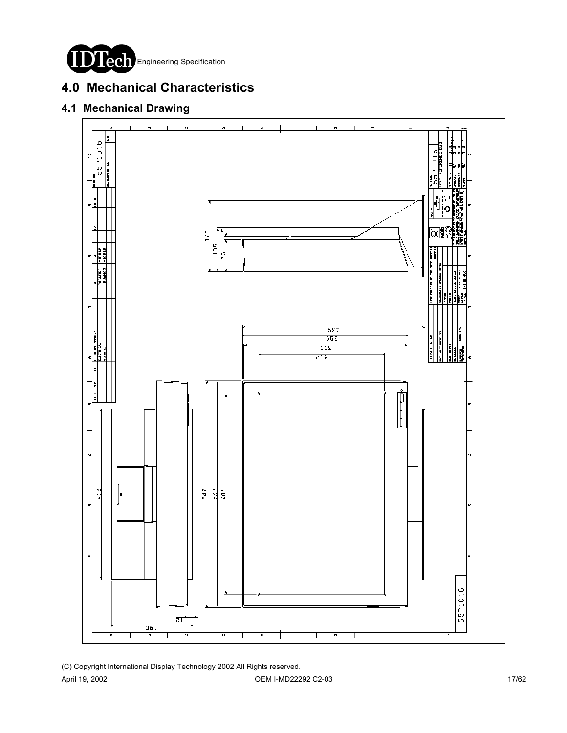# 4.0 Mechanical Characteristics

## 4.1 Mechanical Drawing

(C) Copyright International Display Technology 2002 All Rights reserved.

April 19, 2002 OEM I-MD22292 C2-03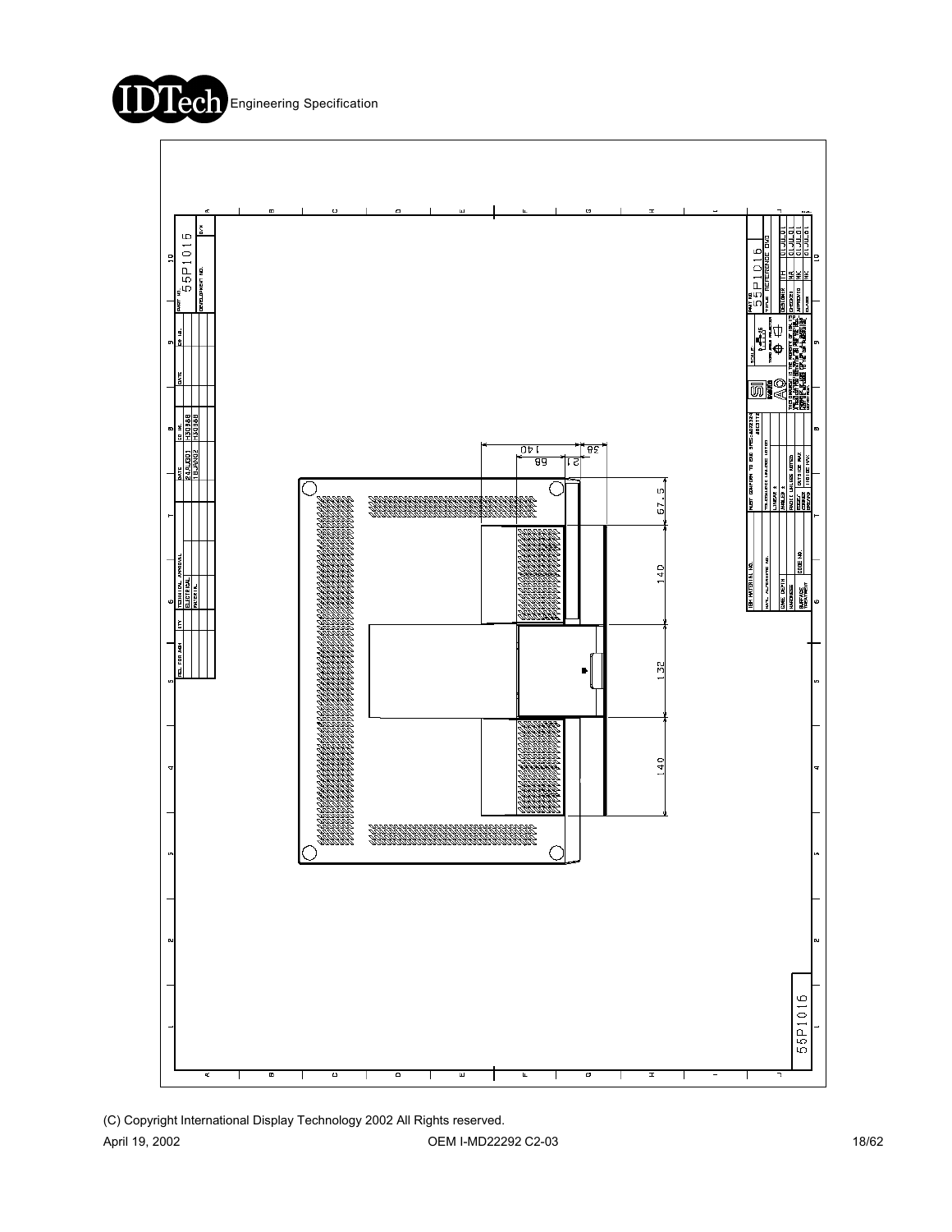55P1016

| REL FOR ASM | QTY | TECHNICAL APPROVAL | | DATE | EC NO. | DATE | ECA NO. | PART NO. 55P1016 |
|---|---|---|---|---|---|---|---|---|
| | | ELECTRICAL | | 24AUG01 | H30888 | | | DEVELOPMENT NO. |
| | | MATERIAL | | 16JAN02 | H30868 | | | |

140

68

21

38

67.5

140

132

140

| IBM MATERIAL NO. | MUST CONFORM TO ENG SPEC | SCALE | PART NO. 55P1016 |
|---|---|---|---|
| MATL. ALTERNATE NO. | TOLERANCE UNLESS NOTED | | TITLE REFERENCE DWG |
| LINE DEPTH | LINEAR ± | | DESIGNER | H | 01JUL01 |
| HARDNESS | ANGLES ± | | CHECKED | MA | 01JUL01 |
| SURFACE TREATMENT | CODE NO. | | APPROVED | NK | 01JUL01 |
| | | | CLASS | NK | 01JUL01 |

(C) Copyright International Display Technology 2002 All Rights reserved.

April 19, 2002 OEM I-MD22292 C2-03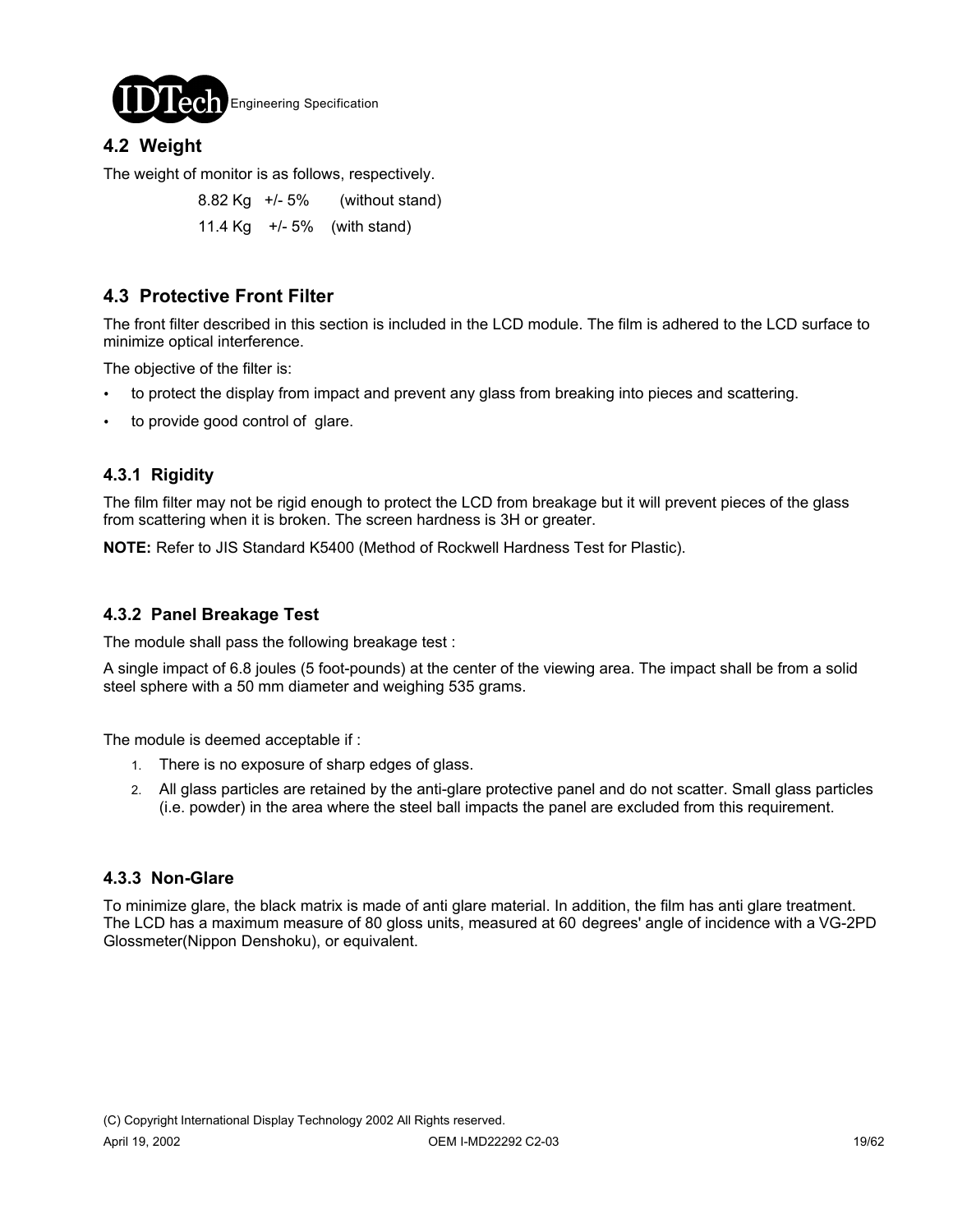## 4.2 Weight

The weight of monitor is as follows, respectively.

8.82 Kg +/- 5% (without stand)

11.4 Kg +/- 5% (with stand)

## 4.3 Protective Front Filter

The front filter described in this section is included in the LCD module. The film is adhered to the LCD surface to minimize optical interference.

The objective of the filter is:

- to protect the display from impact and prevent any glass from breaking into pieces and scattering.
- to provide good control of glare.

### 4.3.1 Rigidity

The film filter may not be rigid enough to protect the LCD from breakage but it will prevent pieces of the glass from scattering when it is broken. The screen hardness is 3H or greater.

**NOTE:** Refer to JIS Standard K5400 (Method of Rockwell Hardness Test for Plastic).

### 4.3.2 Panel Breakage Test

The module shall pass the following breakage test :

A single impact of 6.8 joules (5 foot-pounds) at the center of the viewing area. The impact shall be from a solid steel sphere with a 50 mm diameter and weighing 535 grams.

The module is deemed acceptable if :

1. There is no exposure of sharp edges of glass.
2. All glass particles are retained by the anti-glare protective panel and do not scatter. Small glass particles (i.e. powder) in the area where the steel ball impacts the panel are excluded from this requirement.

### 4.3.3 Non-Glare

To minimize glare, the black matrix is made of anti glare material. In addition, the film has anti glare treatment. The LCD has a maximum measure of 80 gloss units, measured at 60 degrees' angle of incidence with a VG-2PD Glossmeter(Nippon Denshoku), or equivalent.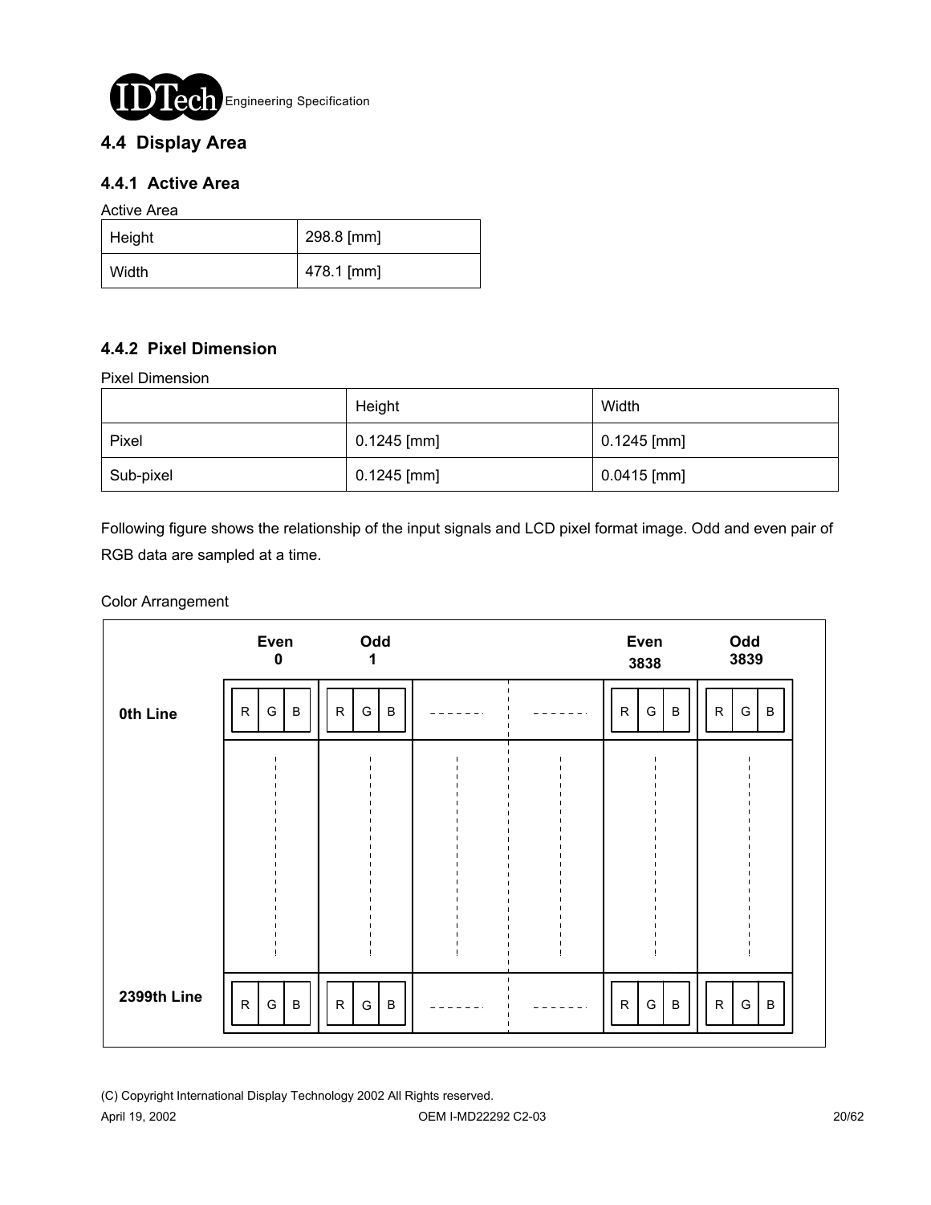## 4.4 Display Area

### 4.4.1 Active Area

Active Area

| Height | 298.8 [mm] |
|---|---|
| Width | 478.1 [mm] |

### 4.4.2 Pixel Dimension

Pixel Dimension

| | Height | Width |
|---|---|---|
| Pixel | 0.1245 [mm] | 0.1245 [mm] |
| Sub-pixel | 0.1245 [mm] | 0.0415 [mm] |

Following figure shows the relationship of the input signals and LCD pixel format image. Odd and even pair of RGB data are sampled at a time.

Color Arrangement

| | Even 0 | Odd 1 | | | Even 3838 | Odd 3839 |
|---|---|---|---|---|---|---|
| 0th Line | R G B | R G B | ------ | ------ | R G B | R G B |
| ⋮ | ⋮ | ⋮ | ⋮ | ⋮ | ⋮ | ⋮ |
| 2399th Line | R G B | R G B | ------ | ------ | R G B | R G B |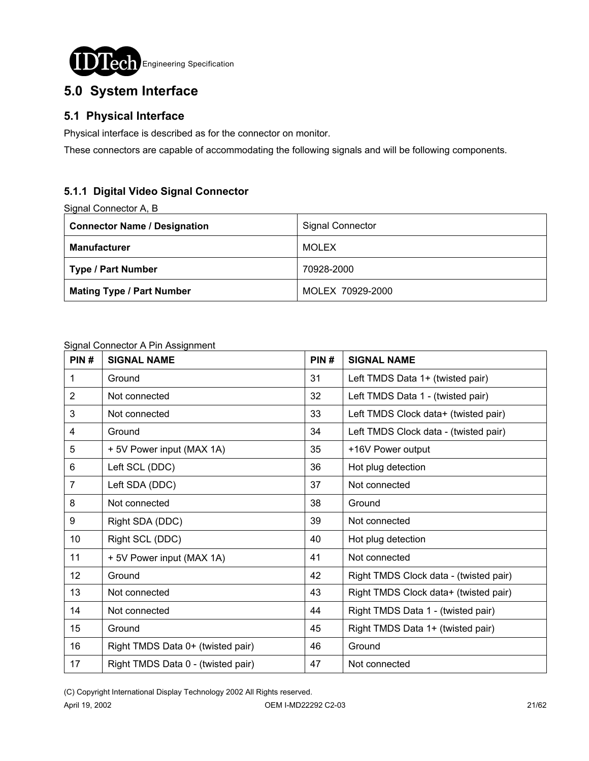## 5.0 System Interface

### 5.1 Physical Interface

Physical interface is described as for the connector on monitor.

These connectors are capable of accommodating the following signals and will be following components.

#### 5.1.1 Digital Video Signal Connector

Signal Connector A, B

| **Connector Name / Designation** | Signal Connector |
|---|---|
| **Manufacturer** | MOLEX |
| **Type / Part Number** | 70928-2000 |
| **Mating Type / Part Number** | MOLEX 70929-2000 |

Signal Connector A Pin Assignment

| PIN # | SIGNAL NAME | PIN # | SIGNAL NAME |
|---|---|---|---|
| 1 | Ground | 31 | Left TMDS Data 1+ (twisted pair) |
| 2 | Not connected | 32 | Left TMDS Data 1 - (twisted pair) |
| 3 | Not connected | 33 | Left TMDS Clock data+ (twisted pair) |
| 4 | Ground | 34 | Left TMDS Clock data - (twisted pair) |
| 5 | + 5V Power input (MAX 1A) | 35 | +16V Power output |
| 6 | Left SCL (DDC) | 36 | Hot plug detection |
| 7 | Left SDA (DDC) | 37 | Not connected |
| 8 | Not connected | 38 | Ground |
| 9 | Right SDA (DDC) | 39 | Not connected |
| 10 | Right SCL (DDC) | 40 | Hot plug detection |
| 11 | + 5V Power input (MAX 1A) | 41 | Not connected |
| 12 | Ground | 42 | Right TMDS Clock data - (twisted pair) |
| 13 | Not connected | 43 | Right TMDS Clock data+ (twisted pair) |
| 14 | Not connected | 44 | Right TMDS Data 1 - (twisted pair) |
| 15 | Ground | 45 | Right TMDS Data 1+ (twisted pair) |
| 16 | Right TMDS Data 0+ (twisted pair) | 46 | Ground |
| 17 | Right TMDS Data 0 - (twisted pair) | 47 | Not connected |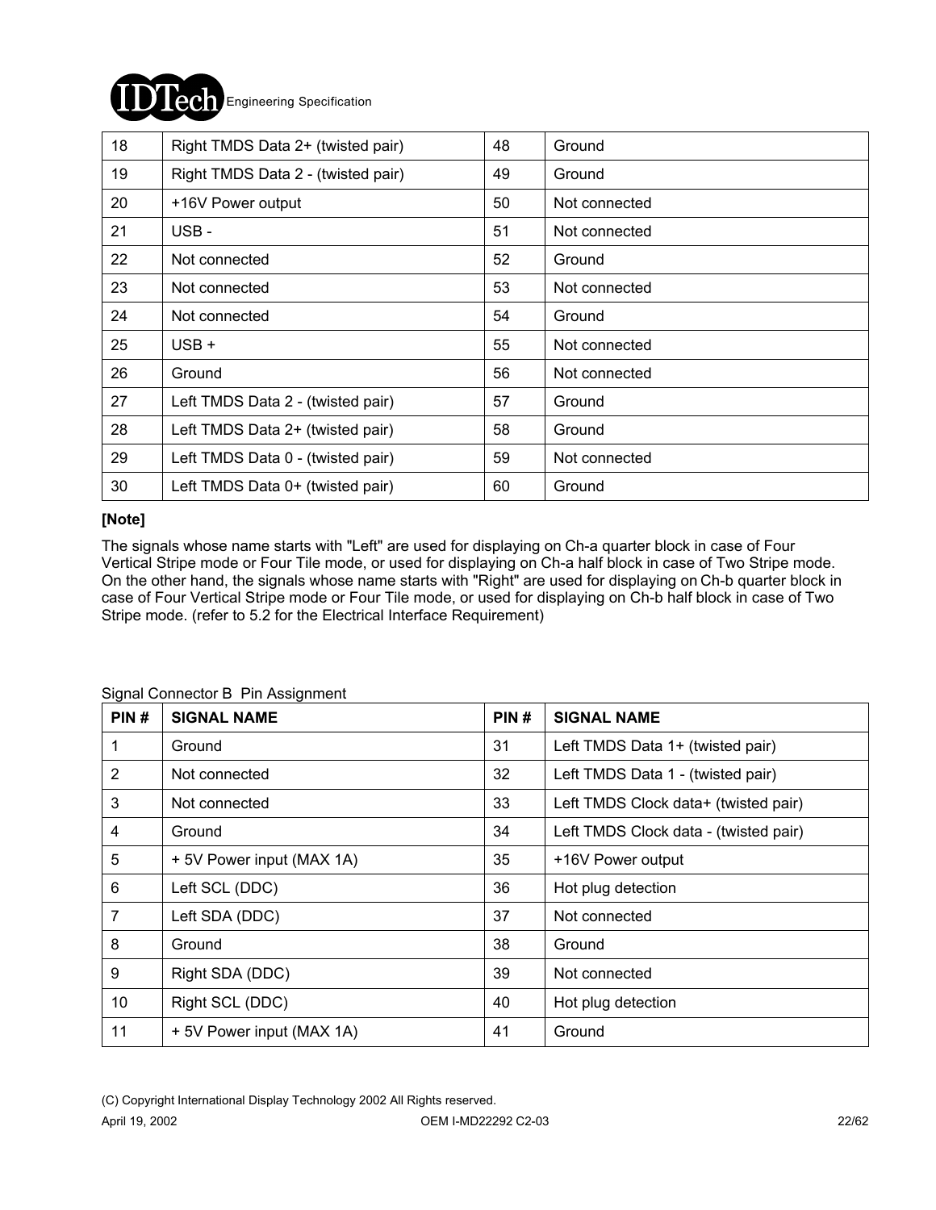| 18 | Right TMDS Data 2+ (twisted pair) | 48 | Ground |
|---|---|---|---|
| 19 | Right TMDS Data 2 - (twisted pair) | 49 | Ground |
| 20 | +16V Power output | 50 | Not connected |
| 21 | USB - | 51 | Not connected |
| 22 | Not connected | 52 | Ground |
| 23 | Not connected | 53 | Not connected |
| 24 | Not connected | 54 | Ground |
| 25 | USB + | 55 | Not connected |
| 26 | Ground | 56 | Not connected |
| 27 | Left TMDS Data 2 - (twisted pair) | 57 | Ground |
| 28 | Left TMDS Data 2+ (twisted pair) | 58 | Ground |
| 29 | Left TMDS Data 0 - (twisted pair) | 59 | Not connected |
| 30 | Left TMDS Data 0+ (twisted pair) | 60 | Ground |

**[Note]**

The signals whose name starts with "Left" are used for displaying on Ch-a quarter block in case of Four Vertical Stripe mode or Four Tile mode, or used for displaying on Ch-a half block in case of Two Stripe mode. On the other hand, the signals whose name starts with "Right" are used for displaying on Ch-b quarter block in case of Four Vertical Stripe mode or Four Tile mode, or used for displaying on Ch-b half block in case of Two Stripe mode. (refer to 5.2 for the Electrical Interface Requirement)

Signal Connector B Pin Assignment

| PIN # | SIGNAL NAME | PIN # | SIGNAL NAME |
|---|---|---|---|
| 1 | Ground | 31 | Left TMDS Data 1+ (twisted pair) |
| 2 | Not connected | 32 | Left TMDS Data 1 - (twisted pair) |
| 3 | Not connected | 33 | Left TMDS Clock data+ (twisted pair) |
| 4 | Ground | 34 | Left TMDS Clock data - (twisted pair) |
| 5 | + 5V Power input (MAX 1A) | 35 | +16V Power output |
| 6 | Left SCL (DDC) | 36 | Hot plug detection |
| 7 | Left SDA (DDC) | 37 | Not connected |
| 8 | Ground | 38 | Ground |
| 9 | Right SDA (DDC) | 39 | Not connected |
| 10 | Right SCL (DDC) | 40 | Hot plug detection |
| 11 | + 5V Power input (MAX 1A) | 41 | Ground |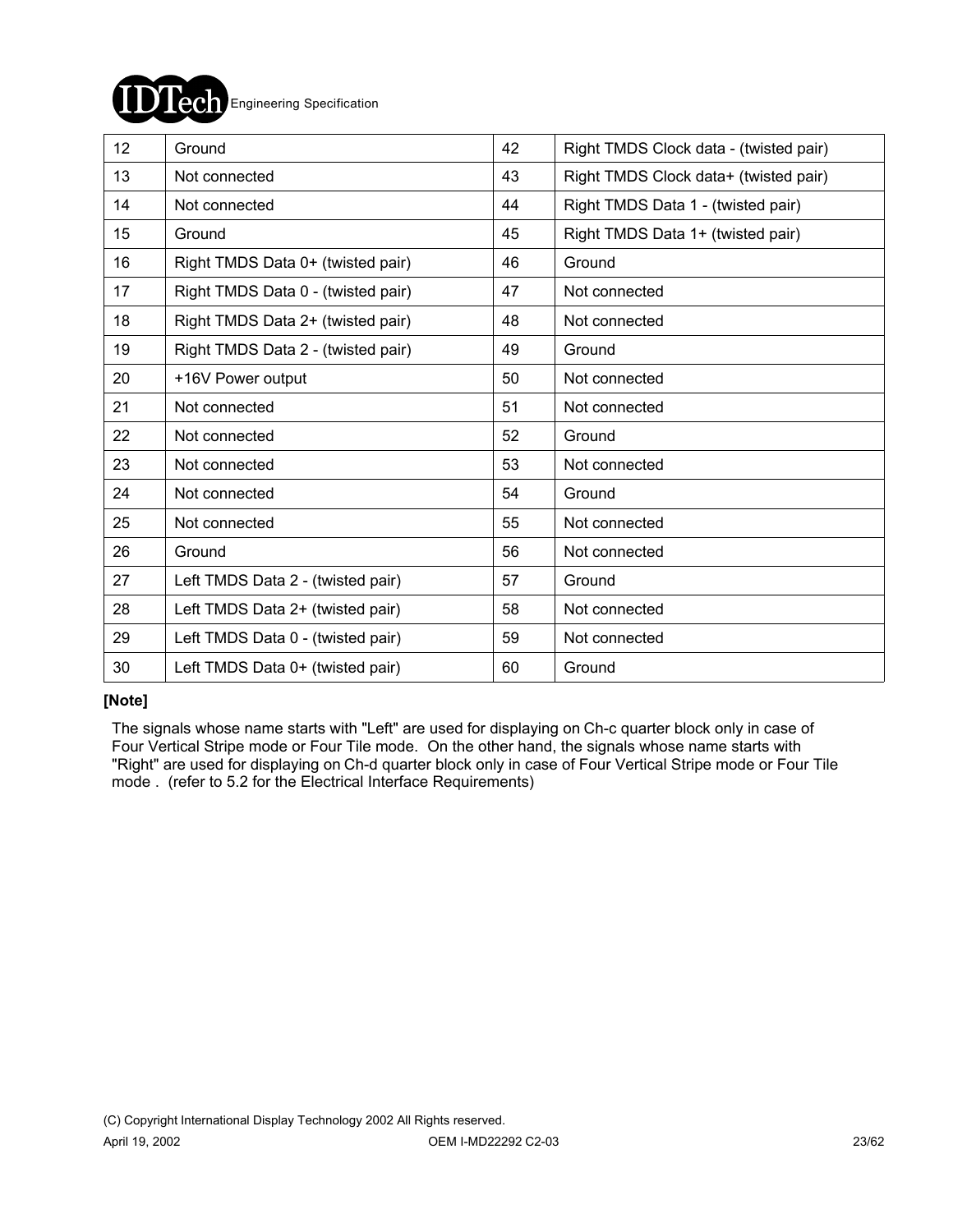| 12 | Ground | 42 | Right TMDS Clock data - (twisted pair) |
|---|---|---|---|
| 13 | Not connected | 43 | Right TMDS Clock data+ (twisted pair) |
| 14 | Not connected | 44 | Right TMDS Data 1 - (twisted pair) |
| 15 | Ground | 45 | Right TMDS Data 1+ (twisted pair) |
| 16 | Right TMDS Data 0+ (twisted pair) | 46 | Ground |
| 17 | Right TMDS Data 0 - (twisted pair) | 47 | Not connected |
| 18 | Right TMDS Data 2+ (twisted pair) | 48 | Not connected |
| 19 | Right TMDS Data 2 - (twisted pair) | 49 | Ground |
| 20 | +16V Power output | 50 | Not connected |
| 21 | Not connected | 51 | Not connected |
| 22 | Not connected | 52 | Ground |
| 23 | Not connected | 53 | Not connected |
| 24 | Not connected | 54 | Ground |
| 25 | Not connected | 55 | Not connected |
| 26 | Ground | 56 | Not connected |
| 27 | Left TMDS Data 2 - (twisted pair) | 57 | Ground |
| 28 | Left TMDS Data 2+ (twisted pair) | 58 | Not connected |
| 29 | Left TMDS Data 0 - (twisted pair) | 59 | Not connected |
| 30 | Left TMDS Data 0+ (twisted pair) | 60 | Ground |

**[Note]**

The signals whose name starts with "Left" are used for displaying on Ch-c quarter block only in case of Four Vertical Stripe mode or Four Tile mode. On the other hand, the signals whose name starts with "Right" are used for displaying on Ch-d quarter block only in case of Four Vertical Stripe mode or Four Tile mode . (refer to 5.2 for the Electrical Interface Requirements)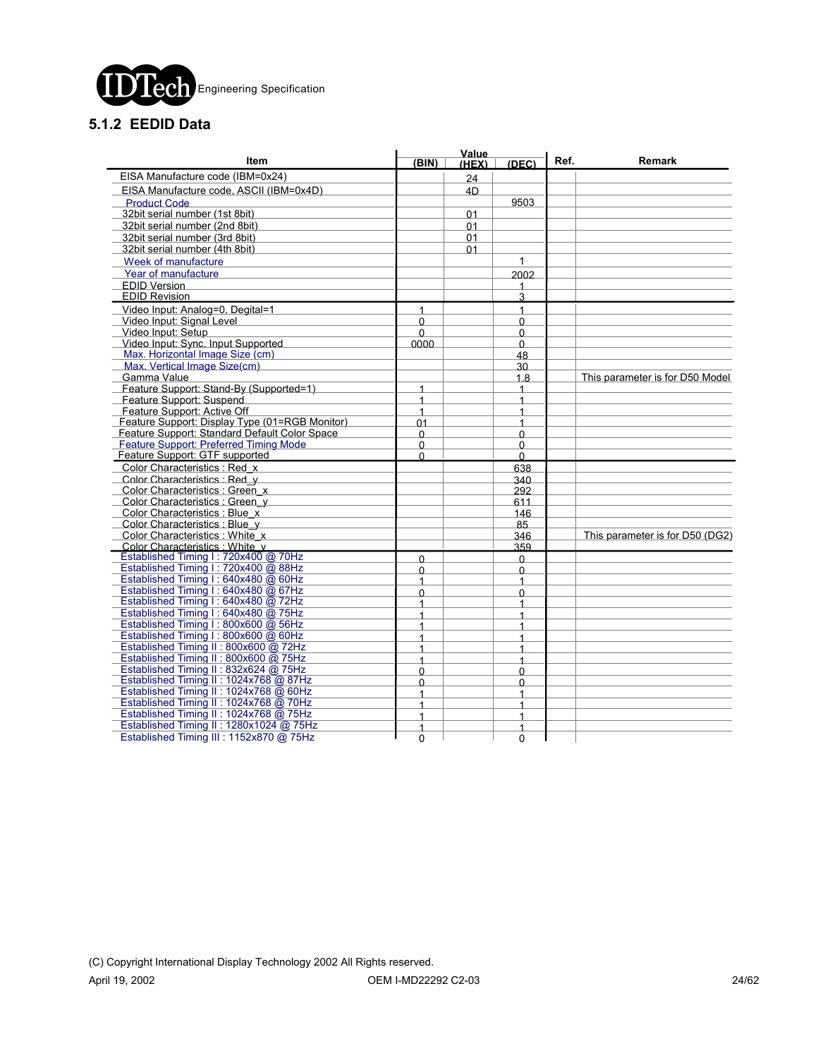### 5.1.2 EEDID Data

| Item | Value (BIN) | Value (HEX) | Value (DEC) | Ref. | Remark |
|---|---|---|---|---|---|
| EISA Manufacture code (IBM=0x24) | | 24 | | | |
| EISA Manufacture code, ASCII (IBM=0x4D) | | 4D | | | |
| Product Code | | | 9503 | | |
| 32bit serial number (1st 8bit) | | 01 | | | |
| 32bit serial number (2nd 8bit) | | 01 | | | |
| 32bit serial number (3rd 8bit) | | 01 | | | |
| 32bit serial number (4th 8bit) | | 01 | | | |
| Week of manufacture | | | 1 | | |
| Year of manufacture | | | 2002 | | |
| EDID Version | | | 1 | | |
| EDID Revision | | | 3 | | |
| Video Input: Analog=0, Degital=1 | 1 | | 1 | | |
| Video Input: Signal Level | 0 | | 0 | | |
| Video Input: Setup | 0 | | 0 | | |
| Video Input: Sync. Input Supported | 0000 | | 0 | | |
| Max. Horizontal Image Size (cm) | | | 48 | | |
| Max. Vertical Image Size(cm) | | | 30 | | |
| Gamma Value | | | 1.8 | | This parameter is for D50 Model |
| Feature Support: Stand-By (Supported=1) | 1 | | 1 | | |
| Feature Support: Suspend | 1 | | 1 | | |
| Feature Support: Active Off | 1 | | 1 | | |
| Feature Support: Display Type (01=RGB Monitor) | 01 | | 1 | | |
| Feature Support: Standard Default Color Space | 0 | | 0 | | |
| Feature Support: Preferred Timing Mode | 0 | | 0 | | |
| Feature Support: GTF supported | 0 | | 0 | | |
| Color Characteristics : Red_x | | | 638 | | |
| Color Characteristics : Red_y | | | 340 | | |
| Color Characteristics : Green_x | | | 292 | | |
| Color Characteristics : Green_y | | | 611 | | |
| Color Characteristics : Blue_x | | | 146 | | |
| Color Characteristics : Blue_y | | | 85 | | |
| Color Characteristics : White_x | | | 346 | | This parameter is for D50 (DG2) |
| Color Characteristics : White_y | | | 359 | | |
| Established Timing I : 720x400 @ 70Hz | 0 | | 0 | | |
| Established Timing I : 720x400 @ 88Hz | 0 | | 0 | | |
| Established Timing I : 640x480 @ 60Hz | 1 | | 1 | | |
| Established Timing I : 640x480 @ 67Hz | 0 | | 0 | | |
| Established Timing I : 640x480 @ 72Hz | 1 | | 1 | | |
| Established Timing I : 640x480 @ 75Hz | 1 | | 1 | | |
| Established Timing I : 800x600 @ 56Hz | 1 | | 1 | | |
| Established Timing I : 800x600 @ 60Hz | 1 | | 1 | | |
| Established Timing II : 800x600 @ 72Hz | 1 | | 1 | | |
| Established Timing II : 800x600 @ 75Hz | 1 | | 1 | | |
| Established Timing II : 832x624 @ 75Hz | 0 | | 0 | | |
| Established Timing II : 1024x768 @ 87Hz | 0 | | 0 | | |
| Established Timing II : 1024x768 @ 60Hz | 1 | | 1 | | |
| Established Timing II : 1024x768 @ 70Hz | 1 | | 1 | | |
| Established Timing II : 1024x768 @ 75Hz | 1 | | 1 | | |
| Established Timing II : 1280x1024 @ 75Hz | 1 | | 1 | | |
| Established Timing III : 1152x870 @ 75Hz | 0 | | 0 | | |

(C) Copyright International Display Technology 2002 All Rights reserved.

April 19, 2002 OEM I-MD22292 C2-03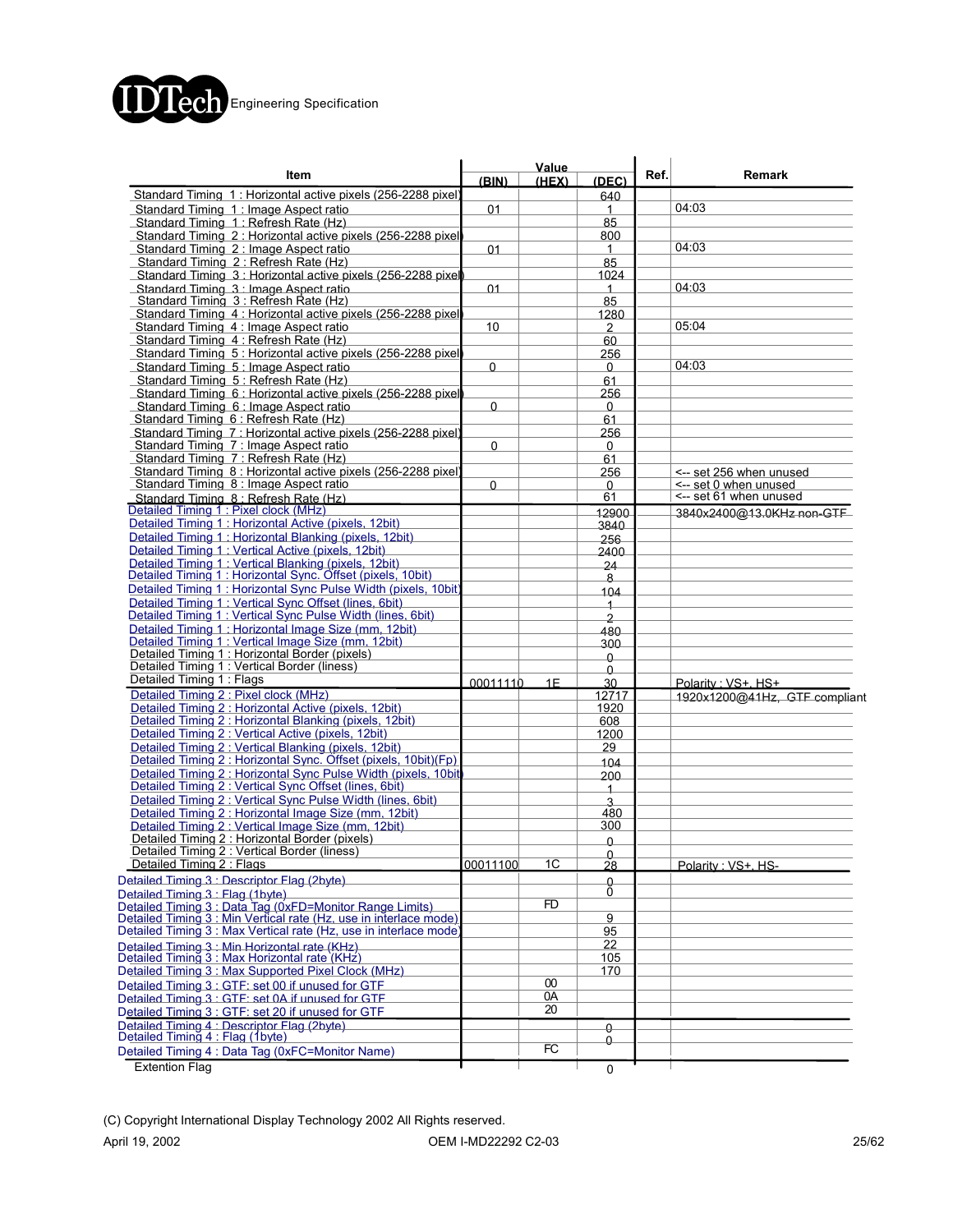| Item | Value (BIN) | (HEX) | (DEC) | Ref. | Remark |
|---|---|---|---|---|---|
| Standard Timing 1 : Horizontal active pixels (256-2288 pixel) | | | 640 | | |
| Standard Timing 1 : Image Aspect ratio | 01 | | 1 | | 04:03 |
| Standard Timing 1 : Refresh Rate (Hz) | | | 85 | | |
| Standard Timing 2 : Horizontal active pixels (256-2288 pixel) | | | 800 | | |
| Standard Timing 2 : Image Aspect ratio | 01 | | 1 | | 04:03 |
| Standard Timing 2 : Refresh Rate (Hz) | | | 85 | | |
| Standard Timing 3 : Horizontal active pixels (256-2288 pixel) | | | 1024 | | |
| Standard Timing 3 : Image Aspect ratio | 01 | | 1 | | 04:03 |
| Standard Timing 3 : Refresh Rate (Hz) | | | 85 | | |
| Standard Timing 4 : Horizontal active pixels (256-2288 pixel) | | | 1280 | | |
| Standard Timing 4 : Image Aspect ratio | 10 | | 2 | | 05:04 |
| Standard Timing 4 : Refresh Rate (Hz) | | | 60 | | |
| Standard Timing 5 : Horizontal active pixels (256-2288 pixel) | | | 256 | | |
| Standard Timing 5 : Image Aspect ratio | 0 | | 0 | | 04:03 |
| Standard Timing 5 : Refresh Rate (Hz) | | | 61 | | |
| Standard Timing 6 : Horizontal active pixels (256-2288 pixel) | | | 256 | | |
| Standard Timing 6 : Image Aspect ratio | 0 | | 0 | | |
| Standard Timing 6 : Refresh Rate (Hz) | | | 61 | | |
| Standard Timing 7 : Horizontal active pixels (256-2288 pixel) | | | 256 | | |
| Standard Timing 7 : Image Aspect ratio | 0 | | 0 | | |
| Standard Timing 7 : Refresh Rate (Hz) | | | 61 | | |
| Standard Timing 8 : Horizontal active pixels (256-2288 pixel) | | | 256 | | <-- set 256 when unused |
| Standard Timing 8 : Image Aspect ratio | 0 | | 0 | | <-- set 0 when unused |
| Standard Timing 8 : Refresh Rate (Hz) | | | 61 | | <-- set 61 when unused |
| Detailed Timing 1 : Pixel clock (MHz) | | | 12900 | | 3840x2400@13.0KHz non-GTF |
| Detailed Timing 1 : Horizontal Active (pixels, 12bit) | | | 3840 | | |
| Detailed Timing 1 : Horizontal Blanking (pixels, 12bit) | | | 256 | | |
| Detailed Timing 1 : Vertical Active (pixels, 12bit) | | | 2400 | | |
| Detailed Timing 1 : Vertical Blanking (pixels, 12bit) | | | 24 | | |
| Detailed Timing 1 : Horizontal Sync. Offset (pixels, 10bit) | | | 8 | | |
| Detailed Timing 1 : Horizontal Sync Pulse Width (pixels, 10bit) | | | 104 | | |
| Detailed Timing 1 : Vertical Sync Offset (lines, 6bit) | | | 1 | | |
| Detailed Timing 1 : Vertical Sync Pulse Width (lines, 6bit) | | | 2 | | |
| Detailed Timing 1 : Horizontal Image Size (mm, 12bit) | | | 480 | | |
| Detailed Timing 1 : Vertical Image Size (mm, 12bit) | | | 300 | | |
| Detailed Timing 1 : Horizontal Border (pixels) | | | 0 | | |
| Detailed Timing 1 : Vertical Border (liness) | | | 0 | | |
| Detailed Timing 1 : Flags | 00011110 | 1E | 30 | | Polarity : VS+, HS+ |
| Detailed Timing 2 : Pixel clock (MHz) | | | 12717 | | 1920x1200@41Hz, GTF compliant |
| Detailed Timing 2 : Horizontal Active (pixels, 12bit) | | | 1920 | | |
| Detailed Timing 2 : Horizontal Blanking (pixels, 12bit) | | | 608 | | |
| Detailed Timing 2 : Vertical Active (pixels, 12bit) | | | 1200 | | |
| Detailed Timing 2 : Vertical Blanking (pixels, 12bit) | | | 29 | | |
| Detailed Timing 2 : Horizontal Sync. Offset (pixels, 10bit)(Fp) | | | 104 | | |
| Detailed Timing 2 : Horizontal Sync Pulse Width (pixels, 10bit) | | | 200 | | |
| Detailed Timing 2 : Vertical Sync Offset (lines, 6bit) | | | 1 | | |
| Detailed Timing 2 : Vertical Sync Pulse Width (lines, 6bit) | | | 3 | | |
| Detailed Timing 2 : Horizontal Image Size (mm, 12bit) | | | 480 | | |
| Detailed Timing 2 : Vertical Image Size (mm, 12bit) | | | 300 | | |
| Detailed Timing 2 : Horizontal Border (pixels) | | | 0 | | |
| Detailed Timing 2 : Vertical Border (liness) | | | 0 | | |
| Detailed Timing 2 : Flags | 00011100 | 1C | 28 | | Polarity : VS+, HS- |
| Detailed Timing 3 : Descriptor Flag (2byte) | | | 0 | | |
| Detailed Timing 3 : Flag (1byte) | | | 0 | | |
| Detailed Timing 3 : Data Tag (0xFD=Monitor Range Limits) | | FD | | | |
| Detailed Timing 3 : Min Vertical rate (Hz, use in interlace mode) | | | 9 | | |
| Detailed Timing 3 : Max Vertical rate (Hz, use in interlace mode) | | | 95 | | |
| Detailed Timing 3 : Min Horizontal rate (KHz) | | | 22 | | |
| Detailed Timing 3 : Max Horizontal rate (KHz) | | | 105 | | |
| Detailed Timing 3 : Max Supported Pixel Clock (MHz) | | | 170 | | |
| Detailed Timing 3 : GTF: set 00 if unused for GTF | | 00 | | | |
| Detailed Timing 3 : GTF: set 0A if unused for GTF | | 0A | | | |
| Detailed Timing 3 : GTF: set 20 if unused for GTF | | 20 | | | |
| Detailed Timing 4 : Descriptor Flag (2byte) | | | 0 | | |
| Detailed Timing 4 : Flag (1byte) | | | 0 | | |
| Detailed Timing 4 : Data Tag (0xFC=Monitor Name) | | FC | | | |
| Extention Flag | | | 0 | | |

(C) Copyright International Display Technology 2002 All Rights reserved.

April 19, 2002 OEM I-MD22292 C2-03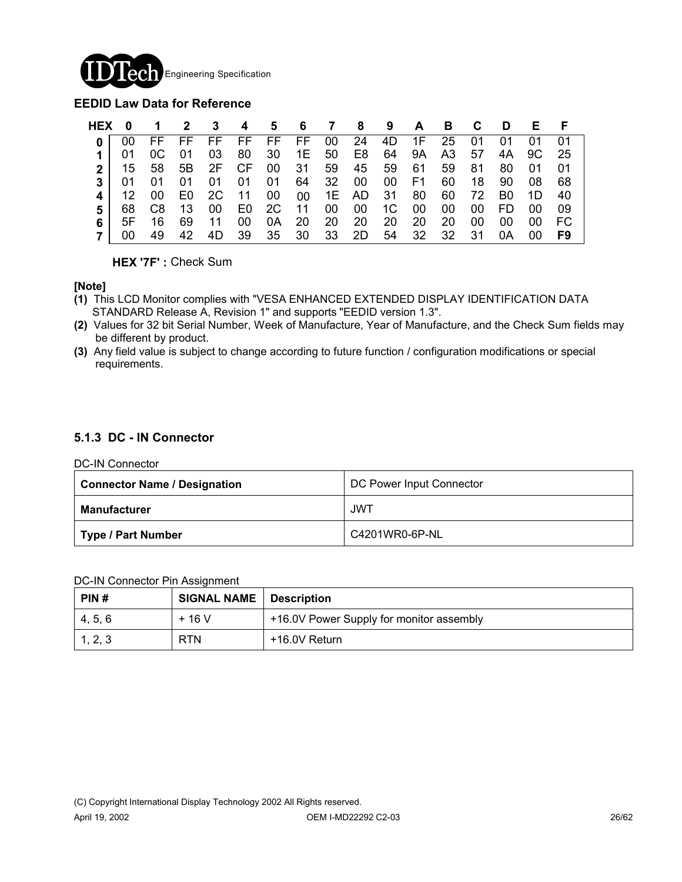### EEDID Law Data for Reference

| HEX | 0 | 1 | 2 | 3 | 4 | 5 | 6 | 7 | 8 | 9 | A | B | C | D | E | F |
|---|---|---|---|---|---|---|---|---|---|---|---|---|---|---|---|---|
| **0** | 00 | FF | FF | FF | FF | FF | FF | 00 | 24 | 4D | 1F | 25 | 01 | 01 | 01 | 01 |
| **1** | 01 | 0C | 01 | 03 | 80 | 30 | 1E | 50 | E8 | 64 | 9A | A3 | 57 | 4A | 9C | 25 |
| **2** | 15 | 58 | 5B | 2F | CF | 00 | 31 | 59 | 45 | 59 | 61 | 59 | 81 | 80 | 01 | 01 |
| **3** | 01 | 01 | 01 | 01 | 01 | 01 | 64 | 32 | 00 | 00 | F1 | 60 | 18 | 90 | 08 | 68 |
| **4** | 12 | 00 | E0 | 2C | 11 | 00 | 00 | 1E | AD | 31 | 80 | 60 | 72 | B0 | 1D | 40 |
| **5** | 68 | C8 | 13 | 00 | E0 | 2C | 11 | 00 | 00 | 1C | 00 | 00 | 00 | FD | 00 | 09 |
| **6** | 5F | 16 | 69 | 11 | 00 | 0A | 20 | 20 | 20 | 20 | 20 | 20 | 00 | 00 | 00 | FC |
| **7** | 00 | 49 | 42 | 4D | 39 | 35 | 30 | 33 | 2D | 54 | 32 | 32 | 31 | 0A | 00 | **F9** |

**HEX '7F' :** Check Sum

**[Note]**

**(1)** This LCD Monitor complies with "VESA ENHANCED EXTENDED DISPLAY IDENTIFICATION DATA STANDARD Release A, Revision 1" and supports "EEDID version 1.3".

**(2)** Values for 32 bit Serial Number, Week of Manufacture, Year of Manufacture, and the Check Sum fields may be different by product.

**(3)** Any field value is subject to change according to future function / configuration modifications or special requirements.

### 5.1.3 DC - IN Connector

DC-IN Connector

| **Connector Name / Designation** | DC Power Input Connector |
|---|---|
| **Manufacturer** | JWT |
| **Type / Part Number** | C4201WR0-6P-NL |

DC-IN Connector Pin Assignment

| PIN # | SIGNAL NAME | Description |
|---|---|---|
| 4, 5, 6 | + 16 V | +16.0V Power Supply for monitor assembly |
| 1, 2, 3 | RTN | +16.0V Return |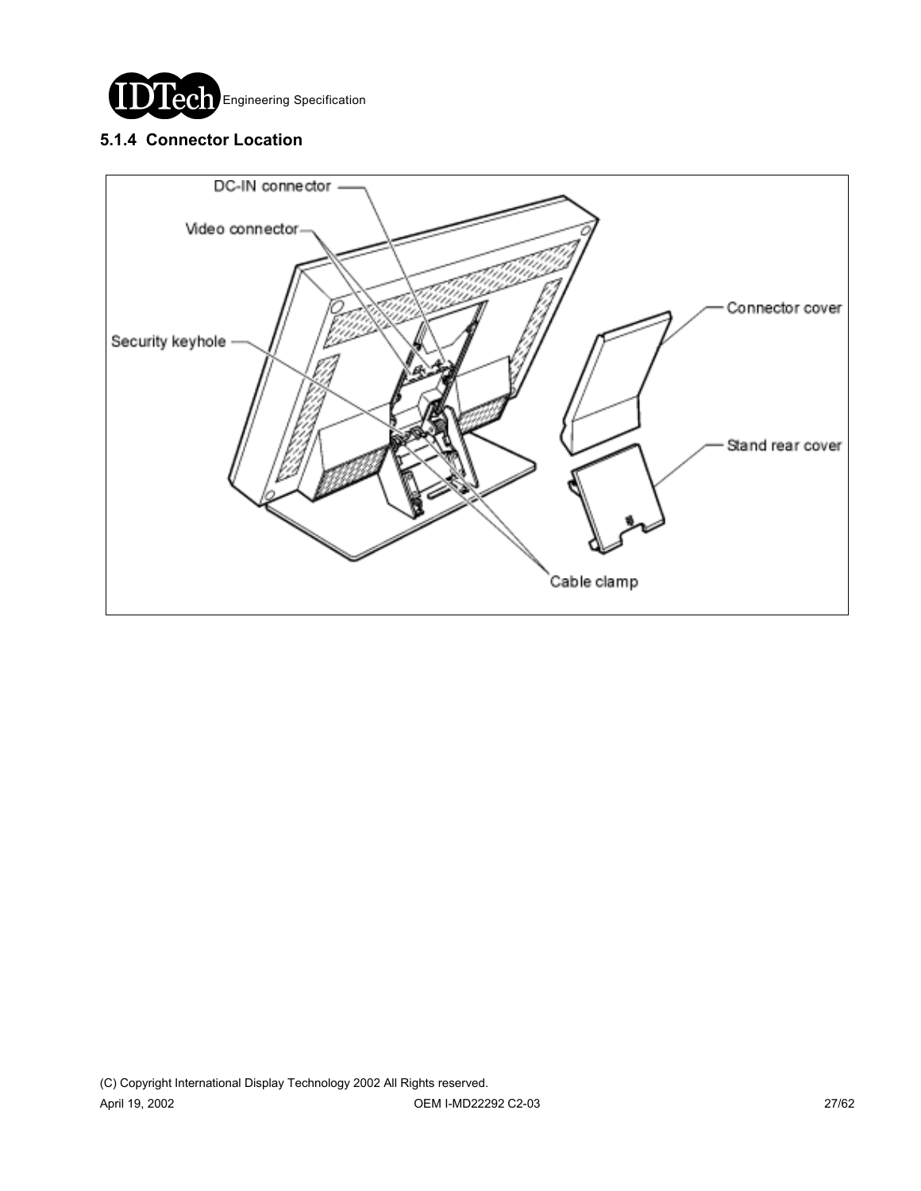### 5.1.4 Connector Location

DC-IN connector

Video connector

Security keyhole

Connector cover

Stand rear cover

Cable clamp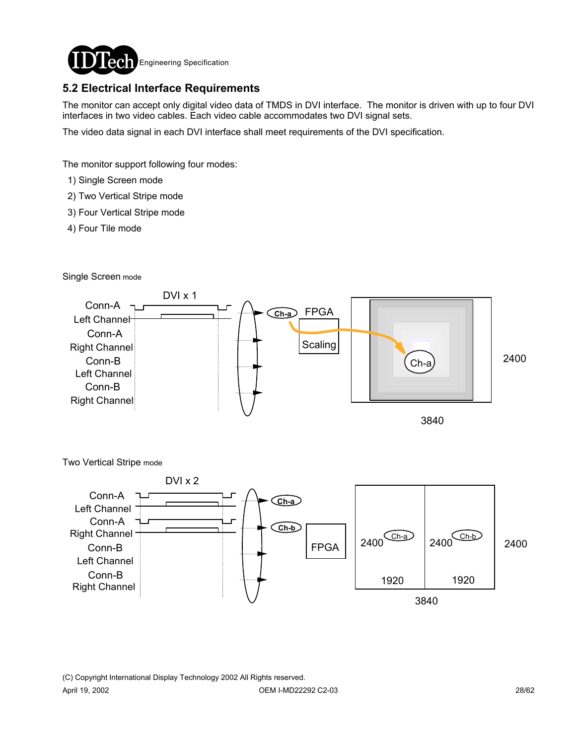## 5.2 Electrical Interface Requirements

The monitor can accept only digital video data of TMDS in DVI interface. The monitor is driven with up to four DVI interfaces in two video cables. Each video cable accommodates two DVI signal sets.

The video data signal in each DVI interface shall meet requirements of the DVI specification.

The monitor support following four modes:

1) Single Screen mode
2) Two Vertical Stripe mode
3) Four Vertical Stripe mode
4) Four Tile mode

Single Screen mode

DVI x 1

Conn-A Left Channel
Conn-A Right Channel
Conn-B Left Channel
Conn-B Right Channel

Ch-a → FPGA Scaling → Ch-a

3840 × 2400

Two Vertical Stripe mode

DVI x 2

Conn-A Left Channel
Conn-A Right Channel
Conn-B Left Channel
Conn-B Right Channel

Ch-a, Ch-b → FPGA

| Ch-a | Ch-b |
|---|---|
| 2400 × 1920 | 2400 × 1920 |

3840 × 2400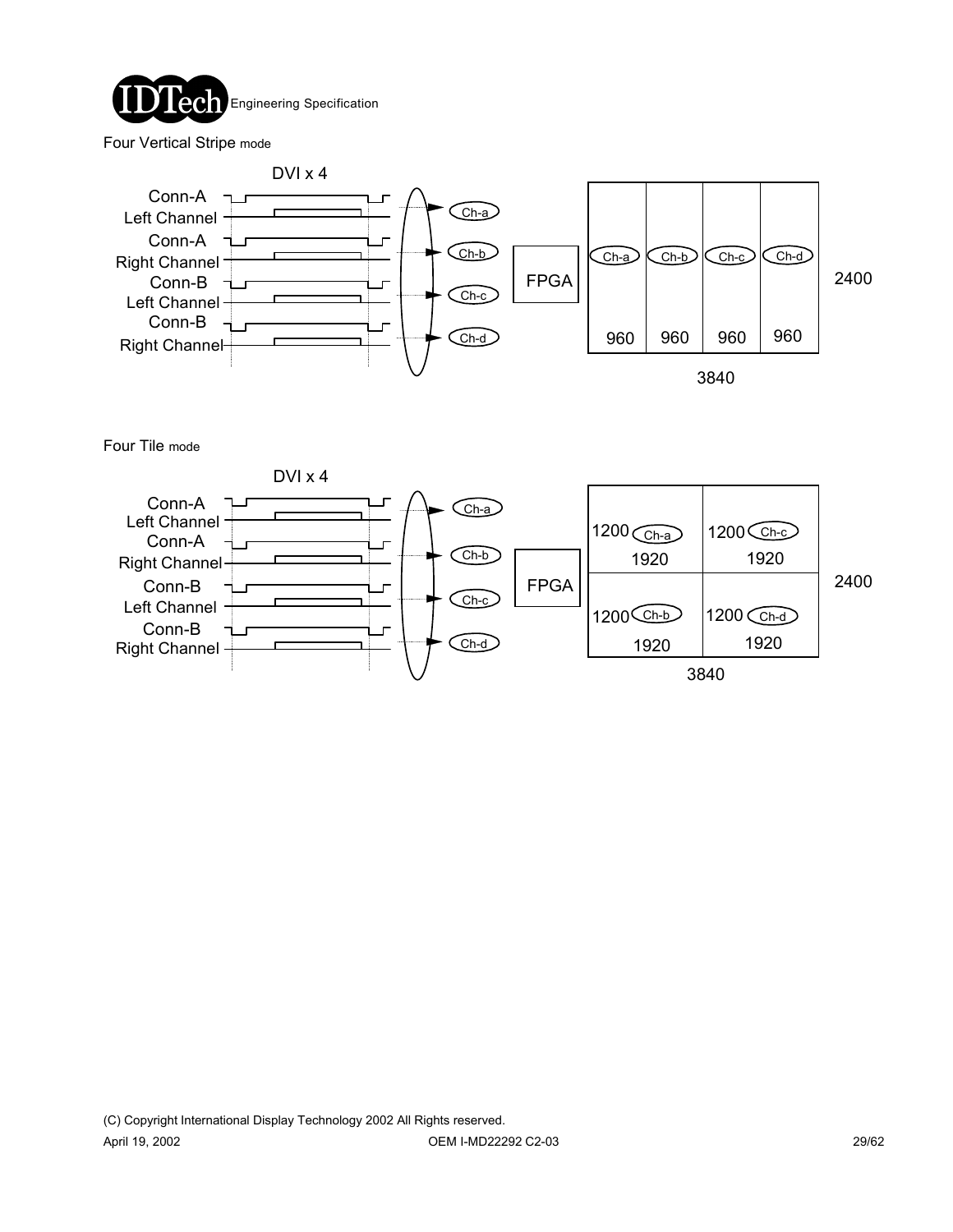Four Vertical Stripe mode

DVI x 4

Conn-A Left Channel
Conn-A Right Channel
Conn-B Left Channel
Conn-B Right Channel

Ch-a
Ch-b
Ch-c
Ch-d

FPGA

| Ch-a | Ch-b | Ch-c | Ch-d |
|---|---|---|---|
| 960 | 960 | 960 | 960 |

3840 × 2400

Four Tile mode

DVI x 4

Conn-A Left Channel
Conn-A Right Channel
Conn-B Left Channel
Conn-B Right Channel

Ch-a
Ch-b
Ch-c
Ch-d

FPGA

| | |
|---|---|
| 1200 Ch-a 1920 | 1200 Ch-c 1920 |
| 1200 Ch-b 1920 | 1200 Ch-d 1920 |

3840 × 2400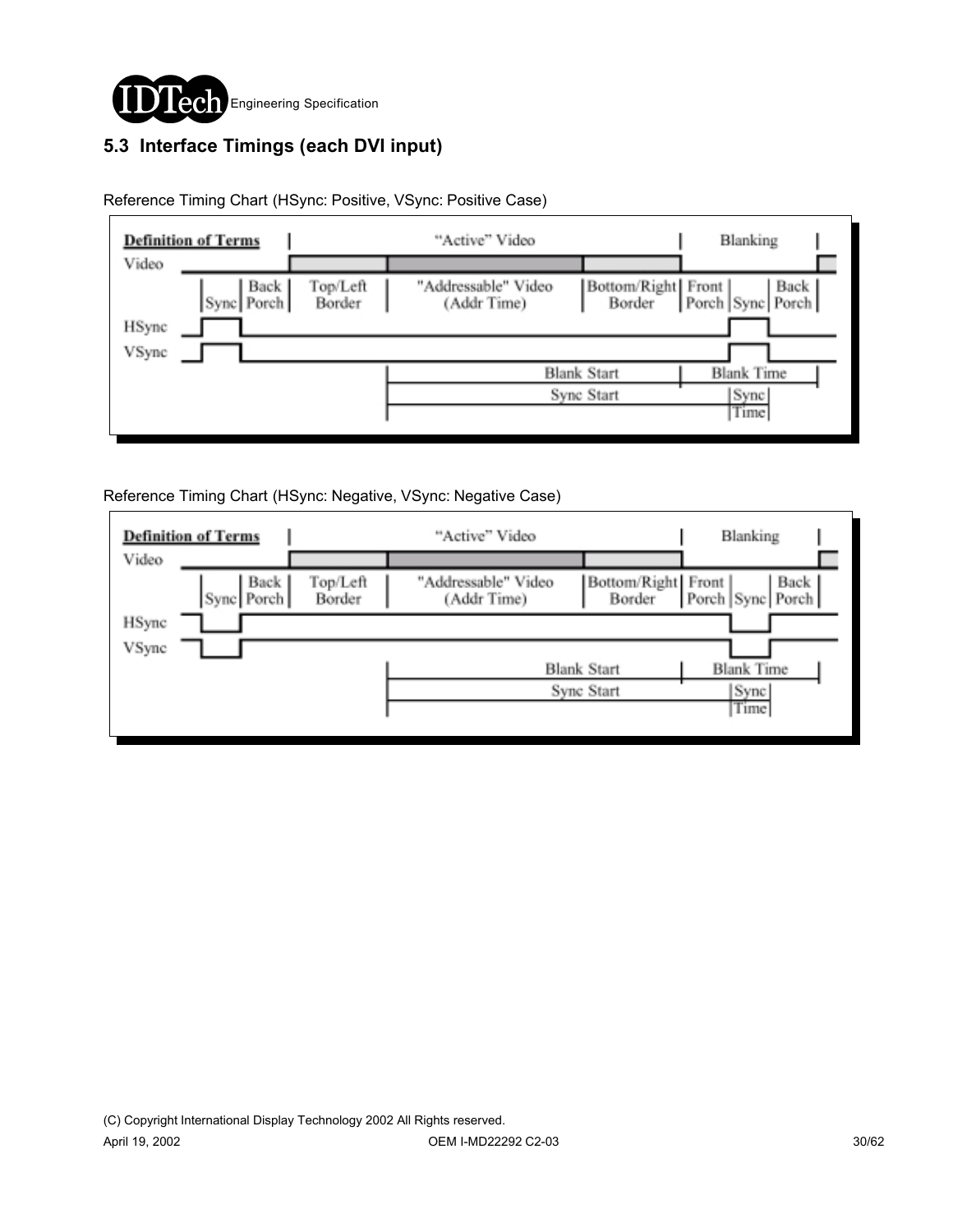## 5.3 Interface Timings (each DVI input)

Reference Timing Chart (HSync: Positive, VSync: Positive Case)

**Definition of Terms** | "Active" Video | Blanking

Video

Sync | Back Porch | Top/Left Border | "Addressable" Video (Addr Time) | Bottom/Right Border | Front Porch | Sync | Back Porch

HSync

VSync

Blank Start | Blank Time

Sync Start | Sync Time

Reference Timing Chart (HSync: Negative, VSync: Negative Case)

**Definition of Terms** | "Active" Video | Blanking

Video

Sync | Back Porch | Top/Left Border | "Addressable" Video (Addr Time) | Bottom/Right Border | Front Porch | Sync | Back Porch

HSync

VSync

Blank Start | Blank Time

Sync Start | Sync Time

(C) Copyright International Display Technology 2002 All Rights reserved.

April 19, 2002 OEM I-MD22292 C2-03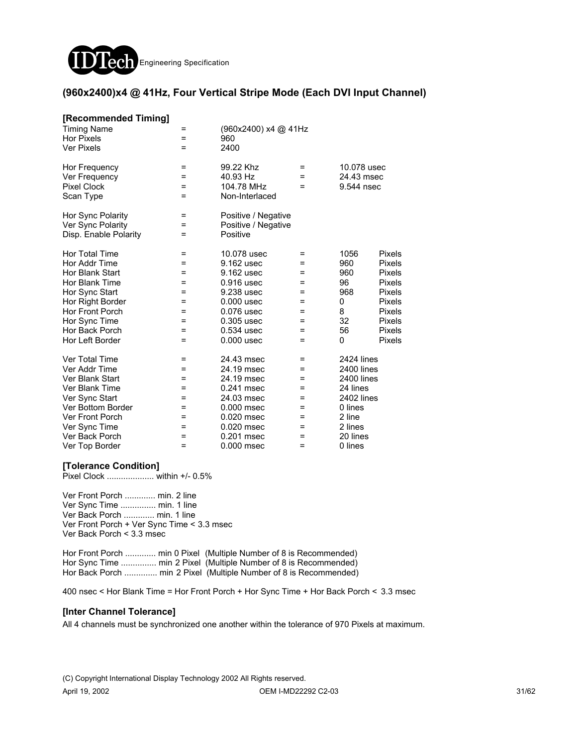## (960x2400)x4 @ 41Hz, Four Vertical Stripe Mode (Each DVI Input Channel)

### [Recommended Timing]

| Parameter | | Value | | Value | Unit |
|---|---|---|---|---|---|
| Timing Name | = | (960x2400) x4 @ 41Hz | | | |
| Hor Pixels | = | 960 | | | |
| Ver Pixels | = | 2400 | | | |
| Hor Frequency | = | 99.22 Khz | = | 10.078 usec | |
| Ver Frequency | = | 40.93 Hz | = | 24.43 msec | |
| Pixel Clock | = | 104.78 MHz | = | 9.544 nsec | |
| Scan Type | = | Non-Interlaced | | | |
| Hor Sync Polarity | = | Positive / Negative | | | |
| Ver Sync Polarity | = | Positive / Negative | | | |
| Disp. Enable Polarity | = | Positive | | | |
| Hor Total Time | = | 10.078 usec | = | 1056 | Pixels |
| Hor Addr Time | = | 9.162 usec | = | 960 | Pixels |
| Hor Blank Start | = | 9.162 usec | = | 960 | Pixels |
| Hor Blank Time | = | 0.916 usec | = | 96 | Pixels |
| Hor Sync Start | = | 9.238 usec | = | 968 | Pixels |
| Hor Right Border | = | 0.000 usec | = | 0 | Pixels |
| Hor Front Porch | = | 0.076 usec | = | 8 | Pixels |
| Hor Sync Time | = | 0.305 usec | = | 32 | Pixels |
| Hor Back Porch | = | 0.534 usec | = | 56 | Pixels |
| Hor Left Border | = | 0.000 usec | = | 0 | Pixels |
| Ver Total Time | = | 24.43 msec | = | 2424 lines | |
| Ver Addr Time | = | 24.19 msec | = | 2400 lines | |
| Ver Blank Start | = | 24.19 msec | = | 2400 lines | |
| Ver Blank Time | = | 0.241 msec | = | 24 lines | |
| Ver Sync Start | = | 24.03 msec | = | 2402 lines | |
| Ver Bottom Border | = | 0.000 msec | = | 0 lines | |
| Ver Front Porch | = | 0.020 msec | = | 2 line | |
| Ver Sync Time | = | 0.020 msec | = | 2 lines | |
| Ver Back Porch | = | 0.201 msec | = | 20 lines | |
| Ver Top Border | = | 0.000 msec | = | 0 lines | |

### [Tolerance Condition]

Pixel Clock .................... within +/- 0.5%

Ver Front Porch ............. min. 2 line
Ver Sync Time ............... min. 1 line
Ver Back Porch ............. min. 1 line
Ver Front Porch + Ver Sync Time < 3.3 msec
Ver Back Porch < 3.3 msec

Hor Front Porch ............. min 0 Pixel (Multiple Number of 8 is Recommended)
Hor Sync Time ............... min 2 Pixel (Multiple Number of 8 is Recommended)
Hor Back Porch .............. min 2 Pixel (Multiple Number of 8 is Recommended)

400 nsec < Hor Blank Time = Hor Front Porch + Hor Sync Time + Hor Back Porch < 3.3 msec

### [Inter Channel Tolerance]

All 4 channels must be synchronized one another within the tolerance of 970 Pixels at maximum.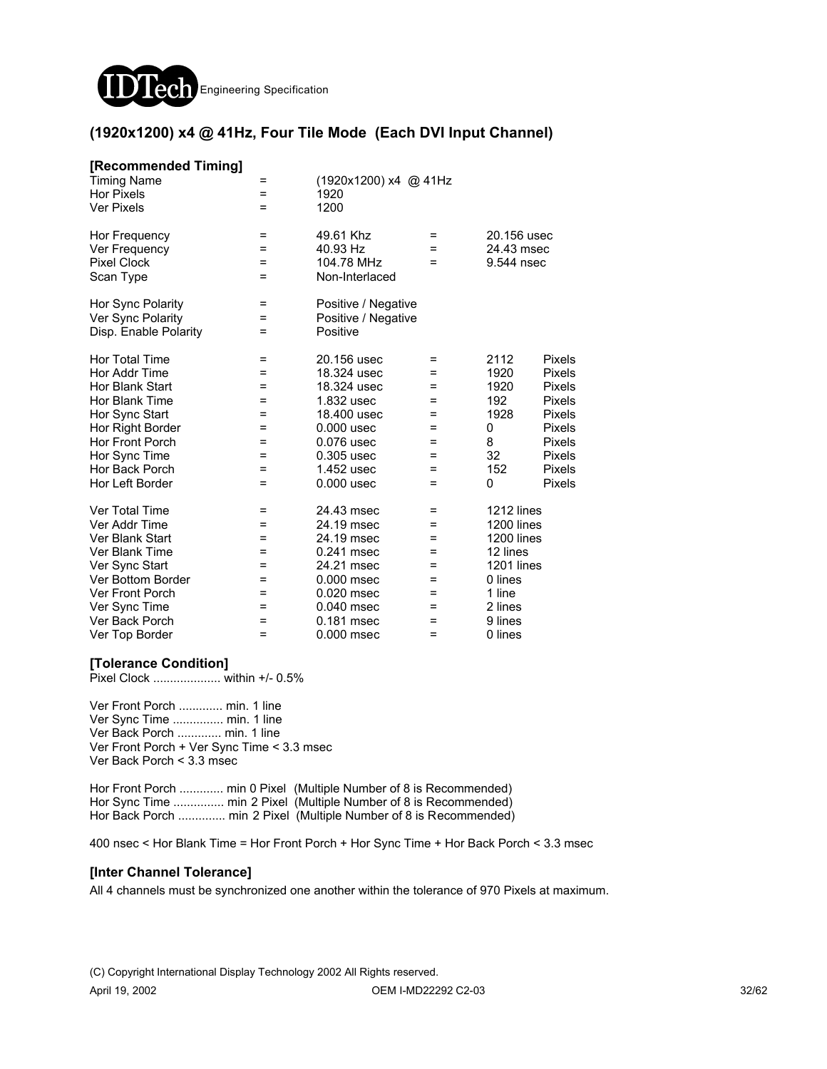## (1920x1200) x4 @ 41Hz, Four Tile Mode (Each DVI Input Channel)

### [Recommended Timing]

| | | | | | |
|---|---|---|---|---|---|
| Timing Name | = | (1920x1200) x4 @ 41Hz | | | |
| Hor Pixels | = | 1920 | | | |
| Ver Pixels | = | 1200 | | | |
| Hor Frequency | = | 49.61 Khz | = | 20.156 usec | |
| Ver Frequency | = | 40.93 Hz | = | 24.43 msec | |
| Pixel Clock | = | 104.78 MHz | = | 9.544 nsec | |
| Scan Type | = | Non-Interlaced | | | |
| Hor Sync Polarity | = | Positive / Negative | | | |
| Ver Sync Polarity | = | Positive / Negative | | | |
| Disp. Enable Polarity | = | Positive | | | |
| Hor Total Time | = | 20.156 usec | = | 2112 | Pixels |
| Hor Addr Time | = | 18.324 usec | = | 1920 | Pixels |
| Hor Blank Start | = | 18.324 usec | = | 1920 | Pixels |
| Hor Blank Time | = | 1.832 usec | = | 192 | Pixels |
| Hor Sync Start | = | 18.400 usec | = | 1928 | Pixels |
| Hor Right Border | = | 0.000 usec | = | 0 | Pixels |
| Hor Front Porch | = | 0.076 usec | = | 8 | Pixels |
| Hor Sync Time | = | 0.305 usec | = | 32 | Pixels |
| Hor Back Porch | = | 1.452 usec | = | 152 | Pixels |
| Hor Left Border | = | 0.000 usec | = | 0 | Pixels |
| Ver Total Time | = | 24.43 msec | = | 1212 lines | |
| Ver Addr Time | = | 24.19 msec | = | 1200 lines | |
| Ver Blank Start | = | 24.19 msec | = | 1200 lines | |
| Ver Blank Time | = | 0.241 msec | = | 12 lines | |
| Ver Sync Start | = | 24.21 msec | = | 1201 lines | |
| Ver Bottom Border | = | 0.000 msec | = | 0 lines | |
| Ver Front Porch | = | 0.020 msec | = | 1 line | |
| Ver Sync Time | = | 0.040 msec | = | 2 lines | |
| Ver Back Porch | = | 0.181 msec | = | 9 lines | |
| Ver Top Border | = | 0.000 msec | = | 0 lines | |

### [Tolerance Condition]

Pixel Clock .................... within +/- 0.5%

Ver Front Porch ............. min. 1 line
Ver Sync Time ............... min. 1 line
Ver Back Porch ............. min. 1 line
Ver Front Porch + Ver Sync Time < 3.3 msec
Ver Back Porch < 3.3 msec

Hor Front Porch ............. min 0 Pixel (Multiple Number of 8 is Recommended)
Hor Sync Time ............... min 2 Pixel (Multiple Number of 8 is Recommended)
Hor Back Porch .............. min 2 Pixel (Multiple Number of 8 is Recommended)

400 nsec < Hor Blank Time = Hor Front Porch + Hor Sync Time + Hor Back Porch < 3.3 msec

### [Inter Channel Tolerance]

All 4 channels must be synchronized one another within the tolerance of 970 Pixels at maximum.

(C) Copyright International Display Technology 2002 All Rights reserved.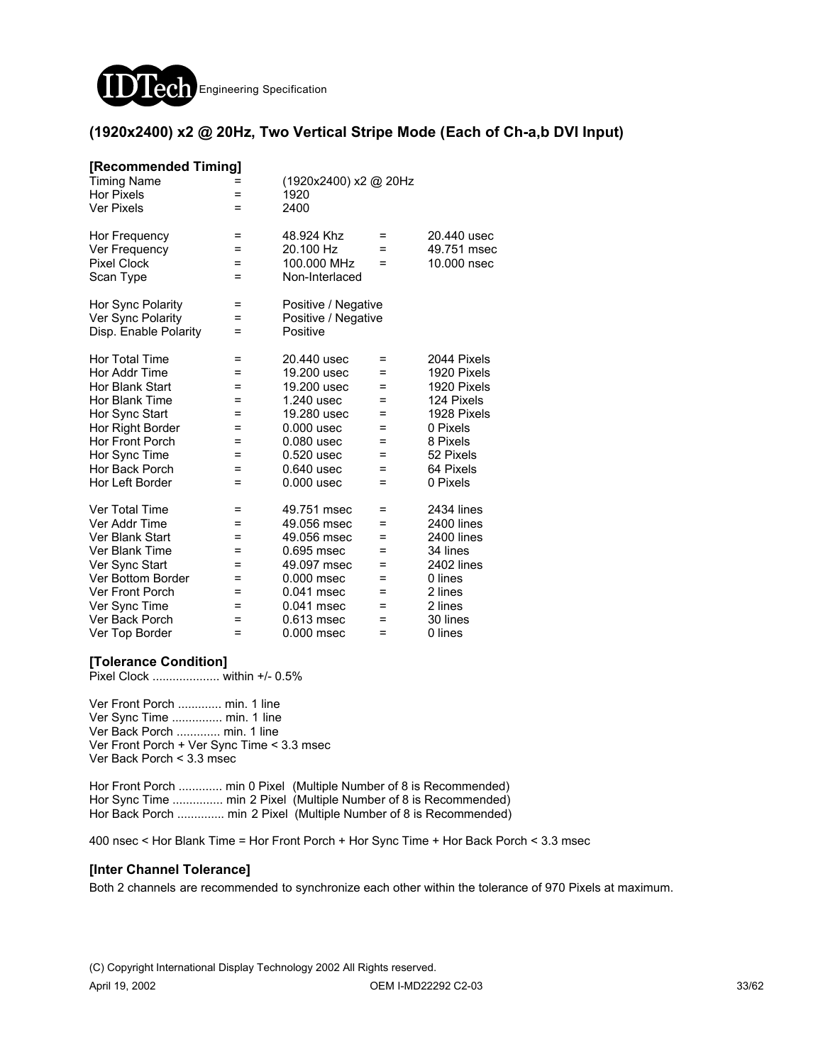## (1920x2400) x2 @ 20Hz, Two Vertical Stripe Mode (Each of Ch-a,b DVI Input)

### [Recommended Timing]

| | | | | |
|---|---|---|---|---|
| Timing Name | = | (1920x2400) x2 @ 20Hz | | |
| Hor Pixels | = | 1920 | | |
| Ver Pixels | = | 2400 | | |
| | | | | |
| Hor Frequency | = | 48.924 Khz | = | 20.440 usec |
| Ver Frequency | = | 20.100 Hz | = | 49.751 msec |
| Pixel Clock | = | 100.000 MHz | = | 10.000 nsec |
| Scan Type | = | Non-Interlaced | | |
| | | | | |
| Hor Sync Polarity | = | Positive / Negative | | |
| Ver Sync Polarity | = | Positive / Negative | | |
| Disp. Enable Polarity | = | Positive | | |
| | | | | |
| Hor Total Time | = | 20.440 usec | = | 2044 Pixels |
| Hor Addr Time | = | 19.200 usec | = | 1920 Pixels |
| Hor Blank Start | = | 19.200 usec | = | 1920 Pixels |
| Hor Blank Time | = | 1.240 usec | = | 124 Pixels |
| Hor Sync Start | = | 19.280 usec | = | 1928 Pixels |
| Hor Right Border | = | 0.000 usec | = | 0 Pixels |
| Hor Front Porch | = | 0.080 usec | = | 8 Pixels |
| Hor Sync Time | = | 0.520 usec | = | 52 Pixels |
| Hor Back Porch | = | 0.640 usec | = | 64 Pixels |
| Hor Left Border | = | 0.000 usec | = | 0 Pixels |
| | | | | |
| Ver Total Time | = | 49.751 msec | = | 2434 lines |
| Ver Addr Time | = | 49.056 msec | = | 2400 lines |
| Ver Blank Start | = | 49.056 msec | = | 2400 lines |
| Ver Blank Time | = | 0.695 msec | = | 34 lines |
| Ver Sync Start | = | 49.097 msec | = | 2402 lines |
| Ver Bottom Border | = | 0.000 msec | = | 0 lines |
| Ver Front Porch | = | 0.041 msec | = | 2 lines |
| Ver Sync Time | = | 0.041 msec | = | 2 lines |
| Ver Back Porch | = | 0.613 msec | = | 30 lines |
| Ver Top Border | = | 0.000 msec | = | 0 lines |

### [Tolerance Condition]

Pixel Clock .................... within +/- 0.5%

Ver Front Porch ............. min. 1 line
Ver Sync Time ............... min. 1 line
Ver Back Porch ............. min. 1 line
Ver Front Porch + Ver Sync Time < 3.3 msec
Ver Back Porch < 3.3 msec

Hor Front Porch ............. min 0 Pixel (Multiple Number of 8 is Recommended)
Hor Sync Time ............... min 2 Pixel (Multiple Number of 8 is Recommended)
Hor Back Porch .............. min 2 Pixel (Multiple Number of 8 is Recommended)

400 nsec < Hor Blank Time = Hor Front Porch + Hor Sync Time + Hor Back Porch < 3.3 msec

### [Inter Channel Tolerance]

Both 2 channels are recommended to synchronize each other within the tolerance of 970 Pixels at maximum.

(C) Copyright International Display Technology 2002 All Rights reserved.

April 19, 2002 OEM I-MD22292 C2-03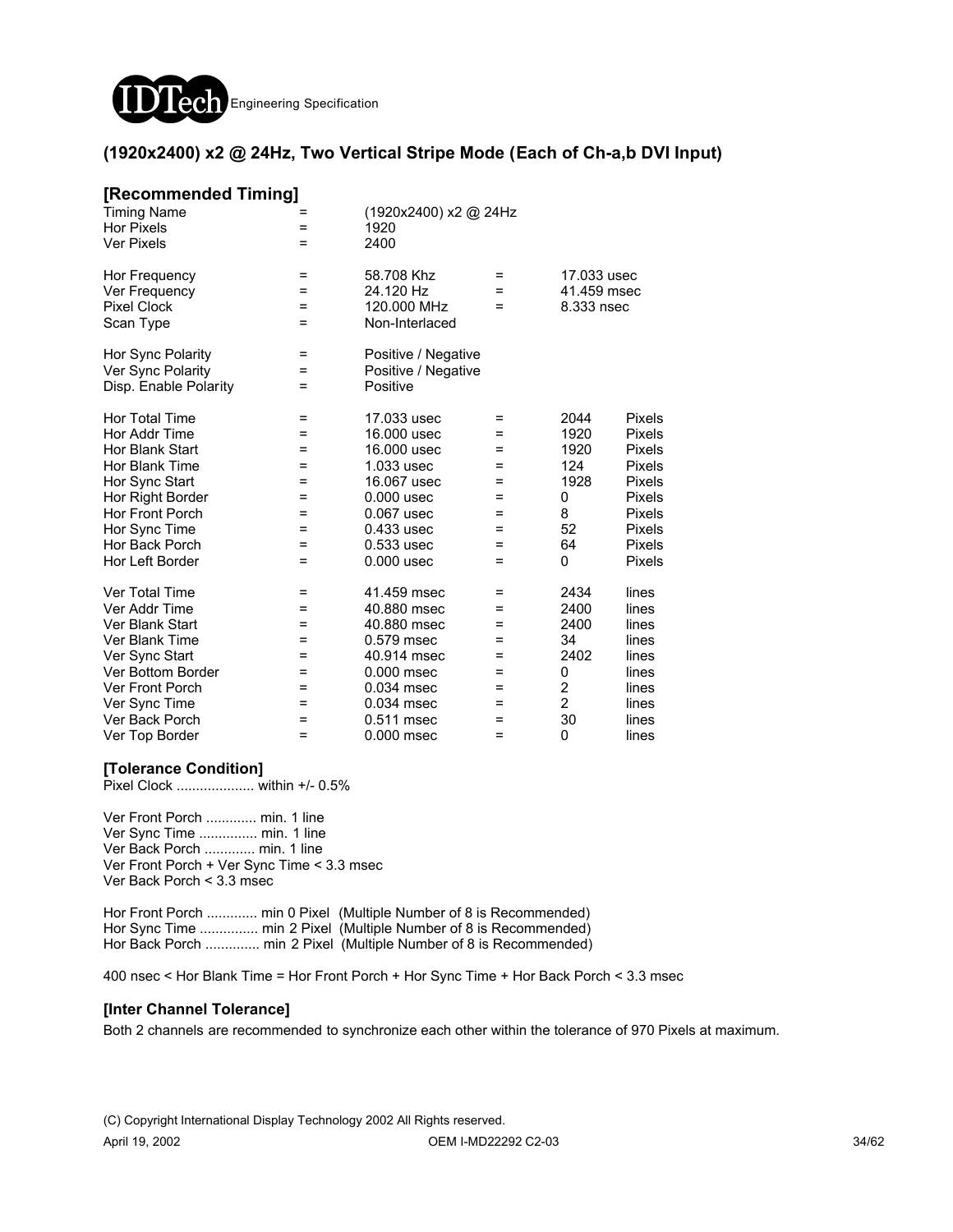## (1920x2400) x2 @ 24Hz, Two Vertical Stripe Mode (Each of Ch-a,b DVI Input)

### [Recommended Timing]

| | | | | | |
|---|---|---|---|---|---|
| Timing Name | = | (1920x2400) x2 @ 24Hz | | | |
| Hor Pixels | = | 1920 | | | |
| Ver Pixels | = | 2400 | | | |
| | | | | | |
| Hor Frequency | = | 58.708 Khz | = | 17.033 usec | |
| Ver Frequency | = | 24.120 Hz | = | 41.459 msec | |
| Pixel Clock | = | 120.000 MHz | = | 8.333 nsec | |
| Scan Type | = | Non-Interlaced | | | |
| | | | | | |
| Hor Sync Polarity | = | Positive / Negative | | | |
| Ver Sync Polarity | = | Positive / Negative | | | |
| Disp. Enable Polarity | = | Positive | | | |
| | | | | | |
| Hor Total Time | = | 17.033 usec | = | 2044 | Pixels |
| Hor Addr Time | = | 16.000 usec | = | 1920 | Pixels |
| Hor Blank Start | = | 16.000 usec | = | 1920 | Pixels |
| Hor Blank Time | = | 1.033 usec | = | 124 | Pixels |
| Hor Sync Start | = | 16.067 usec | = | 1928 | Pixels |
| Hor Right Border | = | 0.000 usec | = | 0 | Pixels |
| Hor Front Porch | = | 0.067 usec | = | 8 | Pixels |
| Hor Sync Time | = | 0.433 usec | = | 52 | Pixels |
| Hor Back Porch | = | 0.533 usec | = | 64 | Pixels |
| Hor Left Border | = | 0.000 usec | = | 0 | Pixels |
| | | | | | |
| Ver Total Time | = | 41.459 msec | = | 2434 | lines |
| Ver Addr Time | = | 40.880 msec | = | 2400 | lines |
| Ver Blank Start | = | 40.880 msec | = | 2400 | lines |
| Ver Blank Time | = | 0.579 msec | = | 34 | lines |
| Ver Sync Start | = | 40.914 msec | = | 2402 | lines |
| Ver Bottom Border | = | 0.000 msec | = | 0 | lines |
| Ver Front Porch | = | 0.034 msec | = | 2 | lines |
| Ver Sync Time | = | 0.034 msec | = | 2 | lines |
| Ver Back Porch | = | 0.511 msec | = | 30 | lines |
| Ver Top Border | = | 0.000 msec | = | 0 | lines |

### [Tolerance Condition]

Pixel Clock .................... within +/- 0.5%

Ver Front Porch ............. min. 1 line
Ver Sync Time ............... min. 1 line
Ver Back Porch ............. min. 1 line
Ver Front Porch + Ver Sync Time < 3.3 msec
Ver Back Porch < 3.3 msec

Hor Front Porch ............. min 0 Pixel (Multiple Number of 8 is Recommended)
Hor Sync Time ............... min 2 Pixel (Multiple Number of 8 is Recommended)
Hor Back Porch .............. min 2 Pixel (Multiple Number of 8 is Recommended)

400 nsec < Hor Blank Time = Hor Front Porch + Hor Sync Time + Hor Back Porch < 3.3 msec

### [Inter Channel Tolerance]

Both 2 channels are recommended to synchronize each other within the tolerance of 970 Pixels at maximum.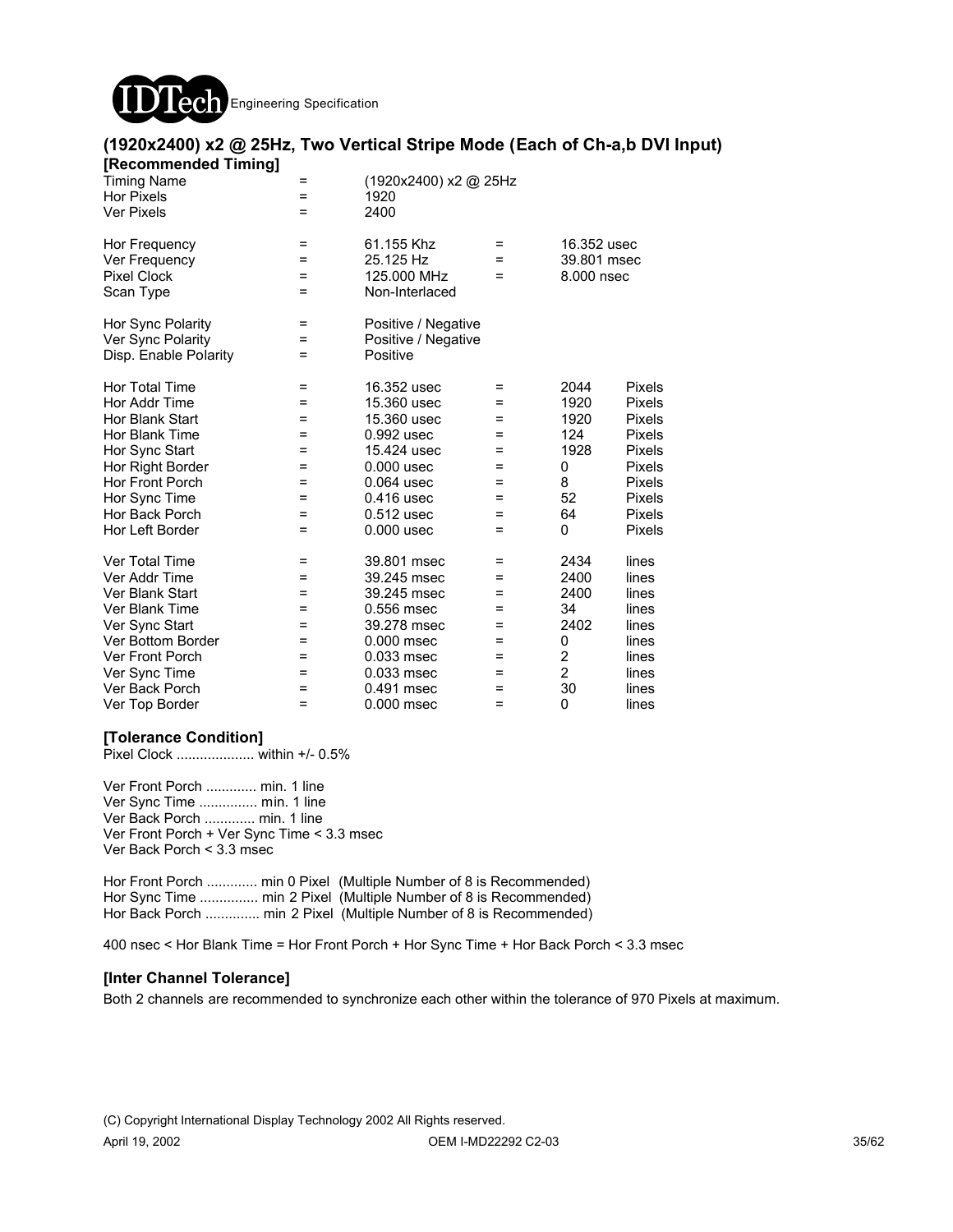## (1920x2400) x2 @ 25Hz, Two Vertical Stripe Mode (Each of Ch-a,b DVI Input)

### [Recommended Timing]

| Parameter | | Value | | Value | Unit |
|---|---|---|---|---|---|
| Timing Name | = | (1920x2400) x2 @ 25Hz | | | |
| Hor Pixels | = | 1920 | | | |
| Ver Pixels | = | 2400 | | | |
| Hor Frequency | = | 61.155 Khz | = | 16.352 usec | |
| Ver Frequency | = | 25.125 Hz | = | 39.801 msec | |
| Pixel Clock | = | 125.000 MHz | = | 8.000 nsec | |
| Scan Type | = | Non-Interlaced | | | |
| Hor Sync Polarity | = | Positive / Negative | | | |
| Ver Sync Polarity | = | Positive / Negative | | | |
| Disp. Enable Polarity | = | Positive | | | |
| Hor Total Time | = | 16.352 usec | = | 2044 | Pixels |
| Hor Addr Time | = | 15.360 usec | = | 1920 | Pixels |
| Hor Blank Start | = | 15.360 usec | = | 1920 | Pixels |
| Hor Blank Time | = | 0.992 usec | = | 124 | Pixels |
| Hor Sync Start | = | 15.424 usec | = | 1928 | Pixels |
| Hor Right Border | = | 0.000 usec | = | 0 | Pixels |
| Hor Front Porch | = | 0.064 usec | = | 8 | Pixels |
| Hor Sync Time | = | 0.416 usec | = | 52 | Pixels |
| Hor Back Porch | = | 0.512 usec | = | 64 | Pixels |
| Hor Left Border | = | 0.000 usec | = | 0 | Pixels |
| Ver Total Time | = | 39.801 msec | = | 2434 | lines |
| Ver Addr Time | = | 39.245 msec | = | 2400 | lines |
| Ver Blank Start | = | 39.245 msec | = | 2400 | lines |
| Ver Blank Time | = | 0.556 msec | = | 34 | lines |
| Ver Sync Start | = | 39.278 msec | = | 2402 | lines |
| Ver Bottom Border | = | 0.000 msec | = | 0 | lines |
| Ver Front Porch | = | 0.033 msec | = | 2 | lines |
| Ver Sync Time | = | 0.033 msec | = | 2 | lines |
| Ver Back Porch | = | 0.491 msec | = | 30 | lines |
| Ver Top Border | = | 0.000 msec | = | 0 | lines |

### [Tolerance Condition]

Pixel Clock .................... within +/- 0.5%

Ver Front Porch ............. min. 1 line
Ver Sync Time ............... min. 1 line
Ver Back Porch ............. min. 1 line
Ver Front Porch + Ver Sync Time < 3.3 msec
Ver Back Porch < 3.3 msec

Hor Front Porch ............. min 0 Pixel (Multiple Number of 8 is Recommended)
Hor Sync Time ............... min 2 Pixel (Multiple Number of 8 is Recommended)
Hor Back Porch .............. min 2 Pixel (Multiple Number of 8 is Recommended)

400 nsec < Hor Blank Time = Hor Front Porch + Hor Sync Time + Hor Back Porch < 3.3 msec

### [Inter Channel Tolerance]

Both 2 channels are recommended to synchronize each other within the tolerance of 970 Pixels at maximum.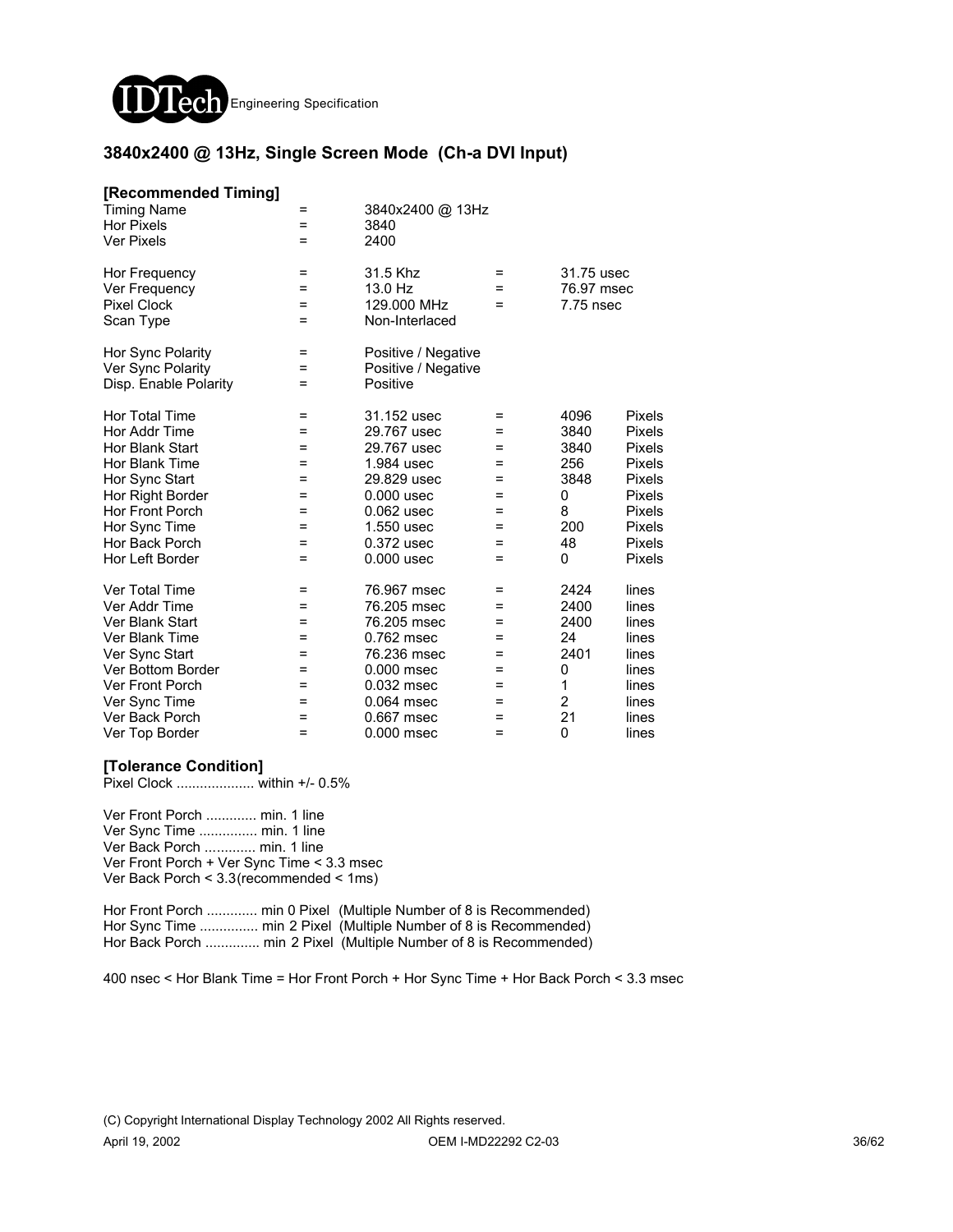## 3840x2400 @ 13Hz, Single Screen Mode (Ch-a DVI Input)

### [Recommended Timing]

| | | | | | |
|---|---|---|---|---|---|
| Timing Name | = | 3840x2400 @ 13Hz | | | |
| Hor Pixels | = | 3840 | | | |
| Ver Pixels | = | 2400 | | | |
| Hor Frequency | = | 31.5 Khz | = | 31.75 usec | |
| Ver Frequency | = | 13.0 Hz | = | 76.97 msec | |
| Pixel Clock | = | 129.000 MHz | = | 7.75 nsec | |
| Scan Type | = | Non-Interlaced | | | |
| Hor Sync Polarity | = | Positive / Negative | | | |
| Ver Sync Polarity | = | Positive / Negative | | | |
| Disp. Enable Polarity | = | Positive | | | |
| Hor Total Time | = | 31.152 usec | = | 4096 | Pixels |
| Hor Addr Time | = | 29.767 usec | = | 3840 | Pixels |
| Hor Blank Start | = | 29.767 usec | = | 3840 | Pixels |
| Hor Blank Time | = | 1.984 usec | = | 256 | Pixels |
| Hor Sync Start | = | 29.829 usec | = | 3848 | Pixels |
| Hor Right Border | = | 0.000 usec | = | 0 | Pixels |
| Hor Front Porch | = | 0.062 usec | = | 8 | Pixels |
| Hor Sync Time | = | 1.550 usec | = | 200 | Pixels |
| Hor Back Porch | = | 0.372 usec | = | 48 | Pixels |
| Hor Left Border | = | 0.000 usec | = | 0 | Pixels |
| Ver Total Time | = | 76.967 msec | = | 2424 | lines |
| Ver Addr Time | = | 76.205 msec | = | 2400 | lines |
| Ver Blank Start | = | 76.205 msec | = | 2400 | lines |
| Ver Blank Time | = | 0.762 msec | = | 24 | lines |
| Ver Sync Start | = | 76.236 msec | = | 2401 | lines |
| Ver Bottom Border | = | 0.000 msec | = | 0 | lines |
| Ver Front Porch | = | 0.032 msec | = | 1 | lines |
| Ver Sync Time | = | 0.064 msec | = | 2 | lines |
| Ver Back Porch | = | 0.667 msec | = | 21 | lines |
| Ver Top Border | = | 0.000 msec | = | 0 | lines |

### [Tolerance Condition]

Pixel Clock .................... within +/- 0.5%

Ver Front Porch ............. min. 1 line
Ver Sync Time ............... min. 1 line
Ver Back Porch ............. min. 1 line
Ver Front Porch + Ver Sync Time < 3.3 msec
Ver Back Porch < 3.3(recommended < 1ms)

Hor Front Porch ............. min 0 Pixel (Multiple Number of 8 is Recommended)
Hor Sync Time ............... min 2 Pixel (Multiple Number of 8 is Recommended)
Hor Back Porch .............. min 2 Pixel (Multiple Number of 8 is Recommended)

400 nsec < Hor Blank Time = Hor Front Porch + Hor Sync Time + Hor Back Porch < 3.3 msec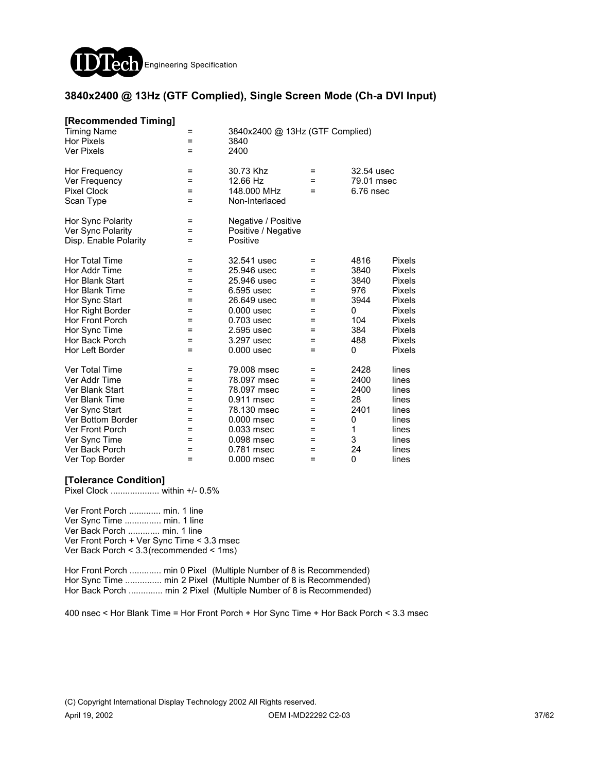## 3840x2400 @ 13Hz (GTF Complied), Single Screen Mode (Ch-a DVI Input)

### [Recommended Timing]

| | | | | | |
|---|---|---|---|---|---|
| Timing Name | = | 3840x2400 @ 13Hz (GTF Complied) | | | |
| Hor Pixels | = | 3840 | | | |
| Ver Pixels | = | 2400 | | | |
| | | | | | |
| Hor Frequency | = | 30.73 Khz | = | 32.54 usec | |
| Ver Frequency | = | 12.66 Hz | = | 79.01 msec | |
| Pixel Clock | = | 148.000 MHz | = | 6.76 nsec | |
| Scan Type | = | Non-Interlaced | | | |
| | | | | | |
| Hor Sync Polarity | = | Negative / Positive | | | |
| Ver Sync Polarity | = | Positive / Negative | | | |
| Disp. Enable Polarity | = | Positive | | | |
| | | | | | |
| Hor Total Time | = | 32.541 usec | = | 4816 | Pixels |
| Hor Addr Time | = | 25.946 usec | = | 3840 | Pixels |
| Hor Blank Start | = | 25.946 usec | = | 3840 | Pixels |
| Hor Blank Time | = | 6.595 usec | = | 976 | Pixels |
| Hor Sync Start | = | 26.649 usec | = | 3944 | Pixels |
| Hor Right Border | = | 0.000 usec | = | 0 | Pixels |
| Hor Front Porch | = | 0.703 usec | = | 104 | Pixels |
| Hor Sync Time | = | 2.595 usec | = | 384 | Pixels |
| Hor Back Porch | = | 3.297 usec | = | 488 | Pixels |
| Hor Left Border | = | 0.000 usec | = | 0 | Pixels |
| | | | | | |
| Ver Total Time | = | 79.008 msec | = | 2428 | lines |
| Ver Addr Time | = | 78.097 msec | = | 2400 | lines |
| Ver Blank Start | = | 78.097 msec | = | 2400 | lines |
| Ver Blank Time | = | 0.911 msec | = | 28 | lines |
| Ver Sync Start | = | 78.130 msec | = | 2401 | lines |
| Ver Bottom Border | = | 0.000 msec | = | 0 | lines |
| Ver Front Porch | = | 0.033 msec | = | 1 | lines |
| Ver Sync Time | = | 0.098 msec | = | 3 | lines |
| Ver Back Porch | = | 0.781 msec | = | 24 | lines |
| Ver Top Border | = | 0.000 msec | = | 0 | lines |

### [Tolerance Condition]

Pixel Clock .................... within +/- 0.5%

Ver Front Porch ............. min. 1 line
Ver Sync Time ............... min. 1 line
Ver Back Porch ............. min. 1 line
Ver Front Porch + Ver Sync Time < 3.3 msec
Ver Back Porch < 3.3(recommended < 1ms)

Hor Front Porch ............. min 0 Pixel (Multiple Number of 8 is Recommended)
Hor Sync Time ............... min 2 Pixel (Multiple Number of 8 is Recommended)
Hor Back Porch .............. min 2 Pixel (Multiple Number of 8 is Recommended)

400 nsec < Hor Blank Time = Hor Front Porch + Hor Sync Time + Hor Back Porch < 3.3 msec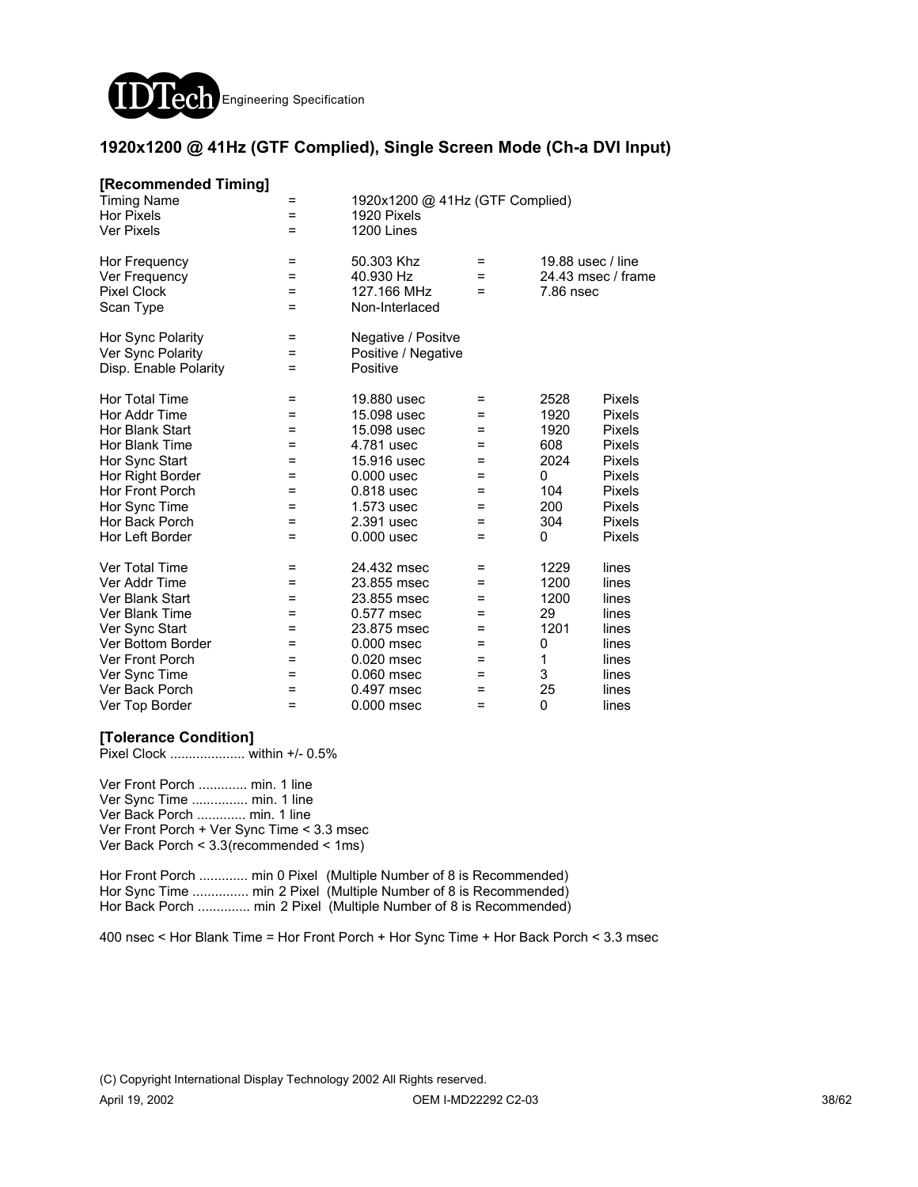## 1920x1200 @ 41Hz (GTF Complied), Single Screen Mode (Ch-a DVI Input)

### [Recommended Timing]

| | | | | | |
|---|---|---|---|---|---|
| Timing Name | = | 1920x1200 @ 41Hz (GTF Complied) | | | |
| Hor Pixels | = | 1920 Pixels | | | |
| Ver Pixels | = | 1200 Lines | | | |
| | | | | | |
| Hor Frequency | = | 50.303 Khz | = | 19.88 usec / line | |
| Ver Frequency | = | 40.930 Hz | = | 24.43 msec / frame | |
| Pixel Clock | = | 127.166 MHz | = | 7.86 nsec | |
| Scan Type | = | Non-Interlaced | | | |
| | | | | | |
| Hor Sync Polarity | = | Negative / Positve | | | |
| Ver Sync Polarity | = | Positive / Negative | | | |
| Disp. Enable Polarity | = | Positive | | | |
| | | | | | |
| Hor Total Time | = | 19.880 usec | = | 2528 | Pixels |
| Hor Addr Time | = | 15.098 usec | = | 1920 | Pixels |
| Hor Blank Start | = | 15.098 usec | = | 1920 | Pixels |
| Hor Blank Time | = | 4.781 usec | = | 608 | Pixels |
| Hor Sync Start | = | 15.916 usec | = | 2024 | Pixels |
| Hor Right Border | = | 0.000 usec | = | 0 | Pixels |
| Hor Front Porch | = | 0.818 usec | = | 104 | Pixels |
| Hor Sync Time | = | 1.573 usec | = | 200 | Pixels |
| Hor Back Porch | = | 2.391 usec | = | 304 | Pixels |
| Hor Left Border | = | 0.000 usec | = | 0 | Pixels |
| | | | | | |
| Ver Total Time | = | 24.432 msec | = | 1229 | lines |
| Ver Addr Time | = | 23.855 msec | = | 1200 | lines |
| Ver Blank Start | = | 23.855 msec | = | 1200 | lines |
| Ver Blank Time | = | 0.577 msec | = | 29 | lines |
| Ver Sync Start | = | 23.875 msec | = | 1201 | lines |
| Ver Bottom Border | = | 0.000 msec | = | 0 | lines |
| Ver Front Porch | = | 0.020 msec | = | 1 | lines |
| Ver Sync Time | = | 0.060 msec | = | 3 | lines |
| Ver Back Porch | = | 0.497 msec | = | 25 | lines |
| Ver Top Border | = | 0.000 msec | = | 0 | lines |

### [Tolerance Condition]

Pixel Clock .................... within +/- 0.5%

Ver Front Porch ............. min. 1 line
Ver Sync Time ............... min. 1 line
Ver Back Porch ............. min. 1 line
Ver Front Porch + Ver Sync Time < 3.3 msec
Ver Back Porch < 3.3(recommended < 1ms)

Hor Front Porch ............. min 0 Pixel (Multiple Number of 8 is Recommended)
Hor Sync Time ............... min 2 Pixel (Multiple Number of 8 is Recommended)
Hor Back Porch .............. min 2 Pixel (Multiple Number of 8 is Recommended)

400 nsec < Hor Blank Time = Hor Front Porch + Hor Sync Time + Hor Back Porch < 3.3 msec

(C) Copyright International Display Technology 2002 All Rights reserved.

April 19, 2002 OEM I-MD22292 C2-03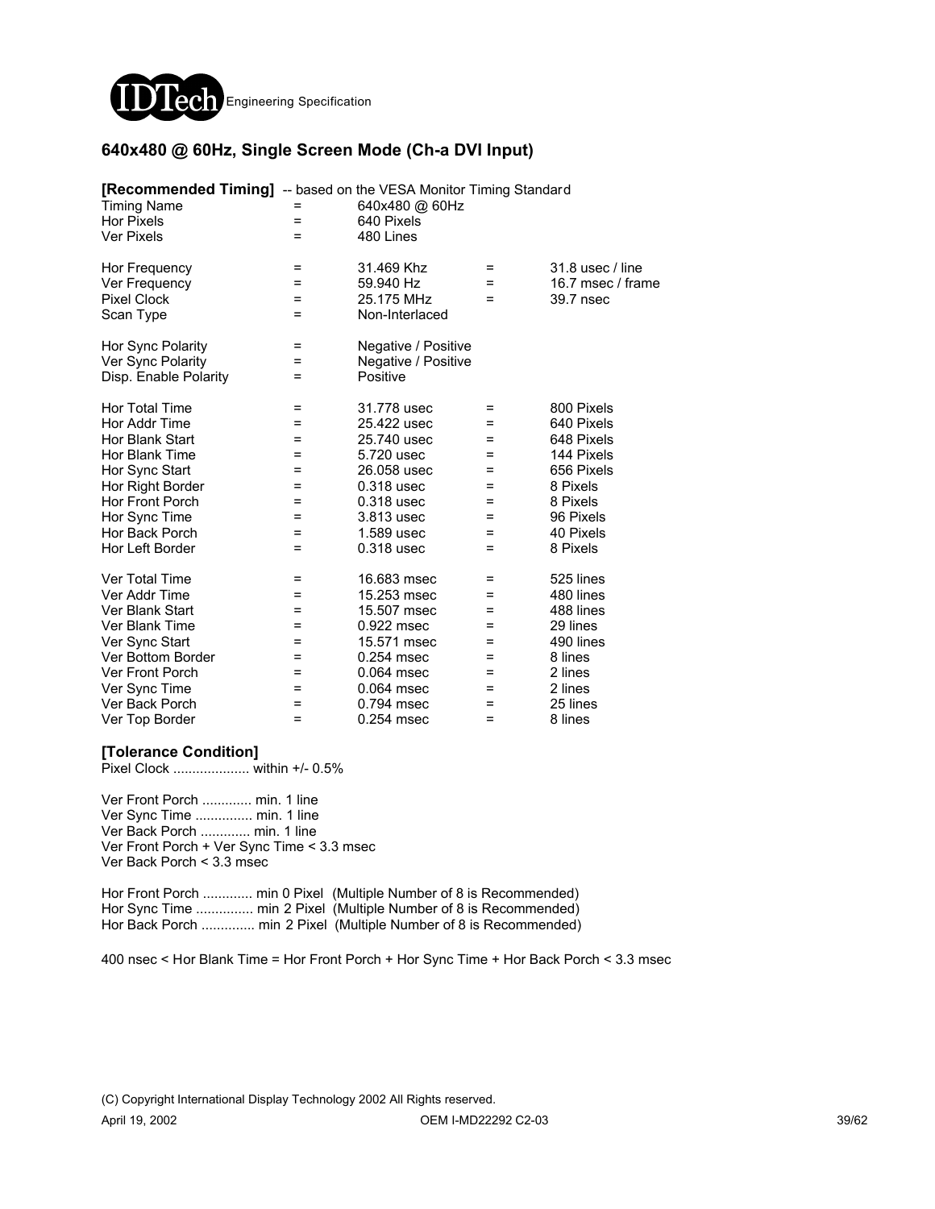## 640x480 @ 60Hz, Single Screen Mode (Ch-a DVI Input)

**[Recommended Timing]** -- based on the VESA Monitor Timing Standard

| | | | | |
|---|---|---|---|---|
| Timing Name | = | 640x480 @ 60Hz | | |
| Hor Pixels | = | 640 Pixels | | |
| Ver Pixels | = | 480 Lines | | |
| | | | | |
| Hor Frequency | = | 31.469 Khz | = | 31.8 usec / line |
| Ver Frequency | = | 59.940 Hz | = | 16.7 msec / frame |
| Pixel Clock | = | 25.175 MHz | = | 39.7 nsec |
| Scan Type | = | Non-Interlaced | | |
| | | | | |
| Hor Sync Polarity | = | Negative / Positive | | |
| Ver Sync Polarity | = | Negative / Positive | | |
| Disp. Enable Polarity | = | Positive | | |
| | | | | |
| Hor Total Time | = | 31.778 usec | = | 800 Pixels |
| Hor Addr Time | = | 25.422 usec | = | 640 Pixels |
| Hor Blank Start | = | 25.740 usec | = | 648 Pixels |
| Hor Blank Time | = | 5.720 usec | = | 144 Pixels |
| Hor Sync Start | = | 26.058 usec | = | 656 Pixels |
| Hor Right Border | = | 0.318 usec | = | 8 Pixels |
| Hor Front Porch | = | 0.318 usec | = | 8 Pixels |
| Hor Sync Time | = | 3.813 usec | = | 96 Pixels |
| Hor Back Porch | = | 1.589 usec | = | 40 Pixels |
| Hor Left Border | = | 0.318 usec | = | 8 Pixels |
| | | | | |
| Ver Total Time | = | 16.683 msec | = | 525 lines |
| Ver Addr Time | = | 15.253 msec | = | 480 lines |
| Ver Blank Start | = | 15.507 msec | = | 488 lines |
| Ver Blank Time | = | 0.922 msec | = | 29 lines |
| Ver Sync Start | = | 15.571 msec | = | 490 lines |
| Ver Bottom Border | = | 0.254 msec | = | 8 lines |
| Ver Front Porch | = | 0.064 msec | = | 2 lines |
| Ver Sync Time | = | 0.064 msec | = | 2 lines |
| Ver Back Porch | = | 0.794 msec | = | 25 lines |
| Ver Top Border | = | 0.254 msec | = | 8 lines |

**[Tolerance Condition]**

Pixel Clock .................... within +/- 0.5%

Ver Front Porch ............. min. 1 line
Ver Sync Time ............... min. 1 line
Ver Back Porch ............. min. 1 line
Ver Front Porch + Ver Sync Time < 3.3 msec
Ver Back Porch < 3.3 msec

Hor Front Porch ............. min 0 Pixel (Multiple Number of 8 is Recommended)
Hor Sync Time ............... min 2 Pixel (Multiple Number of 8 is Recommended)
Hor Back Porch .............. min 2 Pixel (Multiple Number of 8 is Recommended)

400 nsec < Hor Blank Time = Hor Front Porch + Hor Sync Time + Hor Back Porch < 3.3 msec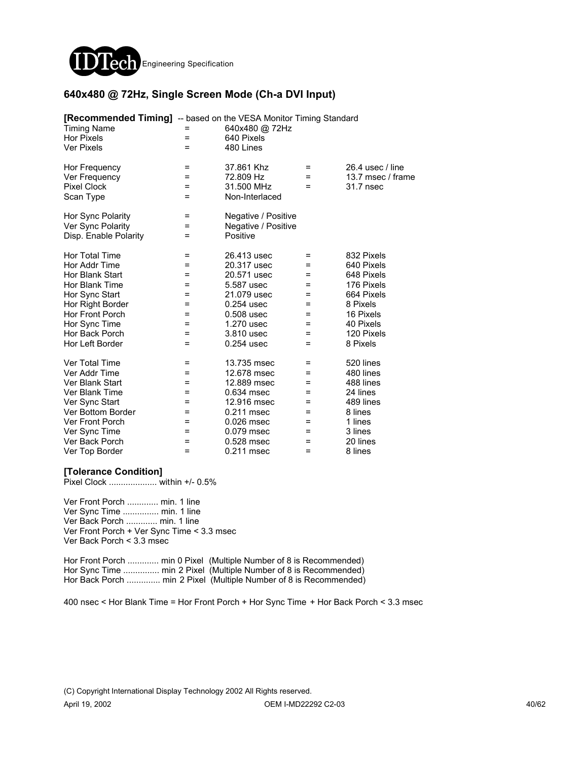## 640x480 @ 72Hz, Single Screen Mode (Ch-a DVI Input)

**[Recommended Timing]** -- based on the VESA Monitor Timing Standard

| | | | | |
|---|---|---|---|---|
| Timing Name | = | 640x480 @ 72Hz | | |
| Hor Pixels | = | 640 Pixels | | |
| Ver Pixels | = | 480 Lines | | |
| Hor Frequency | = | 37.861 Khz | = | 26.4 usec / line |
| Ver Frequency | = | 72.809 Hz | = | 13.7 msec / frame |
| Pixel Clock | = | 31.500 MHz | = | 31.7 nsec |
| Scan Type | = | Non-Interlaced | | |
| Hor Sync Polarity | = | Negative / Positive | | |
| Ver Sync Polarity | = | Negative / Positive | | |
| Disp. Enable Polarity | = | Positive | | |
| Hor Total Time | = | 26.413 usec | = | 832 Pixels |
| Hor Addr Time | = | 20.317 usec | = | 640 Pixels |
| Hor Blank Start | = | 20.571 usec | = | 648 Pixels |
| Hor Blank Time | = | 5.587 usec | = | 176 Pixels |
| Hor Sync Start | = | 21.079 usec | = | 664 Pixels |
| Hor Right Border | = | 0.254 usec | = | 8 Pixels |
| Hor Front Porch | = | 0.508 usec | = | 16 Pixels |
| Hor Sync Time | = | 1.270 usec | = | 40 Pixels |
| Hor Back Porch | = | 3.810 usec | = | 120 Pixels |
| Hor Left Border | = | 0.254 usec | = | 8 Pixels |
| Ver Total Time | = | 13.735 msec | = | 520 lines |
| Ver Addr Time | = | 12.678 msec | = | 480 lines |
| Ver Blank Start | = | 12.889 msec | = | 488 lines |
| Ver Blank Time | = | 0.634 msec | = | 24 lines |
| Ver Sync Start | = | 12.916 msec | = | 489 lines |
| Ver Bottom Border | = | 0.211 msec | = | 8 lines |
| Ver Front Porch | = | 0.026 msec | = | 1 lines |
| Ver Sync Time | = | 0.079 msec | = | 3 lines |
| Ver Back Porch | = | 0.528 msec | = | 20 lines |
| Ver Top Border | = | 0.211 msec | = | 8 lines |

**[Tolerance Condition]**

Pixel Clock .................... within +/- 0.5%

Ver Front Porch ............. min. 1 line
Ver Sync Time ............... min. 1 line
Ver Back Porch ............. min. 1 line
Ver Front Porch + Ver Sync Time < 3.3 msec
Ver Back Porch < 3.3 msec

Hor Front Porch ............. min 0 Pixel (Multiple Number of 8 is Recommended)
Hor Sync Time ............... min 2 Pixel (Multiple Number of 8 is Recommended)
Hor Back Porch .............. min 2 Pixel (Multiple Number of 8 is Recommended)

400 nsec < Hor Blank Time = Hor Front Porch + Hor Sync Time + Hor Back Porch < 3.3 msec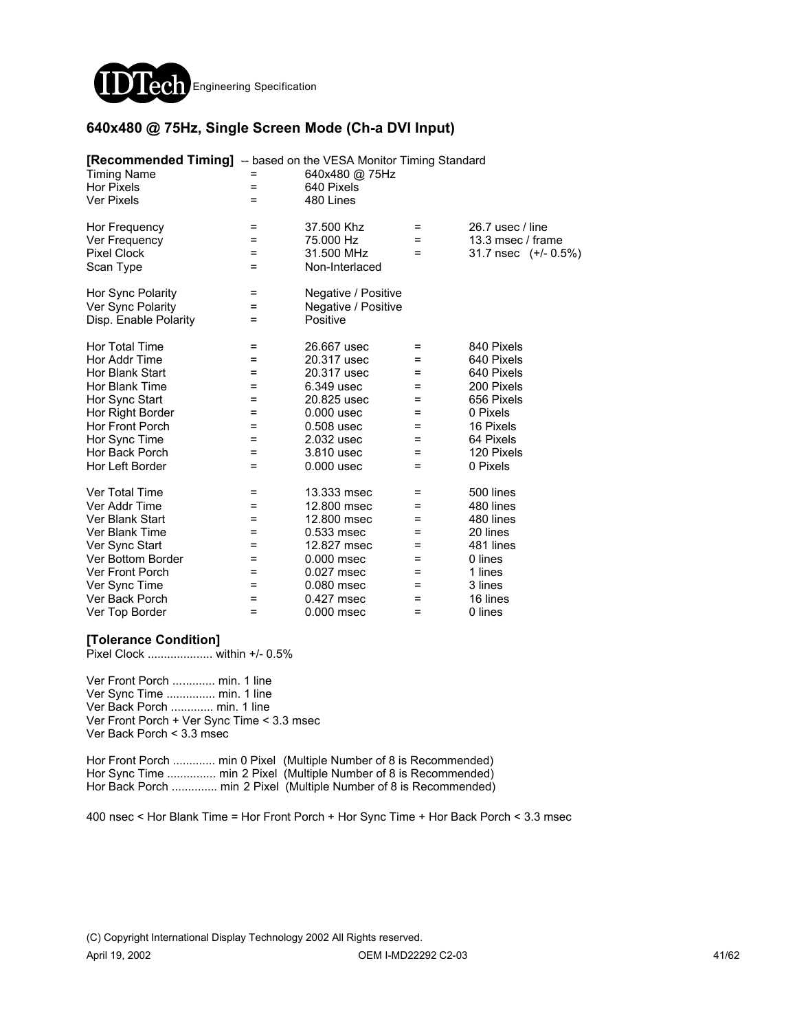## 640x480 @ 75Hz, Single Screen Mode (Ch-a DVI Input)

**[Recommended Timing]** -- based on the VESA Monitor Timing Standard

| | | | | |
|---|---|---|---|---|
| Timing Name | = | 640x480 @ 75Hz | | |
| Hor Pixels | = | 640 Pixels | | |
| Ver Pixels | = | 480 Lines | | |
| | | | | |
| Hor Frequency | = | 37.500 Khz | = | 26.7 usec / line |
| Ver Frequency | = | 75.000 Hz | = | 13.3 msec / frame |
| Pixel Clock | = | 31.500 MHz | = | 31.7 nsec (+/- 0.5%) |
| Scan Type | = | Non-Interlaced | | |
| | | | | |
| Hor Sync Polarity | = | Negative / Positive | | |
| Ver Sync Polarity | = | Negative / Positive | | |
| Disp. Enable Polarity | = | Positive | | |
| | | | | |
| Hor Total Time | = | 26.667 usec | = | 840 Pixels |
| Hor Addr Time | = | 20.317 usec | = | 640 Pixels |
| Hor Blank Start | = | 20.317 usec | = | 640 Pixels |
| Hor Blank Time | = | 6.349 usec | = | 200 Pixels |
| Hor Sync Start | = | 20.825 usec | = | 656 Pixels |
| Hor Right Border | = | 0.000 usec | = | 0 Pixels |
| Hor Front Porch | = | 0.508 usec | = | 16 Pixels |
| Hor Sync Time | = | 2.032 usec | = | 64 Pixels |
| Hor Back Porch | = | 3.810 usec | = | 120 Pixels |
| Hor Left Border | = | 0.000 usec | = | 0 Pixels |
| | | | | |
| Ver Total Time | = | 13.333 msec | = | 500 lines |
| Ver Addr Time | = | 12.800 msec | = | 480 lines |
| Ver Blank Start | = | 12.800 msec | = | 480 lines |
| Ver Blank Time | = | 0.533 msec | = | 20 lines |
| Ver Sync Start | = | 12.827 msec | = | 481 lines |
| Ver Bottom Border | = | 0.000 msec | = | 0 lines |
| Ver Front Porch | = | 0.027 msec | = | 1 lines |
| Ver Sync Time | = | 0.080 msec | = | 3 lines |
| Ver Back Porch | = | 0.427 msec | = | 16 lines |
| Ver Top Border | = | 0.000 msec | = | 0 lines |

**[Tolerance Condition]**

Pixel Clock .................... within +/- 0.5%

Ver Front Porch ............. min. 1 line
Ver Sync Time ............... min. 1 line
Ver Back Porch ............. min. 1 line
Ver Front Porch + Ver Sync Time < 3.3 msec
Ver Back Porch < 3.3 msec

Hor Front Porch ............. min 0 Pixel (Multiple Number of 8 is Recommended)
Hor Sync Time ............... min 2 Pixel (Multiple Number of 8 is Recommended)
Hor Back Porch .............. min 2 Pixel (Multiple Number of 8 is Recommended)

400 nsec < Hor Blank Time = Hor Front Porch + Hor Sync Time + Hor Back Porch < 3.3 msec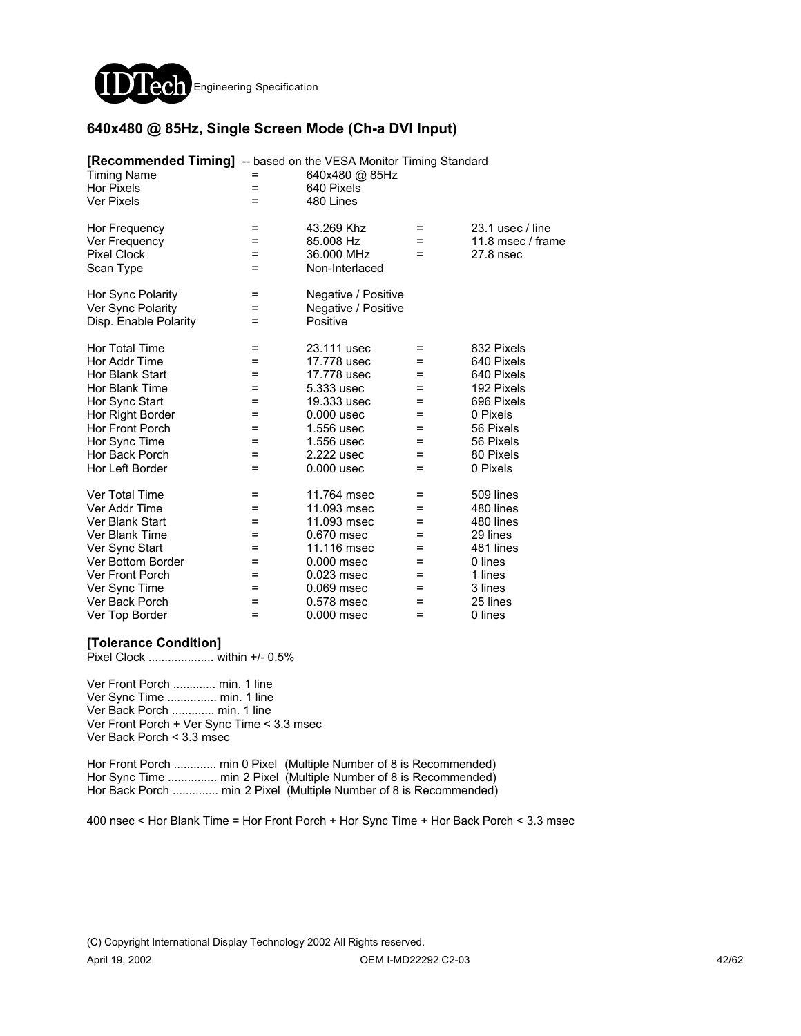## 640x480 @ 85Hz, Single Screen Mode (Ch-a DVI Input)

**[Recommended Timing]** -- based on the VESA Monitor Timing Standard

| Parameter | | Value | | Value |
|---|---|---|---|---|
| Timing Name | = | 640x480 @ 85Hz | | |
| Hor Pixels | = | 640 Pixels | | |
| Ver Pixels | = | 480 Lines | | |
| Hor Frequency | = | 43.269 Khz | = | 23.1 usec / line |
| Ver Frequency | = | 85.008 Hz | = | 11.8 msec / frame |
| Pixel Clock | = | 36.000 MHz | = | 27.8 nsec |
| Scan Type | = | Non-Interlaced | | |
| Hor Sync Polarity | = | Negative / Positive | | |
| Ver Sync Polarity | = | Negative / Positive | | |
| Disp. Enable Polarity | = | Positive | | |
| Hor Total Time | = | 23.111 usec | = | 832 Pixels |
| Hor Addr Time | = | 17.778 usec | = | 640 Pixels |
| Hor Blank Start | = | 17.778 usec | = | 640 Pixels |
| Hor Blank Time | = | 5.333 usec | = | 192 Pixels |
| Hor Sync Start | = | 19.333 usec | = | 696 Pixels |
| Hor Right Border | = | 0.000 usec | = | 0 Pixels |
| Hor Front Porch | = | 1.556 usec | = | 56 Pixels |
| Hor Sync Time | = | 1.556 usec | = | 56 Pixels |
| Hor Back Porch | = | 2.222 usec | = | 80 Pixels |
| Hor Left Border | = | 0.000 usec | = | 0 Pixels |
| Ver Total Time | = | 11.764 msec | = | 509 lines |
| Ver Addr Time | = | 11.093 msec | = | 480 lines |
| Ver Blank Start | = | 11.093 msec | = | 480 lines |
| Ver Blank Time | = | 0.670 msec | = | 29 lines |
| Ver Sync Start | = | 11.116 msec | = | 481 lines |
| Ver Bottom Border | = | 0.000 msec | = | 0 lines |
| Ver Front Porch | = | 0.023 msec | = | 1 lines |
| Ver Sync Time | = | 0.069 msec | = | 3 lines |
| Ver Back Porch | = | 0.578 msec | = | 25 lines |
| Ver Top Border | = | 0.000 msec | = | 0 lines |

**[Tolerance Condition]**

Pixel Clock .................... within +/- 0.5%

Ver Front Porch ............. min. 1 line
Ver Sync Time ............... min. 1 line
Ver Back Porch ............. min. 1 line
Ver Front Porch + Ver Sync Time < 3.3 msec
Ver Back Porch < 3.3 msec

Hor Front Porch ............. min 0 Pixel (Multiple Number of 8 is Recommended)
Hor Sync Time ............... min 2 Pixel (Multiple Number of 8 is Recommended)
Hor Back Porch .............. min 2 Pixel (Multiple Number of 8 is Recommended)

400 nsec < Hor Blank Time = Hor Front Porch + Hor Sync Time + Hor Back Porch < 3.3 msec

(C) Copyright International Display Technology 2002 All Rights reserved.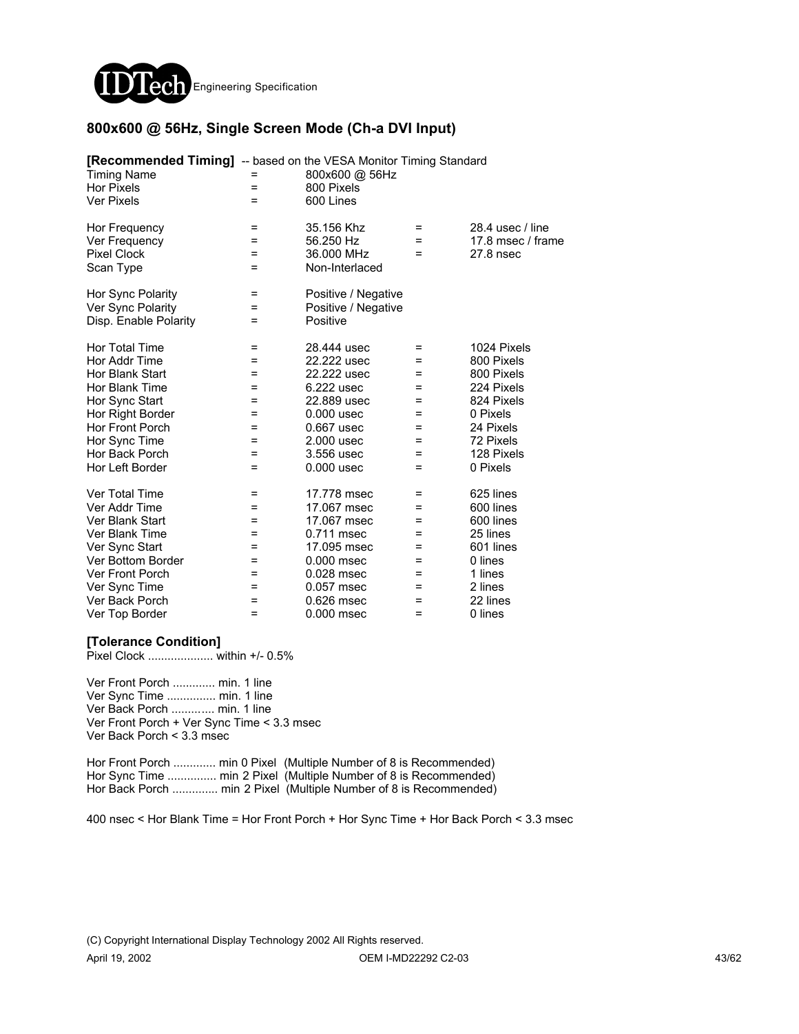## 800x600 @ 56Hz, Single Screen Mode (Ch-a DVI Input)

**[Recommended Timing]** -- based on the VESA Monitor Timing Standard

| | | | | |
|---|---|---|---|---|
| Timing Name | = | 800x600 @ 56Hz | | |
| Hor Pixels | = | 800 Pixels | | |
| Ver Pixels | = | 600 Lines | | |
| | | | | |
| Hor Frequency | = | 35.156 Khz | = | 28.4 usec / line |
| Ver Frequency | = | 56.250 Hz | = | 17.8 msec / frame |
| Pixel Clock | = | 36.000 MHz | = | 27.8 nsec |
| Scan Type | = | Non-Interlaced | | |
| | | | | |
| Hor Sync Polarity | = | Positive / Negative | | |
| Ver Sync Polarity | = | Positive / Negative | | |
| Disp. Enable Polarity | = | Positive | | |
| | | | | |
| Hor Total Time | = | 28.444 usec | = | 1024 Pixels |
| Hor Addr Time | = | 22.222 usec | = | 800 Pixels |
| Hor Blank Start | = | 22.222 usec | = | 800 Pixels |
| Hor Blank Time | = | 6.222 usec | = | 224 Pixels |
| Hor Sync Start | = | 22.889 usec | = | 824 Pixels |
| Hor Right Border | = | 0.000 usec | = | 0 Pixels |
| Hor Front Porch | = | 0.667 usec | = | 24 Pixels |
| Hor Sync Time | = | 2.000 usec | = | 72 Pixels |
| Hor Back Porch | = | 3.556 usec | = | 128 Pixels |
| Hor Left Border | = | 0.000 usec | = | 0 Pixels |
| | | | | |
| Ver Total Time | = | 17.778 msec | = | 625 lines |
| Ver Addr Time | = | 17.067 msec | = | 600 lines |
| Ver Blank Start | = | 17.067 msec | = | 600 lines |
| Ver Blank Time | = | 0.711 msec | = | 25 lines |
| Ver Sync Start | = | 17.095 msec | = | 601 lines |
| Ver Bottom Border | = | 0.000 msec | = | 0 lines |
| Ver Front Porch | = | 0.028 msec | = | 1 lines |
| Ver Sync Time | = | 0.057 msec | = | 2 lines |
| Ver Back Porch | = | 0.626 msec | = | 22 lines |
| Ver Top Border | = | 0.000 msec | = | 0 lines |

**[Tolerance Condition]**

Pixel Clock .................... within +/- 0.5%

Ver Front Porch ............. min. 1 line
Ver Sync Time ............... min. 1 line
Ver Back Porch ............. min. 1 line
Ver Front Porch + Ver Sync Time < 3.3 msec
Ver Back Porch < 3.3 msec

Hor Front Porch ............. min 0 Pixel (Multiple Number of 8 is Recommended)
Hor Sync Time ............... min 2 Pixel (Multiple Number of 8 is Recommended)
Hor Back Porch .............. min 2 Pixel (Multiple Number of 8 is Recommended)

400 nsec < Hor Blank Time = Hor Front Porch + Hor Sync Time + Hor Back Porch < 3.3 msec

(C) Copyright International Display Technology 2002 All Rights reserved.

April 19, 2002 OEM I-MD22292 C2-03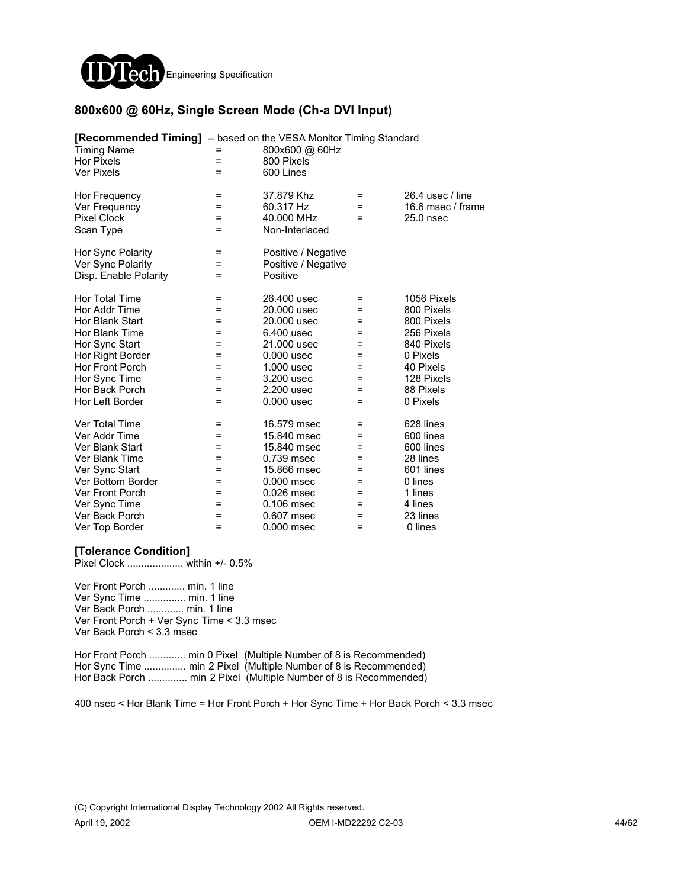## 800x600 @ 60Hz, Single Screen Mode (Ch-a DVI Input)

**[Recommended Timing]** -- based on the VESA Monitor Timing Standard

| | | | | |
|---|---|---|---|---|
| Timing Name | = | 800x600 @ 60Hz | | |
| Hor Pixels | = | 800 Pixels | | |
| Ver Pixels | = | 600 Lines | | |
| | | | | |
| Hor Frequency | = | 37.879 Khz | = | 26.4 usec / line |
| Ver Frequency | = | 60.317 Hz | = | 16.6 msec / frame |
| Pixel Clock | = | 40.000 MHz | = | 25.0 nsec |
| Scan Type | = | Non-Interlaced | | |
| | | | | |
| Hor Sync Polarity | = | Positive / Negative | | |
| Ver Sync Polarity | = | Positive / Negative | | |
| Disp. Enable Polarity | = | Positive | | |
| | | | | |
| Hor Total Time | = | 26.400 usec | = | 1056 Pixels |
| Hor Addr Time | = | 20.000 usec | = | 800 Pixels |
| Hor Blank Start | = | 20.000 usec | = | 800 Pixels |
| Hor Blank Time | = | 6.400 usec | = | 256 Pixels |
| Hor Sync Start | = | 21.000 usec | = | 840 Pixels |
| Hor Right Border | = | 0.000 usec | = | 0 Pixels |
| Hor Front Porch | = | 1.000 usec | = | 40 Pixels |
| Hor Sync Time | = | 3.200 usec | = | 128 Pixels |
| Hor Back Porch | = | 2.200 usec | = | 88 Pixels |
| Hor Left Border | = | 0.000 usec | = | 0 Pixels |
| | | | | |
| Ver Total Time | = | 16.579 msec | = | 628 lines |
| Ver Addr Time | = | 15.840 msec | = | 600 lines |
| Ver Blank Start | = | 15.840 msec | = | 600 lines |
| Ver Blank Time | = | 0.739 msec | = | 28 lines |
| Ver Sync Start | = | 15.866 msec | = | 601 lines |
| Ver Bottom Border | = | 0.000 msec | = | 0 lines |
| Ver Front Porch | = | 0.026 msec | = | 1 lines |
| Ver Sync Time | = | 0.106 msec | = | 4 lines |
| Ver Back Porch | = | 0.607 msec | = | 23 lines |
| Ver Top Border | = | 0.000 msec | = | 0 lines |

**[Tolerance Condition]**

Pixel Clock .................... within +/- 0.5%

Ver Front Porch ............. min. 1 line
Ver Sync Time ............... min. 1 line
Ver Back Porch ............. min. 1 line
Ver Front Porch + Ver Sync Time < 3.3 msec
Ver Back Porch < 3.3 msec

Hor Front Porch ............. min 0 Pixel (Multiple Number of 8 is Recommended)
Hor Sync Time ............... min 2 Pixel (Multiple Number of 8 is Recommended)
Hor Back Porch .............. min 2 Pixel (Multiple Number of 8 is Recommended)

400 nsec < Hor Blank Time = Hor Front Porch + Hor Sync Time + Hor Back Porch < 3.3 msec

(C) Copyright International Display Technology 2002 All Rights reserved.

April 19, 2002 OEM I-MD22292 C2-03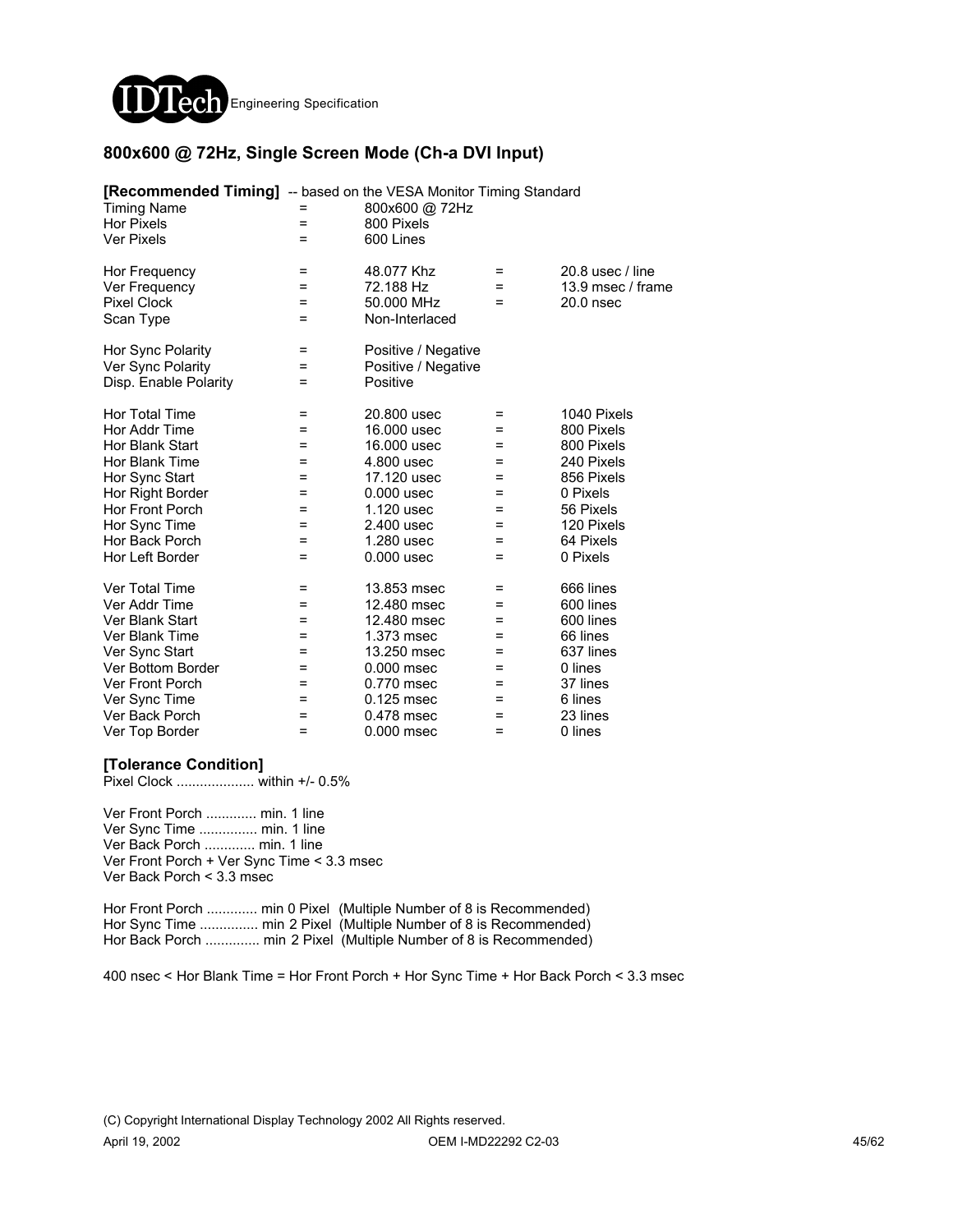## 800x600 @ 72Hz, Single Screen Mode (Ch-a DVI Input)

**[Recommended Timing]** -- based on the VESA Monitor Timing Standard

| | | | | |
|---|---|---|---|---|
| Timing Name | = | 800x600 @ 72Hz | | |
| Hor Pixels | = | 800 Pixels | | |
| Ver Pixels | = | 600 Lines | | |
| | | | | |
| Hor Frequency | = | 48.077 Khz | = | 20.8 usec / line |
| Ver Frequency | = | 72.188 Hz | = | 13.9 msec / frame |
| Pixel Clock | = | 50.000 MHz | = | 20.0 nsec |
| Scan Type | = | Non-Interlaced | | |
| | | | | |
| Hor Sync Polarity | = | Positive / Negative | | |
| Ver Sync Polarity | = | Positive / Negative | | |
| Disp. Enable Polarity | = | Positive | | |
| | | | | |
| Hor Total Time | = | 20.800 usec | = | 1040 Pixels |
| Hor Addr Time | = | 16.000 usec | = | 800 Pixels |
| Hor Blank Start | = | 16.000 usec | = | 800 Pixels |
| Hor Blank Time | = | 4.800 usec | = | 240 Pixels |
| Hor Sync Start | = | 17.120 usec | = | 856 Pixels |
| Hor Right Border | = | 0.000 usec | = | 0 Pixels |
| Hor Front Porch | = | 1.120 usec | = | 56 Pixels |
| Hor Sync Time | = | 2.400 usec | = | 120 Pixels |
| Hor Back Porch | = | 1.280 usec | = | 64 Pixels |
| Hor Left Border | = | 0.000 usec | = | 0 Pixels |
| | | | | |
| Ver Total Time | = | 13.853 msec | = | 666 lines |
| Ver Addr Time | = | 12.480 msec | = | 600 lines |
| Ver Blank Start | = | 12.480 msec | = | 600 lines |
| Ver Blank Time | = | 1.373 msec | = | 66 lines |
| Ver Sync Start | = | 13.250 msec | = | 637 lines |
| Ver Bottom Border | = | 0.000 msec | = | 0 lines |
| Ver Front Porch | = | 0.770 msec | = | 37 lines |
| Ver Sync Time | = | 0.125 msec | = | 6 lines |
| Ver Back Porch | = | 0.478 msec | = | 23 lines |
| Ver Top Border | = | 0.000 msec | = | 0 lines |

**[Tolerance Condition]**

Pixel Clock .................... within +/- 0.5%

Ver Front Porch ............. min. 1 line
Ver Sync Time ............... min. 1 line
Ver Back Porch ............. min. 1 line
Ver Front Porch + Ver Sync Time < 3.3 msec
Ver Back Porch < 3.3 msec

Hor Front Porch ............. min 0 Pixel (Multiple Number of 8 is Recommended)
Hor Sync Time ............... min 2 Pixel (Multiple Number of 8 is Recommended)
Hor Back Porch .............. min 2 Pixel (Multiple Number of 8 is Recommended)

400 nsec < Hor Blank Time = Hor Front Porch + Hor Sync Time + Hor Back Porch < 3.3 msec

(C) Copyright International Display Technology 2002 All Rights reserved.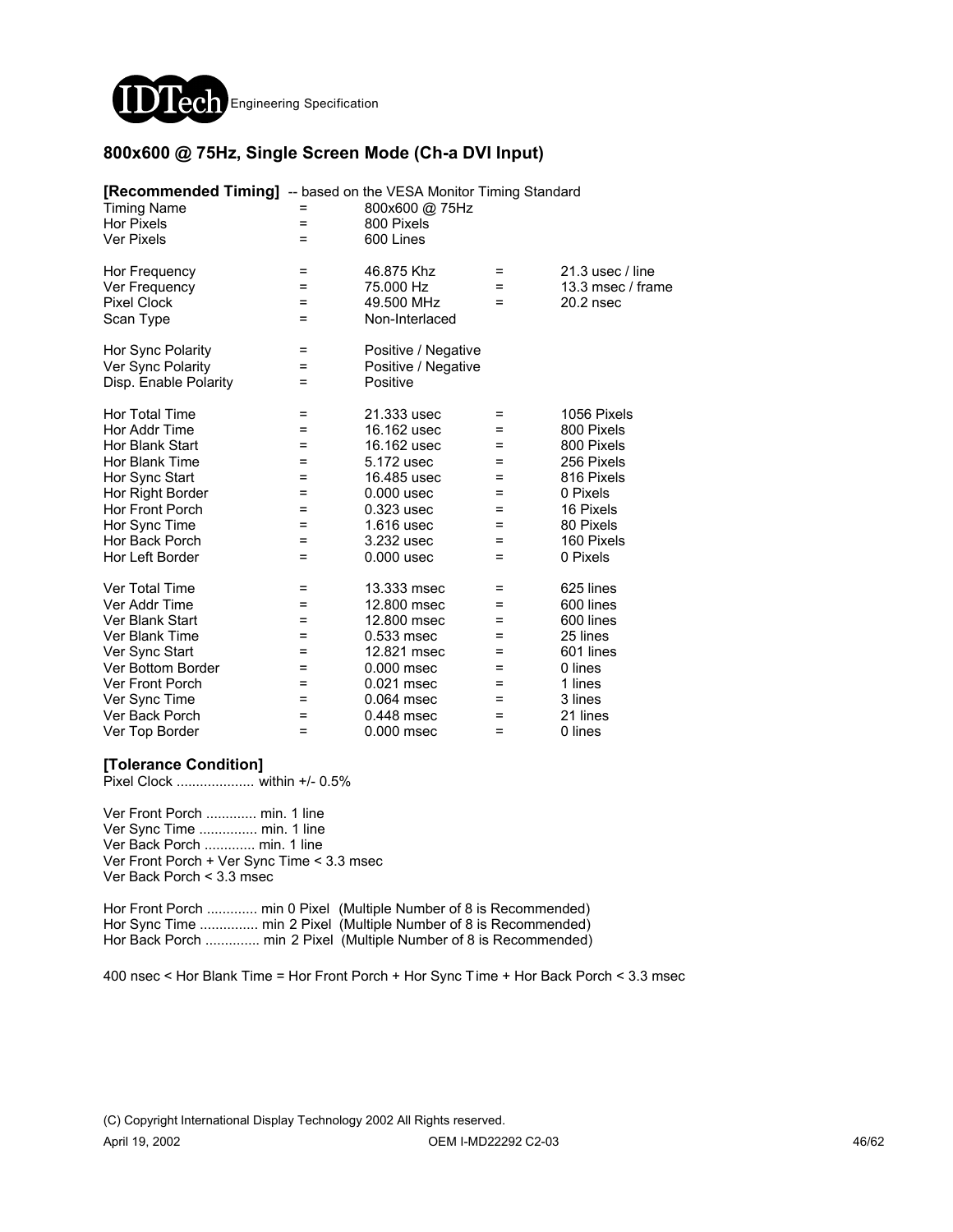## 800x600 @ 75Hz, Single Screen Mode (Ch-a DVI Input)

**[Recommended Timing]** -- based on the VESA Monitor Timing Standard

| | | | | |
|---|---|---|---|---|
| Timing Name | = | 800x600 @ 75Hz | | |
| Hor Pixels | = | 800 Pixels | | |
| Ver Pixels | = | 600 Lines | | |
| Hor Frequency | = | 46.875 Khz | = | 21.3 usec / line |
| Ver Frequency | = | 75.000 Hz | = | 13.3 msec / frame |
| Pixel Clock | = | 49.500 MHz | = | 20.2 nsec |
| Scan Type | = | Non-Interlaced | | |
| Hor Sync Polarity | = | Positive / Negative | | |
| Ver Sync Polarity | = | Positive / Negative | | |
| Disp. Enable Polarity | = | Positive | | |
| Hor Total Time | = | 21.333 usec | = | 1056 Pixels |
| Hor Addr Time | = | 16.162 usec | = | 800 Pixels |
| Hor Blank Start | = | 16.162 usec | = | 800 Pixels |
| Hor Blank Time | = | 5.172 usec | = | 256 Pixels |
| Hor Sync Start | = | 16.485 usec | = | 816 Pixels |
| Hor Right Border | = | 0.000 usec | = | 0 Pixels |
| Hor Front Porch | = | 0.323 usec | = | 16 Pixels |
| Hor Sync Time | = | 1.616 usec | = | 80 Pixels |
| Hor Back Porch | = | 3.232 usec | = | 160 Pixels |
| Hor Left Border | = | 0.000 usec | = | 0 Pixels |
| Ver Total Time | = | 13.333 msec | = | 625 lines |
| Ver Addr Time | = | 12.800 msec | = | 600 lines |
| Ver Blank Start | = | 12.800 msec | = | 600 lines |
| Ver Blank Time | = | 0.533 msec | = | 25 lines |
| Ver Sync Start | = | 12.821 msec | = | 601 lines |
| Ver Bottom Border | = | 0.000 msec | = | 0 lines |
| Ver Front Porch | = | 0.021 msec | = | 1 lines |
| Ver Sync Time | = | 0.064 msec | = | 3 lines |
| Ver Back Porch | = | 0.448 msec | = | 21 lines |
| Ver Top Border | = | 0.000 msec | = | 0 lines |

**[Tolerance Condition]**

Pixel Clock .................... within +/- 0.5%

Ver Front Porch ............. min. 1 line
Ver Sync Time ............... min. 1 line
Ver Back Porch ............. min. 1 line
Ver Front Porch + Ver Sync Time < 3.3 msec
Ver Back Porch < 3.3 msec

Hor Front Porch ............. min 0 Pixel (Multiple Number of 8 is Recommended)
Hor Sync Time ............... min 2 Pixel (Multiple Number of 8 is Recommended)
Hor Back Porch .............. min 2 Pixel (Multiple Number of 8 is Recommended)

400 nsec < Hor Blank Time = Hor Front Porch + Hor Sync Time + Hor Back Porch < 3.3 msec

(C) Copyright International Display Technology 2002 All Rights reserved.

April 19, 2002 OEM I-MD22292 C2-03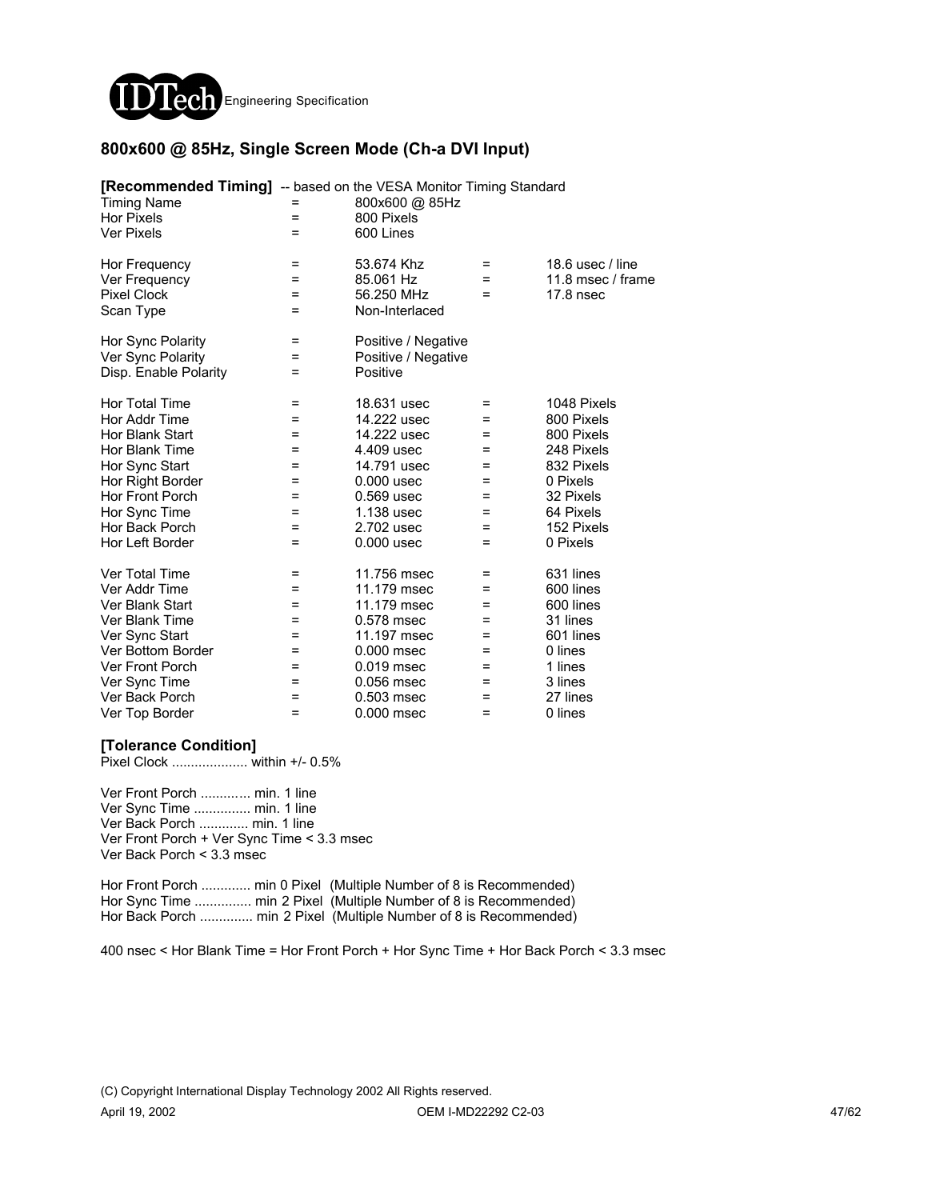## 800x600 @ 85Hz, Single Screen Mode (Ch-a DVI Input)

**[Recommended Timing]** -- based on the VESA Monitor Timing Standard

| | | | | |
|---|---|---|---|---|
| Timing Name | = | 800x600 @ 85Hz | | |
| Hor Pixels | = | 800 Pixels | | |
| Ver Pixels | = | 600 Lines | | |
| | | | | |
| Hor Frequency | = | 53.674 Khz | = | 18.6 usec / line |
| Ver Frequency | = | 85.061 Hz | = | 11.8 msec / frame |
| Pixel Clock | = | 56.250 MHz | = | 17.8 nsec |
| Scan Type | = | Non-Interlaced | | |
| | | | | |
| Hor Sync Polarity | = | Positive / Negative | | |
| Ver Sync Polarity | = | Positive / Negative | | |
| Disp. Enable Polarity | = | Positive | | |
| | | | | |
| Hor Total Time | = | 18.631 usec | = | 1048 Pixels |
| Hor Addr Time | = | 14.222 usec | = | 800 Pixels |
| Hor Blank Start | = | 14.222 usec | = | 800 Pixels |
| Hor Blank Time | = | 4.409 usec | = | 248 Pixels |
| Hor Sync Start | = | 14.791 usec | = | 832 Pixels |
| Hor Right Border | = | 0.000 usec | = | 0 Pixels |
| Hor Front Porch | = | 0.569 usec | = | 32 Pixels |
| Hor Sync Time | = | 1.138 usec | = | 64 Pixels |
| Hor Back Porch | = | 2.702 usec | = | 152 Pixels |
| Hor Left Border | = | 0.000 usec | = | 0 Pixels |
| | | | | |
| Ver Total Time | = | 11.756 msec | = | 631 lines |
| Ver Addr Time | = | 11.179 msec | = | 600 lines |
| Ver Blank Start | = | 11.179 msec | = | 600 lines |
| Ver Blank Time | = | 0.578 msec | = | 31 lines |
| Ver Sync Start | = | 11.197 msec | = | 601 lines |
| Ver Bottom Border | = | 0.000 msec | = | 0 lines |
| Ver Front Porch | = | 0.019 msec | = | 1 lines |
| Ver Sync Time | = | 0.056 msec | = | 3 lines |
| Ver Back Porch | = | 0.503 msec | = | 27 lines |
| Ver Top Border | = | 0.000 msec | = | 0 lines |

**[Tolerance Condition]**

Pixel Clock .................... within +/- 0.5%

Ver Front Porch ............. min. 1 line
Ver Sync Time ............... min. 1 line
Ver Back Porch ............. min. 1 line
Ver Front Porch + Ver Sync Time < 3.3 msec
Ver Back Porch < 3.3 msec

Hor Front Porch ............. min 0 Pixel (Multiple Number of 8 is Recommended)
Hor Sync Time ............... min 2 Pixel (Multiple Number of 8 is Recommended)
Hor Back Porch .............. min 2 Pixel (Multiple Number of 8 is Recommended)

400 nsec < Hor Blank Time = Hor Front Porch + Hor Sync Time + Hor Back Porch < 3.3 msec

(C) Copyright International Display Technology 2002 All Rights reserved.

April 19, 2002 OEM I-MD22292 C2-03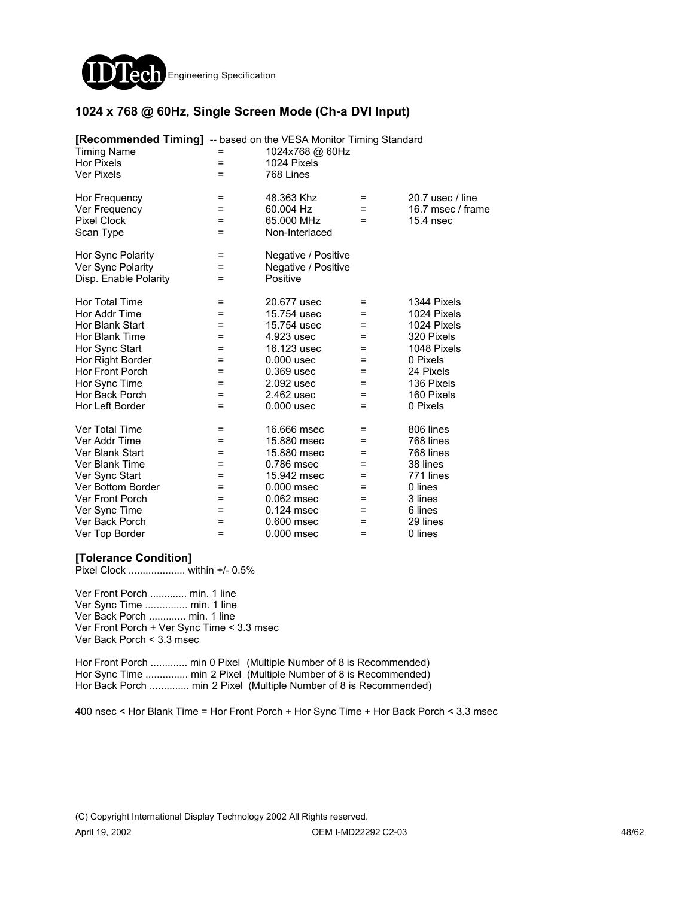## 1024 x 768 @ 60Hz, Single Screen Mode (Ch-a DVI Input)

**[Recommended Timing]** -- based on the VESA Monitor Timing Standard

| | | | | |
|---|---|---|---|---|
| Timing Name | = | 1024x768 @ 60Hz | | |
| Hor Pixels | = | 1024 Pixels | | |
| Ver Pixels | = | 768 Lines | | |
| | | | | |
| Hor Frequency | = | 48.363 Khz | = | 20.7 usec / line |
| Ver Frequency | = | 60.004 Hz | = | 16.7 msec / frame |
| Pixel Clock | = | 65.000 MHz | = | 15.4 nsec |
| Scan Type | = | Non-Interlaced | | |
| | | | | |
| Hor Sync Polarity | = | Negative / Positive | | |
| Ver Sync Polarity | = | Negative / Positive | | |
| Disp. Enable Polarity | = | Positive | | |
| | | | | |
| Hor Total Time | = | 20.677 usec | = | 1344 Pixels |
| Hor Addr Time | = | 15.754 usec | = | 1024 Pixels |
| Hor Blank Start | = | 15.754 usec | = | 1024 Pixels |
| Hor Blank Time | = | 4.923 usec | = | 320 Pixels |
| Hor Sync Start | = | 16.123 usec | = | 1048 Pixels |
| Hor Right Border | = | 0.000 usec | = | 0 Pixels |
| Hor Front Porch | = | 0.369 usec | = | 24 Pixels |
| Hor Sync Time | = | 2.092 usec | = | 136 Pixels |
| Hor Back Porch | = | 2.462 usec | = | 160 Pixels |
| Hor Left Border | = | 0.000 usec | = | 0 Pixels |
| | | | | |
| Ver Total Time | = | 16.666 msec | = | 806 lines |
| Ver Addr Time | = | 15.880 msec | = | 768 lines |
| Ver Blank Start | = | 15.880 msec | = | 768 lines |
| Ver Blank Time | = | 0.786 msec | = | 38 lines |
| Ver Sync Start | = | 15.942 msec | = | 771 lines |
| Ver Bottom Border | = | 0.000 msec | = | 0 lines |
| Ver Front Porch | = | 0.062 msec | = | 3 lines |
| Ver Sync Time | = | 0.124 msec | = | 6 lines |
| Ver Back Porch | = | 0.600 msec | = | 29 lines |
| Ver Top Border | = | 0.000 msec | = | 0 lines |

**[Tolerance Condition]**

Pixel Clock .................... within +/- 0.5%

Ver Front Porch ............. min. 1 line
Ver Sync Time ............... min. 1 line
Ver Back Porch ............. min. 1 line
Ver Front Porch + Ver Sync Time < 3.3 msec
Ver Back Porch < 3.3 msec

Hor Front Porch ............. min 0 Pixel (Multiple Number of 8 is Recommended)
Hor Sync Time ............... min 2 Pixel (Multiple Number of 8 is Recommended)
Hor Back Porch .............. min 2 Pixel (Multiple Number of 8 is Recommended)

400 nsec < Hor Blank Time = Hor Front Porch + Hor Sync Time + Hor Back Porch < 3.3 msec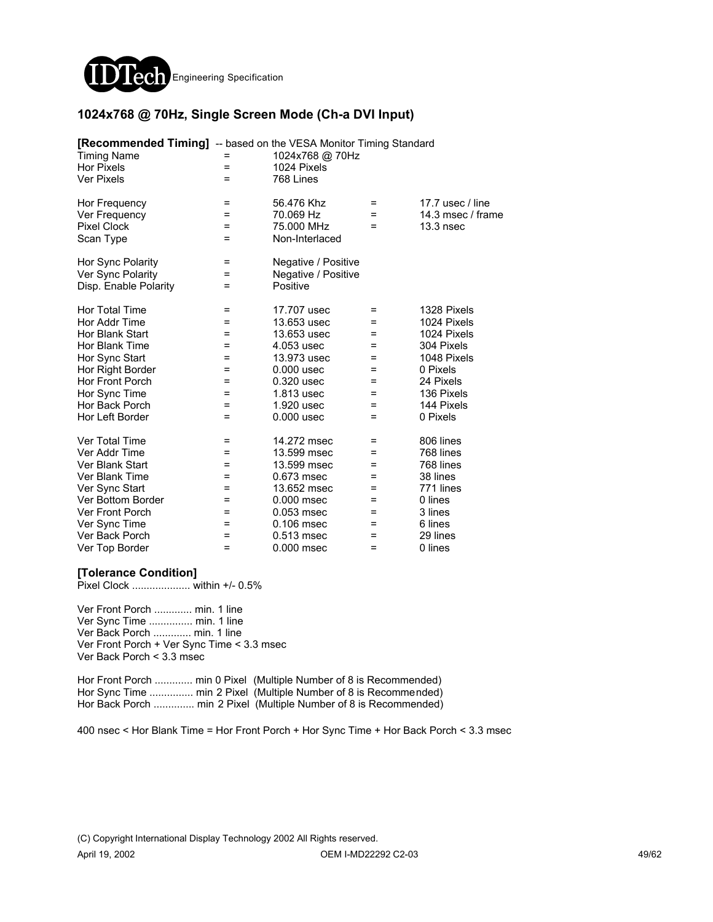## 1024x768 @ 70Hz, Single Screen Mode (Ch-a DVI Input)

**[Recommended Timing]** -- based on the VESA Monitor Timing Standard

| | | | | |
|---|---|---|---|---|
| Timing Name | = | 1024x768 @ 70Hz | | |
| Hor Pixels | = | 1024 Pixels | | |
| Ver Pixels | = | 768 Lines | | |
| Hor Frequency | = | 56.476 Khz | = | 17.7 usec / line |
| Ver Frequency | = | 70.069 Hz | = | 14.3 msec / frame |
| Pixel Clock | = | 75.000 MHz | = | 13.3 nsec |
| Scan Type | = | Non-Interlaced | | |
| Hor Sync Polarity | = | Negative / Positive | | |
| Ver Sync Polarity | = | Negative / Positive | | |
| Disp. Enable Polarity | = | Positive | | |
| Hor Total Time | = | 17.707 usec | = | 1328 Pixels |
| Hor Addr Time | = | 13.653 usec | = | 1024 Pixels |
| Hor Blank Start | = | 13.653 usec | = | 1024 Pixels |
| Hor Blank Time | = | 4.053 usec | = | 304 Pixels |
| Hor Sync Start | = | 13.973 usec | = | 1048 Pixels |
| Hor Right Border | = | 0.000 usec | = | 0 Pixels |
| Hor Front Porch | = | 0.320 usec | = | 24 Pixels |
| Hor Sync Time | = | 1.813 usec | = | 136 Pixels |
| Hor Back Porch | = | 1.920 usec | = | 144 Pixels |
| Hor Left Border | = | 0.000 usec | = | 0 Pixels |
| Ver Total Time | = | 14.272 msec | = | 806 lines |
| Ver Addr Time | = | 13.599 msec | = | 768 lines |
| Ver Blank Start | = | 13.599 msec | = | 768 lines |
| Ver Blank Time | = | 0.673 msec | = | 38 lines |
| Ver Sync Start | = | 13.652 msec | = | 771 lines |
| Ver Bottom Border | = | 0.000 msec | = | 0 lines |
| Ver Front Porch | = | 0.053 msec | = | 3 lines |
| Ver Sync Time | = | 0.106 msec | = | 6 lines |
| Ver Back Porch | = | 0.513 msec | = | 29 lines |
| Ver Top Border | = | 0.000 msec | = | 0 lines |

**[Tolerance Condition]**

Pixel Clock .................... within +/- 0.5%

Ver Front Porch ............. min. 1 line
Ver Sync Time ............... min. 1 line
Ver Back Porch ............. min. 1 line
Ver Front Porch + Ver Sync Time < 3.3 msec
Ver Back Porch < 3.3 msec

Hor Front Porch ............. min 0 Pixel (Multiple Number of 8 is Recommended)
Hor Sync Time ............... min 2 Pixel (Multiple Number of 8 is Recommended)
Hor Back Porch .............. min 2 Pixel (Multiple Number of 8 is Recommended)

400 nsec < Hor Blank Time = Hor Front Porch + Hor Sync Time + Hor Back Porch < 3.3 msec

(C) Copyright International Display Technology 2002 All Rights reserved.

April 19, 2002 OEM I-MD22292 C2-03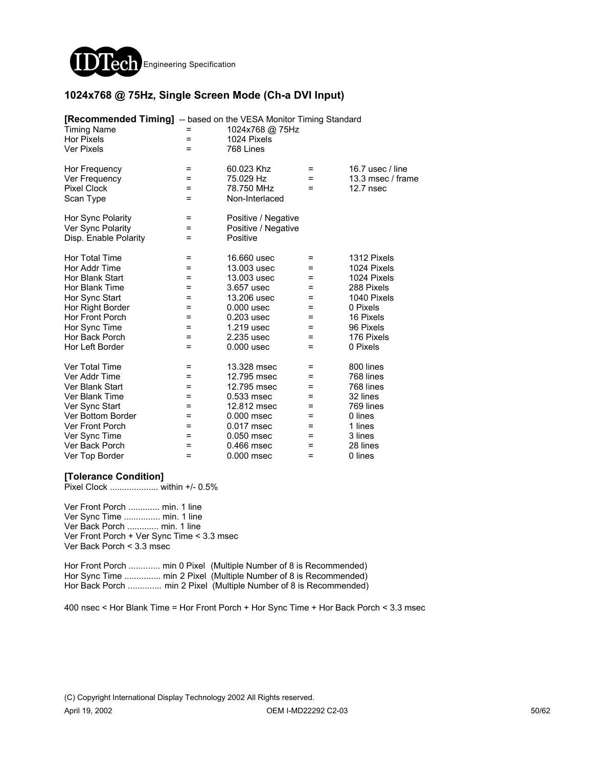## 1024x768 @ 75Hz, Single Screen Mode (Ch-a DVI Input)

**[Recommended Timing]** -- based on the VESA Monitor Timing Standard

| | | | | |
|---|---|---|---|---|
| Timing Name | = | 1024x768 @ 75Hz | | |
| Hor Pixels | = | 1024 Pixels | | |
| Ver Pixels | = | 768 Lines | | |
| Hor Frequency | = | 60.023 Khz | = | 16.7 usec / line |
| Ver Frequency | = | 75.029 Hz | = | 13.3 msec / frame |
| Pixel Clock | = | 78.750 MHz | = | 12.7 nsec |
| Scan Type | = | Non-Interlaced | | |
| Hor Sync Polarity | = | Positive / Negative | | |
| Ver Sync Polarity | = | Positive / Negative | | |
| Disp. Enable Polarity | = | Positive | | |
| Hor Total Time | = | 16.660 usec | = | 1312 Pixels |
| Hor Addr Time | = | 13.003 usec | = | 1024 Pixels |
| Hor Blank Start | = | 13.003 usec | = | 1024 Pixels |
| Hor Blank Time | = | 3.657 usec | = | 288 Pixels |
| Hor Sync Start | = | 13.206 usec | = | 1040 Pixels |
| Hor Right Border | = | 0.000 usec | = | 0 Pixels |
| Hor Front Porch | = | 0.203 usec | = | 16 Pixels |
| Hor Sync Time | = | 1.219 usec | = | 96 Pixels |
| Hor Back Porch | = | 2.235 usec | = | 176 Pixels |
| Hor Left Border | = | 0.000 usec | = | 0 Pixels |
| Ver Total Time | = | 13.328 msec | = | 800 lines |
| Ver Addr Time | = | 12.795 msec | = | 768 lines |
| Ver Blank Start | = | 12.795 msec | = | 768 lines |
| Ver Blank Time | = | 0.533 msec | = | 32 lines |
| Ver Sync Start | = | 12.812 msec | = | 769 lines |
| Ver Bottom Border | = | 0.000 msec | = | 0 lines |
| Ver Front Porch | = | 0.017 msec | = | 1 lines |
| Ver Sync Time | = | 0.050 msec | = | 3 lines |
| Ver Back Porch | = | 0.466 msec | = | 28 lines |
| Ver Top Border | = | 0.000 msec | = | 0 lines |

**[Tolerance Condition]**

Pixel Clock .................... within +/- 0.5%

Ver Front Porch ............. min. 1 line
Ver Sync Time ............... min. 1 line
Ver Back Porch ............. min. 1 line
Ver Front Porch + Ver Sync Time < 3.3 msec
Ver Back Porch < 3.3 msec

Hor Front Porch ............. min 0 Pixel (Multiple Number of 8 is Recommended)
Hor Sync Time ............... min 2 Pixel (Multiple Number of 8 is Recommended)
Hor Back Porch .............. min 2 Pixel (Multiple Number of 8 is Recommended)

400 nsec < Hor Blank Time = Hor Front Porch + Hor Sync Time + Hor Back Porch < 3.3 msec

(C) Copyright International Display Technology 2002 All Rights reserved.

April 19, 2002 OEM I-MD22292 C2-03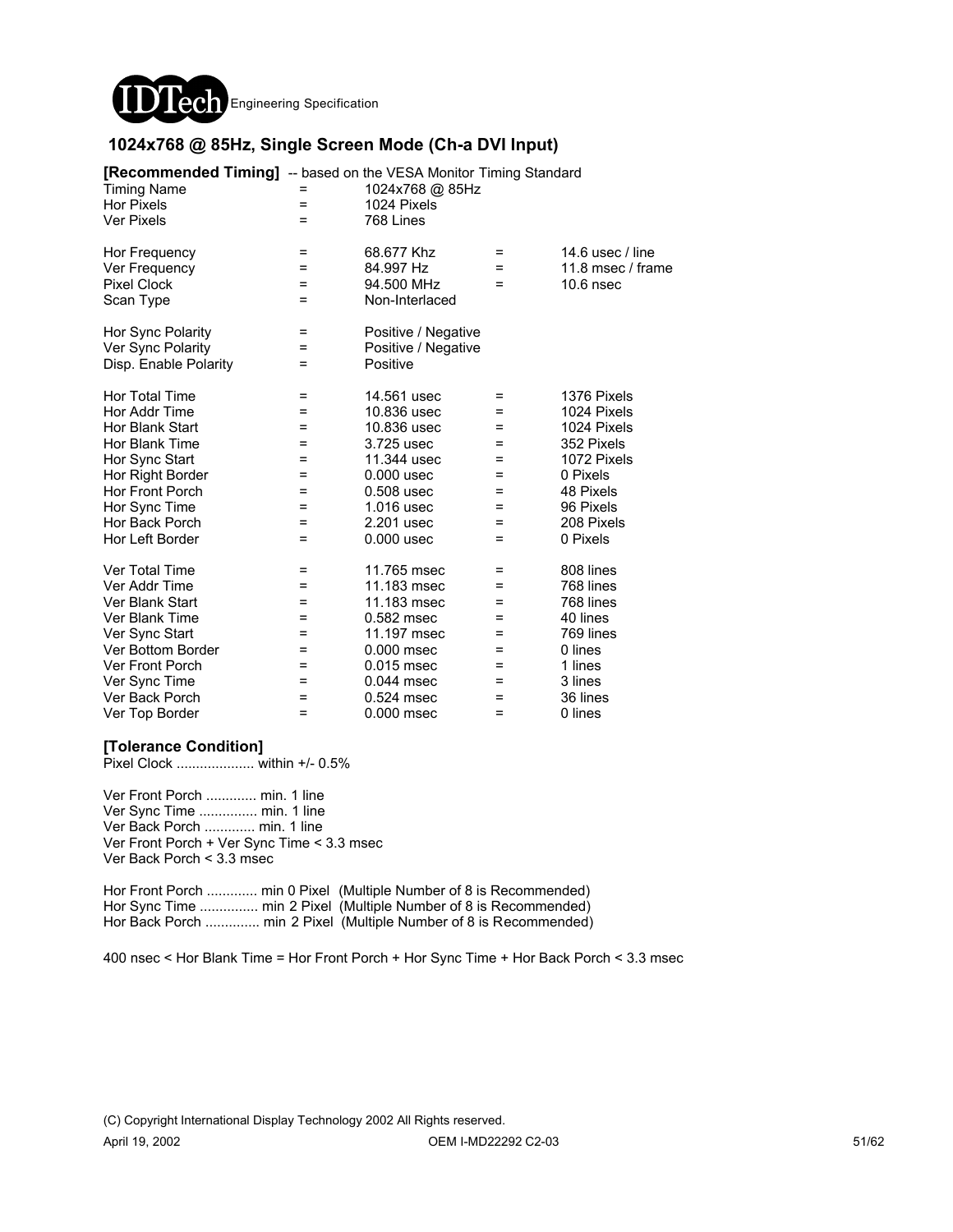## 1024x768 @ 85Hz, Single Screen Mode (Ch-a DVI Input)

**[Recommended Timing]** -- based on the VESA Monitor Timing Standard

| | | | | |
|---|---|---|---|---|
| Timing Name | = | 1024x768 @ 85Hz | | |
| Hor Pixels | = | 1024 Pixels | | |
| Ver Pixels | = | 768 Lines | | |
| | | | | |
| Hor Frequency | = | 68.677 Khz | = | 14.6 usec / line |
| Ver Frequency | = | 84.997 Hz | = | 11.8 msec / frame |
| Pixel Clock | = | 94.500 MHz | = | 10.6 nsec |
| Scan Type | = | Non-Interlaced | | |
| | | | | |
| Hor Sync Polarity | = | Positive / Negative | | |
| Ver Sync Polarity | = | Positive / Negative | | |
| Disp. Enable Polarity | = | Positive | | |
| | | | | |
| Hor Total Time | = | 14.561 usec | = | 1376 Pixels |
| Hor Addr Time | = | 10.836 usec | = | 1024 Pixels |
| Hor Blank Start | = | 10.836 usec | = | 1024 Pixels |
| Hor Blank Time | = | 3.725 usec | = | 352 Pixels |
| Hor Sync Start | = | 11.344 usec | = | 1072 Pixels |
| Hor Right Border | = | 0.000 usec | = | 0 Pixels |
| Hor Front Porch | = | 0.508 usec | = | 48 Pixels |
| Hor Sync Time | = | 1.016 usec | = | 96 Pixels |
| Hor Back Porch | = | 2.201 usec | = | 208 Pixels |
| Hor Left Border | = | 0.000 usec | = | 0 Pixels |
| | | | | |
| Ver Total Time | = | 11.765 msec | = | 808 lines |
| Ver Addr Time | = | 11.183 msec | = | 768 lines |
| Ver Blank Start | = | 11.183 msec | = | 768 lines |
| Ver Blank Time | = | 0.582 msec | = | 40 lines |
| Ver Sync Start | = | 11.197 msec | = | 769 lines |
| Ver Bottom Border | = | 0.000 msec | = | 0 lines |
| Ver Front Porch | = | 0.015 msec | = | 1 lines |
| Ver Sync Time | = | 0.044 msec | = | 3 lines |
| Ver Back Porch | = | 0.524 msec | = | 36 lines |
| Ver Top Border | = | 0.000 msec | = | 0 lines |

**[Tolerance Condition]**

Pixel Clock .................... within +/- 0.5%

Ver Front Porch ............. min. 1 line
Ver Sync Time ............... min. 1 line
Ver Back Porch ............. min. 1 line
Ver Front Porch + Ver Sync Time < 3.3 msec
Ver Back Porch < 3.3 msec

Hor Front Porch ............. min 0 Pixel (Multiple Number of 8 is Recommended)
Hor Sync Time ............... min 2 Pixel (Multiple Number of 8 is Recommended)
Hor Back Porch .............. min 2 Pixel (Multiple Number of 8 is Recommended)

400 nsec < Hor Blank Time = Hor Front Porch + Hor Sync Time + Hor Back Porch < 3.3 msec

(C) Copyright International Display Technology 2002 All Rights reserved.

April 19, 2002 OEM I-MD22292 C2-03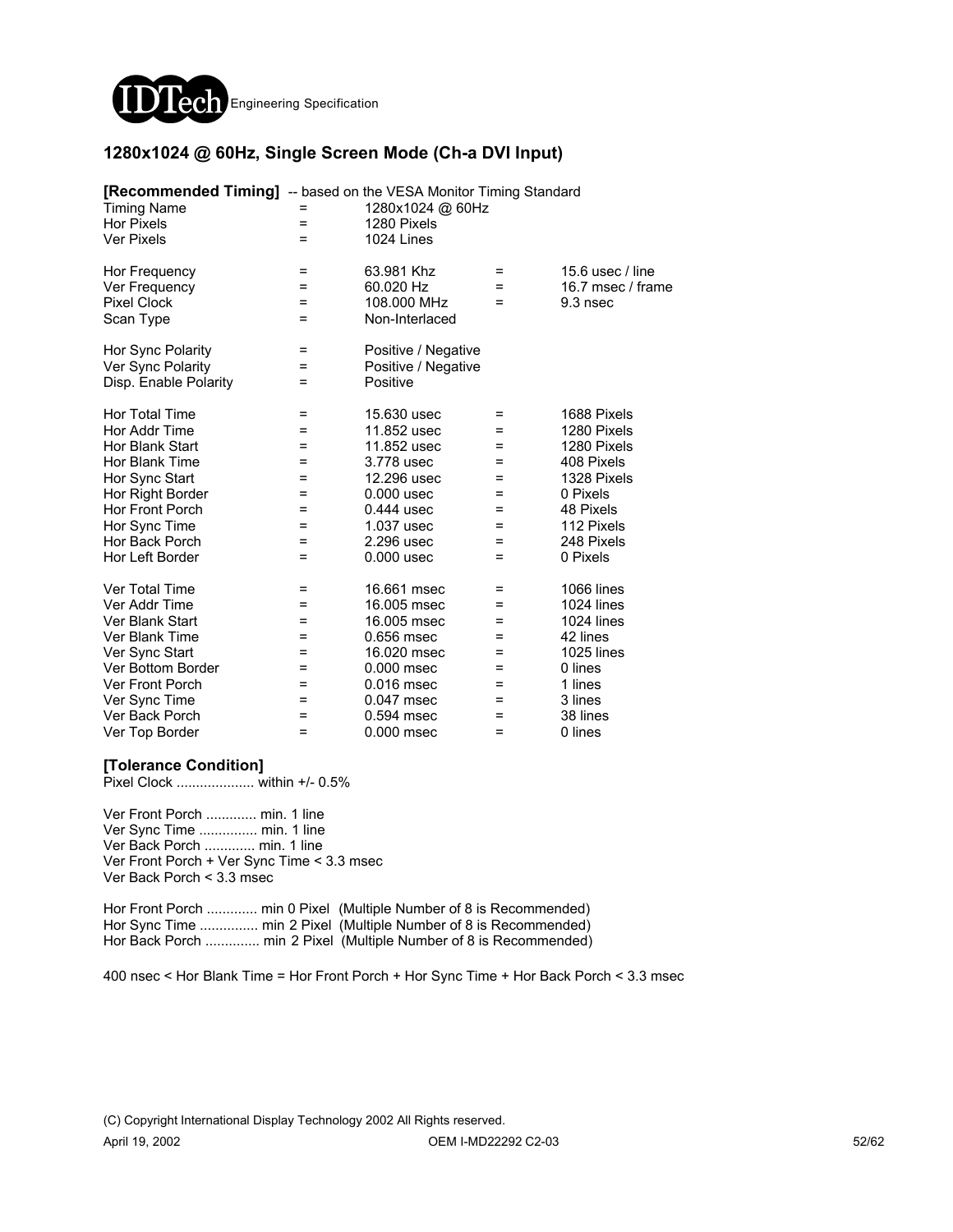## 1280x1024 @ 60Hz, Single Screen Mode (Ch-a DVI Input)

**[Recommended Timing]** -- based on the VESA Monitor Timing Standard

| | | | | |
|---|---|---|---|---|
| Timing Name | = | 1280x1024 @ 60Hz | | |
| Hor Pixels | = | 1280 Pixels | | |
| Ver Pixels | = | 1024 Lines | | |
| | | | | |
| Hor Frequency | = | 63.981 Khz | = | 15.6 usec / line |
| Ver Frequency | = | 60.020 Hz | = | 16.7 msec / frame |
| Pixel Clock | = | 108.000 MHz | = | 9.3 nsec |
| Scan Type | = | Non-Interlaced | | |
| | | | | |
| Hor Sync Polarity | = | Positive / Negative | | |
| Ver Sync Polarity | = | Positive / Negative | | |
| Disp. Enable Polarity | = | Positive | | |
| | | | | |
| Hor Total Time | = | 15.630 usec | = | 1688 Pixels |
| Hor Addr Time | = | 11.852 usec | = | 1280 Pixels |
| Hor Blank Start | = | 11.852 usec | = | 1280 Pixels |
| Hor Blank Time | = | 3.778 usec | = | 408 Pixels |
| Hor Sync Start | = | 12.296 usec | = | 1328 Pixels |
| Hor Right Border | = | 0.000 usec | = | 0 Pixels |
| Hor Front Porch | = | 0.444 usec | = | 48 Pixels |
| Hor Sync Time | = | 1.037 usec | = | 112 Pixels |
| Hor Back Porch | = | 2.296 usec | = | 248 Pixels |
| Hor Left Border | = | 0.000 usec | = | 0 Pixels |
| | | | | |
| Ver Total Time | = | 16.661 msec | = | 1066 lines |
| Ver Addr Time | = | 16.005 msec | = | 1024 lines |
| Ver Blank Start | = | 16.005 msec | = | 1024 lines |
| Ver Blank Time | = | 0.656 msec | = | 42 lines |
| Ver Sync Start | = | 16.020 msec | = | 1025 lines |
| Ver Bottom Border | = | 0.000 msec | = | 0 lines |
| Ver Front Porch | = | 0.016 msec | = | 1 lines |
| Ver Sync Time | = | 0.047 msec | = | 3 lines |
| Ver Back Porch | = | 0.594 msec | = | 38 lines |
| Ver Top Border | = | 0.000 msec | = | 0 lines |

**[Tolerance Condition]**

Pixel Clock .................... within +/- 0.5%

Ver Front Porch ............. min. 1 line
Ver Sync Time ............... min. 1 line
Ver Back Porch ............. min. 1 line
Ver Front Porch + Ver Sync Time < 3.3 msec
Ver Back Porch < 3.3 msec

Hor Front Porch ............. min 0 Pixel (Multiple Number of 8 is Recommended)
Hor Sync Time ............... min 2 Pixel (Multiple Number of 8 is Recommended)
Hor Back Porch .............. min 2 Pixel (Multiple Number of 8 is Recommended)

400 nsec < Hor Blank Time = Hor Front Porch + Hor Sync Time + Hor Back Porch < 3.3 msec

(C) Copyright International Display Technology 2002 All Rights reserved.

April 19, 2002 OEM I-MD22292 C2-03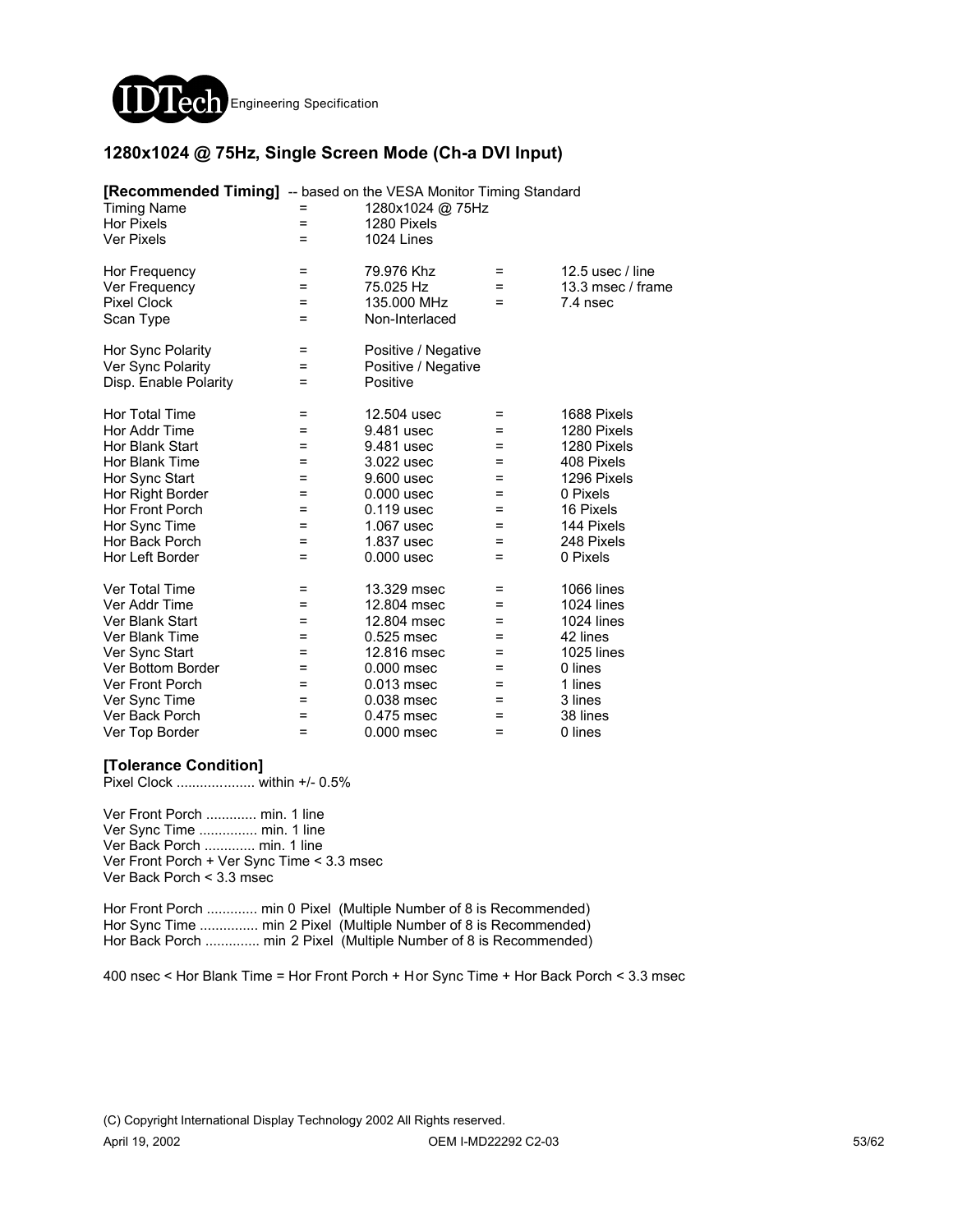## 1280x1024 @ 75Hz, Single Screen Mode (Ch-a DVI Input)

**[Recommended Timing]** -- based on the VESA Monitor Timing Standard

| | | | | |
|---|---|---|---|---|
| Timing Name | = | 1280x1024 @ 75Hz | | |
| Hor Pixels | = | 1280 Pixels | | |
| Ver Pixels | = | 1024 Lines | | |
| | | | | |
| Hor Frequency | = | 79.976 Khz | = | 12.5 usec / line |
| Ver Frequency | = | 75.025 Hz | = | 13.3 msec / frame |
| Pixel Clock | = | 135.000 MHz | = | 7.4 nsec |
| Scan Type | = | Non-Interlaced | | |
| | | | | |
| Hor Sync Polarity | = | Positive / Negative | | |
| Ver Sync Polarity | = | Positive / Negative | | |
| Disp. Enable Polarity | = | Positive | | |
| | | | | |
| Hor Total Time | = | 12.504 usec | = | 1688 Pixels |
| Hor Addr Time | = | 9.481 usec | = | 1280 Pixels |
| Hor Blank Start | = | 9.481 usec | = | 1280 Pixels |
| Hor Blank Time | = | 3.022 usec | = | 408 Pixels |
| Hor Sync Start | = | 9.600 usec | = | 1296 Pixels |
| Hor Right Border | = | 0.000 usec | = | 0 Pixels |
| Hor Front Porch | = | 0.119 usec | = | 16 Pixels |
| Hor Sync Time | = | 1.067 usec | = | 144 Pixels |
| Hor Back Porch | = | 1.837 usec | = | 248 Pixels |
| Hor Left Border | = | 0.000 usec | = | 0 Pixels |
| | | | | |
| Ver Total Time | = | 13.329 msec | = | 1066 lines |
| Ver Addr Time | = | 12.804 msec | = | 1024 lines |
| Ver Blank Start | = | 12.804 msec | = | 1024 lines |
| Ver Blank Time | = | 0.525 msec | = | 42 lines |
| Ver Sync Start | = | 12.816 msec | = | 1025 lines |
| Ver Bottom Border | = | 0.000 msec | = | 0 lines |
| Ver Front Porch | = | 0.013 msec | = | 1 lines |
| Ver Sync Time | = | 0.038 msec | = | 3 lines |
| Ver Back Porch | = | 0.475 msec | = | 38 lines |
| Ver Top Border | = | 0.000 msec | = | 0 lines |

**[Tolerance Condition]**

Pixel Clock .................... within +/- 0.5%

Ver Front Porch ............. min. 1 line
Ver Sync Time ............... min. 1 line
Ver Back Porch ............. min. 1 line
Ver Front Porch + Ver Sync Time < 3.3 msec
Ver Back Porch < 3.3 msec

Hor Front Porch ............. min 0 Pixel (Multiple Number of 8 is Recommended)
Hor Sync Time ............... min 2 Pixel (Multiple Number of 8 is Recommended)
Hor Back Porch .............. min 2 Pixel (Multiple Number of 8 is Recommended)

400 nsec < Hor Blank Time = Hor Front Porch + Hor Sync Time + Hor Back Porch < 3.3 msec

(C) Copyright International Display Technology 2002 All Rights reserved.

April 19, 2002 OEM I-MD22292 C2-03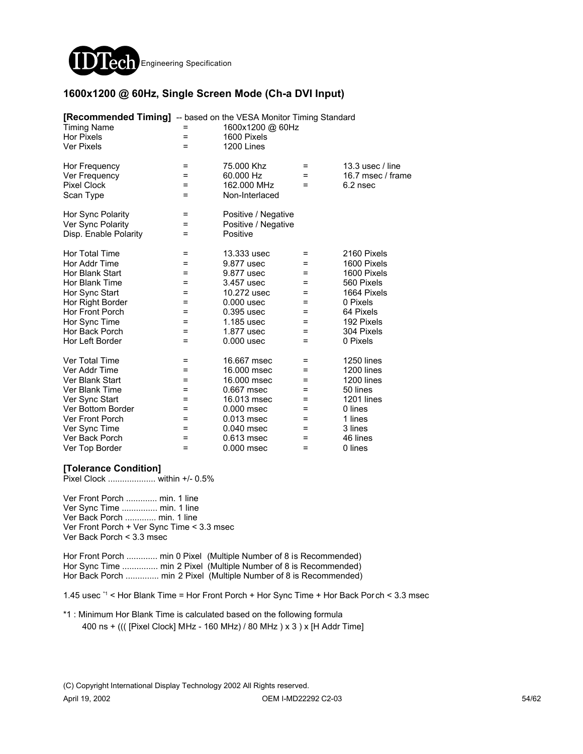## 1600x1200 @ 60Hz, Single Screen Mode (Ch-a DVI Input)

**[Recommended Timing]** -- based on the VESA Monitor Timing Standard

| | | | | |
|---|---|---|---|---|
| Timing Name | = | 1600x1200 @ 60Hz | | |
| Hor Pixels | = | 1600 Pixels | | |
| Ver Pixels | = | 1200 Lines | | |
| | | | | |
| Hor Frequency | = | 75.000 Khz | = | 13.3 usec / line |
| Ver Frequency | = | 60.000 Hz | = | 16.7 msec / frame |
| Pixel Clock | = | 162.000 MHz | = | 6.2 nsec |
| Scan Type | = | Non-Interlaced | | |
| | | | | |
| Hor Sync Polarity | = | Positive / Negative | | |
| Ver Sync Polarity | = | Positive / Negative | | |
| Disp. Enable Polarity | = | Positive | | |
| | | | | |
| Hor Total Time | = | 13.333 usec | = | 2160 Pixels |
| Hor Addr Time | = | 9.877 usec | = | 1600 Pixels |
| Hor Blank Start | = | 9.877 usec | = | 1600 Pixels |
| Hor Blank Time | = | 3.457 usec | = | 560 Pixels |
| Hor Sync Start | = | 10.272 usec | = | 1664 Pixels |
| Hor Right Border | = | 0.000 usec | = | 0 Pixels |
| Hor Front Porch | = | 0.395 usec | = | 64 Pixels |
| Hor Sync Time | = | 1.185 usec | = | 192 Pixels |
| Hor Back Porch | = | 1.877 usec | = | 304 Pixels |
| Hor Left Border | = | 0.000 usec | = | 0 Pixels |
| | | | | |
| Ver Total Time | = | 16.667 msec | = | 1250 lines |
| Ver Addr Time | = | 16.000 msec | = | 1200 lines |
| Ver Blank Start | = | 16.000 msec | = | 1200 lines |
| Ver Blank Time | = | 0.667 msec | = | 50 lines |
| Ver Sync Start | = | 16.013 msec | = | 1201 lines |
| Ver Bottom Border | = | 0.000 msec | = | 0 lines |
| Ver Front Porch | = | 0.013 msec | = | 1 lines |
| Ver Sync Time | = | 0.040 msec | = | 3 lines |
| Ver Back Porch | = | 0.613 msec | = | 46 lines |
| Ver Top Border | = | 0.000 msec | = | 0 lines |

**[Tolerance Condition]**

Pixel Clock .................... within +/- 0.5%

Ver Front Porch ............. min. 1 line
Ver Sync Time ............... min. 1 line
Ver Back Porch ............. min. 1 line
Ver Front Porch + Ver Sync Time < 3.3 msec
Ver Back Porch < 3.3 msec

Hor Front Porch ............. min 0 Pixel (Multiple Number of 8 is Recommended)
Hor Sync Time ............... min 2 Pixel (Multiple Number of 8 is Recommended)
Hor Back Porch .............. min 2 Pixel (Multiple Number of 8 is Recommended)

1.45 usec [*1] < Hor Blank Time = Hor Front Porch + Hor Sync Time + Hor Back Porch < 3.3 msec

*1 : Minimum Hor Blank Time is calculated based on the following formula
400 ns + ((( [Pixel Clock] MHz - 160 MHz) / 80 MHz ) x 3 ) x [H Addr Time]

(C) Copyright International Display Technology 2002 All Rights reserved.

April 19, 2002 OEM I-MD22292 C2-03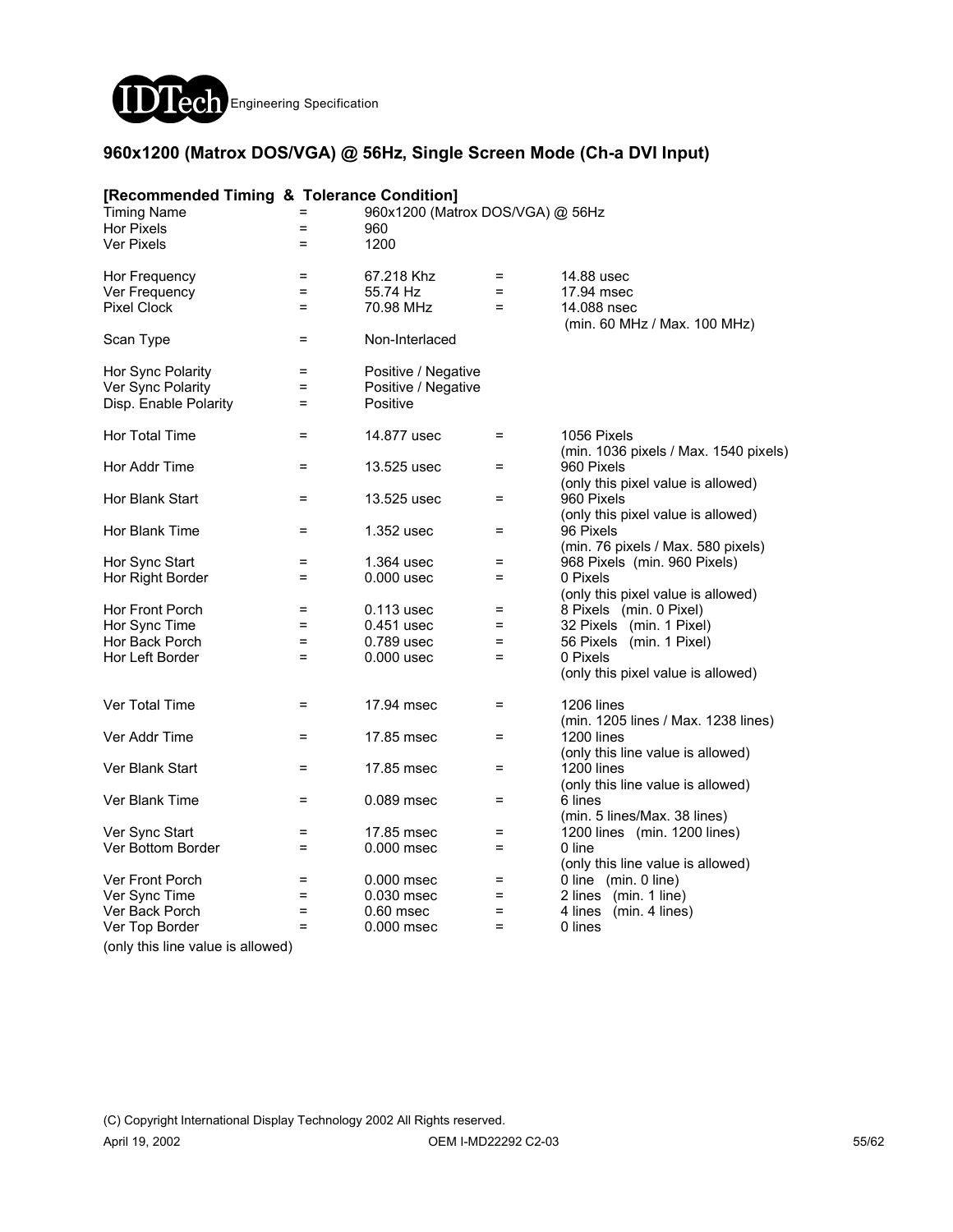## 960x1200 (Matrox DOS/VGA) @ 56Hz, Single Screen Mode (Ch-a DVI Input)

**[Recommended Timing & Tolerance Condition]**

| Parameter | | Value | | Value |
|---|---|---|---|---|
| Timing Name | = | 960x1200 (Matrox DOS/VGA) @ 56Hz | | |
| Hor Pixels | = | 960 | | |
| Ver Pixels | = | 1200 | | |
| Hor Frequency | = | 67.218 Khz | = | 14.88 usec |
| Ver Frequency | = | 55.74 Hz | = | 17.94 msec |
| Pixel Clock | = | 70.98 MHz | = | 14.088 nsec (min. 60 MHz / Max. 100 MHz) |
| Scan Type | = | Non-Interlaced | | |
| Hor Sync Polarity | = | Positive / Negative | | |
| Ver Sync Polarity | = | Positive / Negative | | |
| Disp. Enable Polarity | = | Positive | | |
| Hor Total Time | = | 14.877 usec | = | 1056 Pixels (min. 1036 pixels / Max. 1540 pixels) |
| Hor Addr Time | = | 13.525 usec | = | 960 Pixels (only this pixel value is allowed) |
| Hor Blank Start | = | 13.525 usec | = | 960 Pixels (only this pixel value is allowed) |
| Hor Blank Time | = | 1.352 usec | = | 96 Pixels (min. 76 pixels / Max. 580 pixels) |
| Hor Sync Start | = | 1.364 usec | = | 968 Pixels (min. 960 Pixels) |
| Hor Right Border | = | 0.000 usec | = | 0 Pixels (only this pixel value is allowed) |
| Hor Front Porch | = | 0.113 usec | = | 8 Pixels (min. 0 Pixel) |
| Hor Sync Time | = | 0.451 usec | = | 32 Pixels (min. 1 Pixel) |
| Hor Back Porch | = | 0.789 usec | = | 56 Pixels (min. 1 Pixel) |
| Hor Left Border | = | 0.000 usec | = | 0 Pixels (only this pixel value is allowed) |
| Ver Total Time | = | 17.94 msec | = | 1206 lines (min. 1205 lines / Max. 1238 lines) |
| Ver Addr Time | = | 17.85 msec | = | 1200 lines (only this line value is allowed) |
| Ver Blank Start | = | 17.85 msec | = | 1200 lines (only this line value is allowed) |
| Ver Blank Time | = | 0.089 msec | = | 6 lines (min. 5 lines/Max. 38 lines) |
| Ver Sync Start | = | 17.85 msec | = | 1200 lines (min. 1200 lines) |
| Ver Bottom Border | = | 0.000 msec | = | 0 line (only this line value is allowed) |
| Ver Front Porch | = | 0.000 msec | = | 0 line (min. 0 line) |
| Ver Sync Time | = | 0.030 msec | = | 2 lines (min. 1 line) |
| Ver Back Porch | = | 0.60 msec | = | 4 lines (min. 4 lines) |
| Ver Top Border | = | 0.000 msec | = | 0 lines |

(only this line value is allowed)

(C) Copyright International Display Technology 2002 All Rights reserved.

April 19, 2002 OEM I-MD22292 C2-03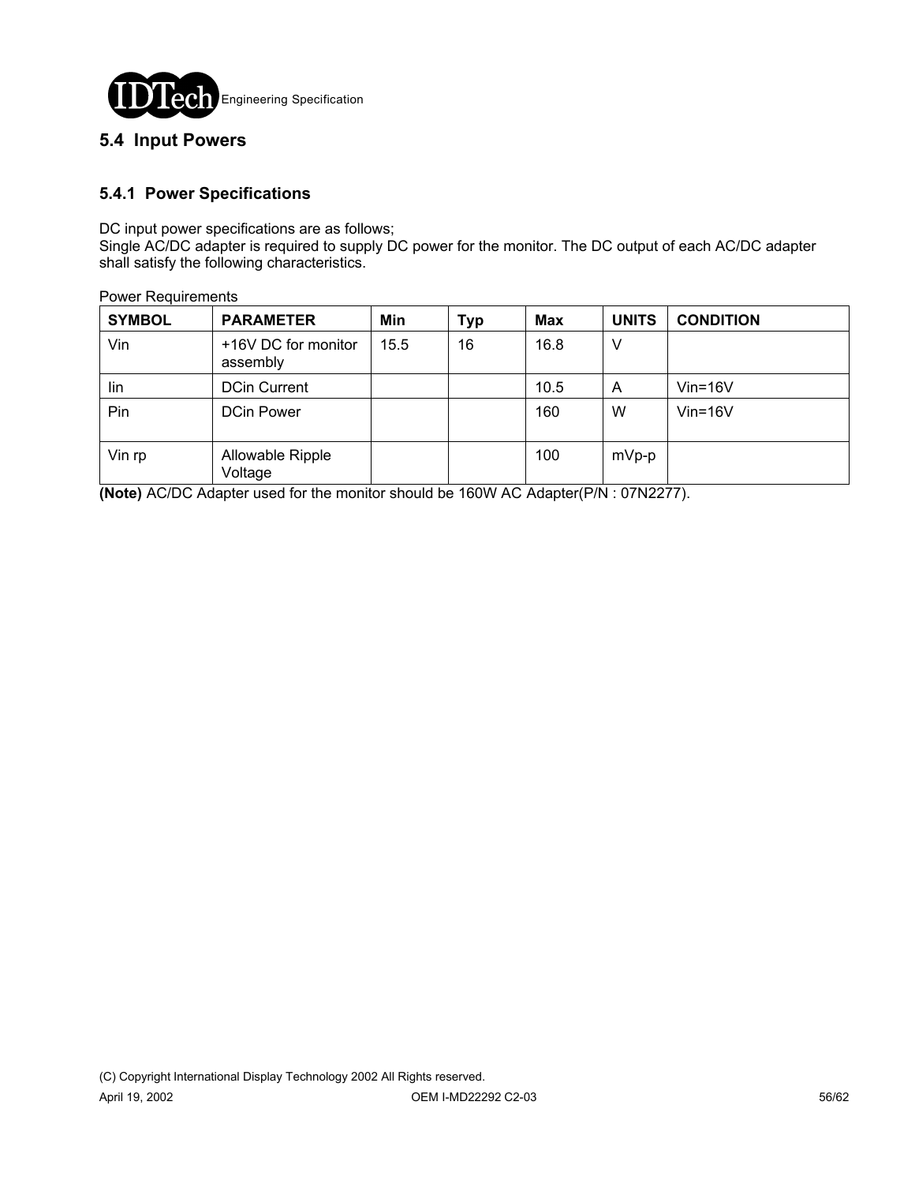## 5.4 Input Powers

### 5.4.1 Power Specifications

DC input power specifications are as follows;
Single AC/DC adapter is required to supply DC power for the monitor. The DC output of each AC/DC adapter shall satisfy the following characteristics.

Power Requirements

| SYMBOL | PARAMETER | Min | Typ | Max | UNITS | CONDITION |
|---|---|---|---|---|---|---|
| Vin | +16V DC for monitor assembly | 15.5 | 16 | 16.8 | V | |
| Iin | DCin Current | | | 10.5 | A | Vin=16V |
| Pin | DCin Power | | | 160 | W | Vin=16V |
| Vin rp | Allowable Ripple Voltage | | | 100 | mVp-p | |

**(Note)** AC/DC Adapter used for the monitor should be 160W AC Adapter(P/N : 07N2277).

(C) Copyright International Display Technology 2002 All Rights reserved.

April 19, 2002 OEM I-MD22292 C2-03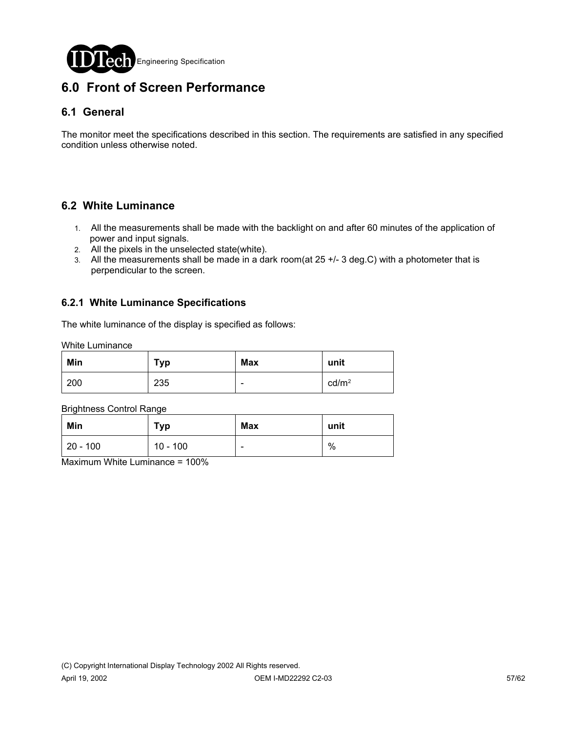# 6.0 Front of Screen Performance

## 6.1 General

The monitor meet the specifications described in this section. The requirements are satisfied in any specified condition unless otherwise noted.

## 6.2 White Luminance

1. All the measurements shall be made with the backlight on and after 60 minutes of the application of power and input signals.
2. All the pixels in the unselected state(white).
3. All the measurements shall be made in a dark room(at 25 +/- 3 deg.C) with a photometer that is perpendicular to the screen.

### 6.2.1 White Luminance Specifications

The white luminance of the display is specified as follows:

White Luminance

| Min | Typ | Max | unit |
|---|---|---|---|
| 200 | 235 | - | $cd/m^2$ |

Brightness Control Range

| Min | Typ | Max | unit |
|---|---|---|---|
| 20 - 100 | 10 - 100 | - | % |

Maximum White Luminance = 100%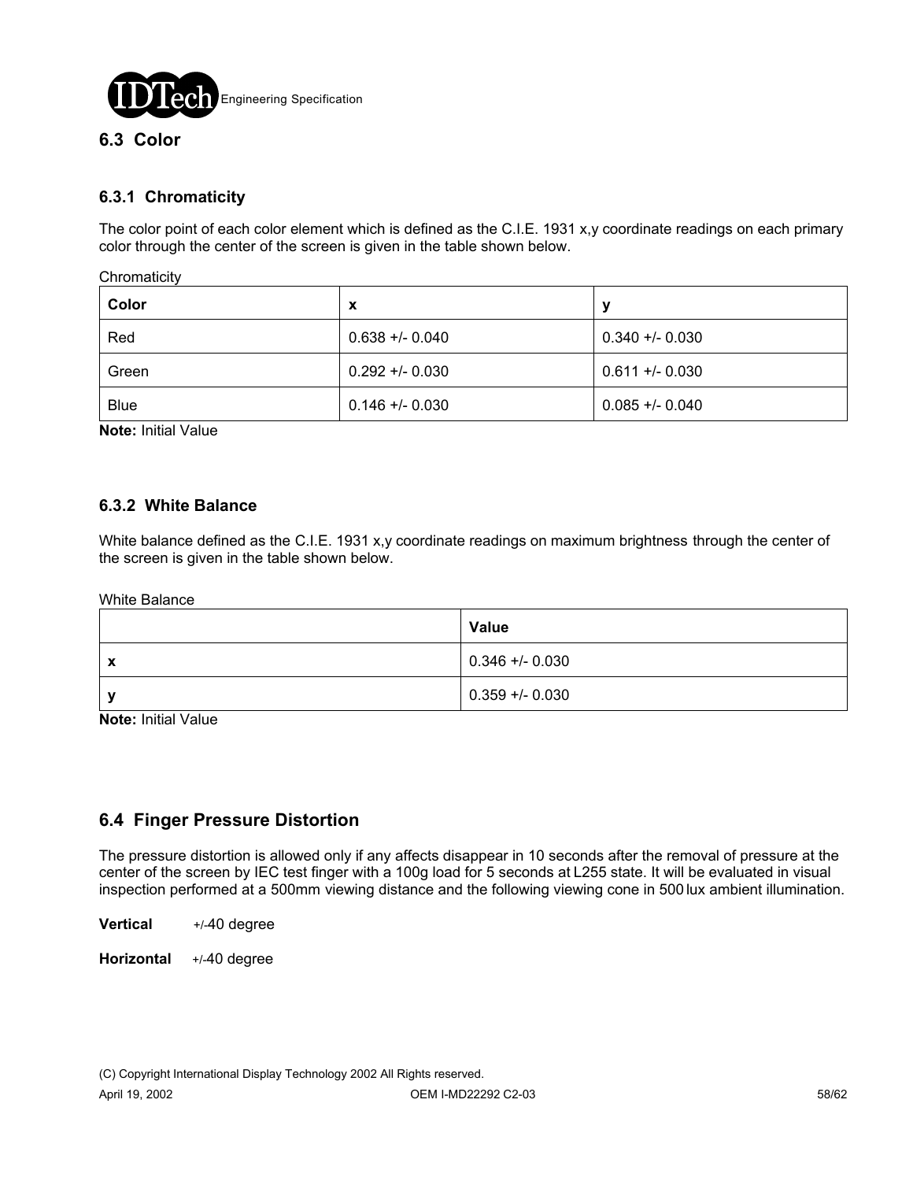## 6.3 Color

### 6.3.1 Chromaticity

The color point of each color element which is defined as the C.I.E. 1931 x,y coordinate readings on each primary color through the center of the screen is given in the table shown below.

Chromaticity

| Color | x | y |
|---|---|---|
| Red | 0.638 +/- 0.040 | 0.340 +/- 0.030 |
| Green | 0.292 +/- 0.030 | 0.611 +/- 0.030 |
| Blue | 0.146 +/- 0.030 | 0.085 +/- 0.040 |

**Note:** Initial Value

### 6.3.2 White Balance

White balance defined as the C.I.E. 1931 x,y coordinate readings on maximum brightness through the center of the screen is given in the table shown below.

White Balance

| | Value |
|---|---|
| **x** | 0.346 +/- 0.030 |
| **y** | 0.359 +/- 0.030 |

**Note:** Initial Value

## 6.4 Finger Pressure Distortion

The pressure distortion is allowed only if any affects disappear in 10 seconds after the removal of pressure at the center of the screen by IEC test finger with a 100g load for 5 seconds at L255 state. It will be evaluated in visual inspection performed at a 500mm viewing distance and the following viewing cone in 500 lux ambient illumination.

**Vertical** +/-40 degree

**Horizontal** +/-40 degree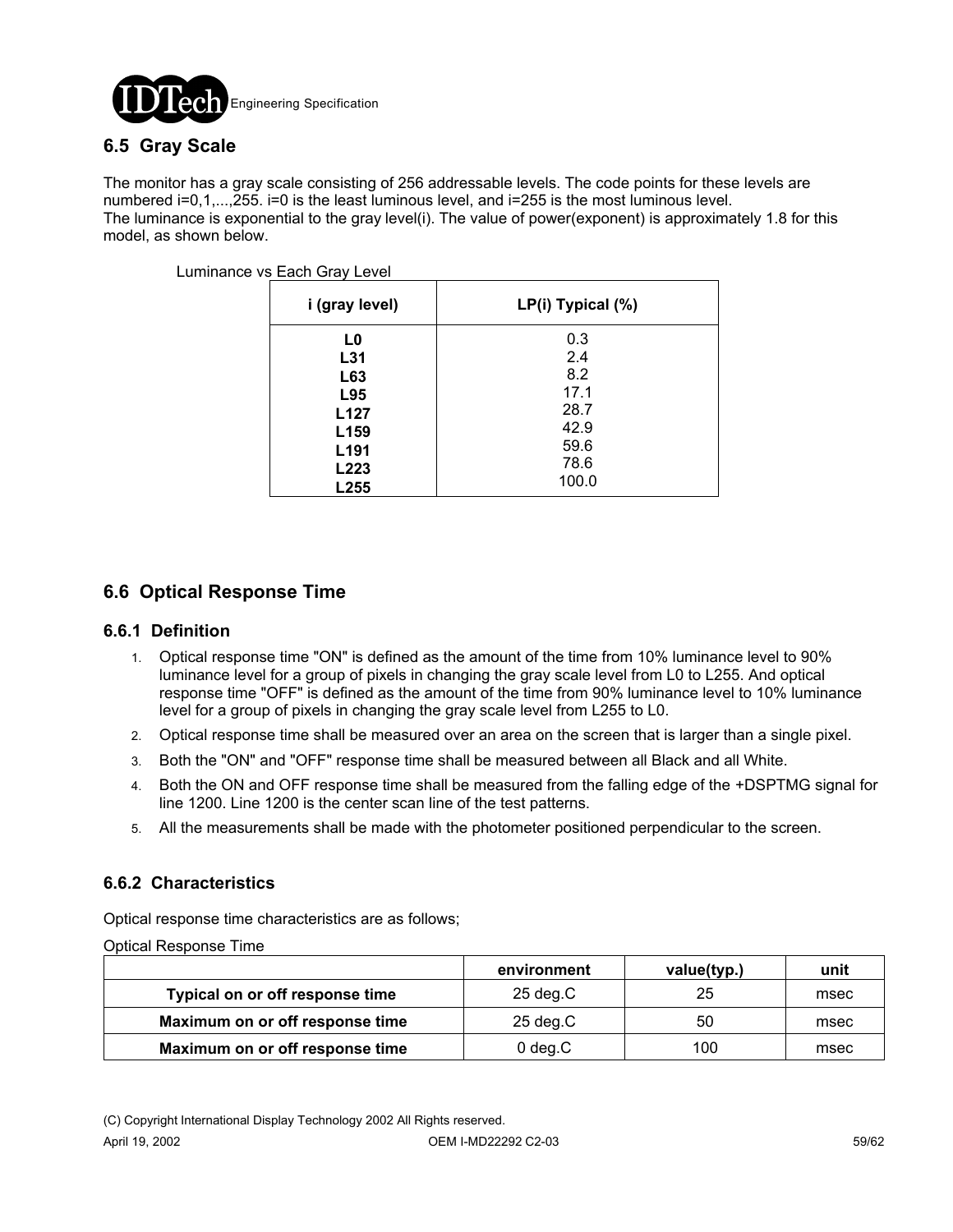## 6.5 Gray Scale

The monitor has a gray scale consisting of 256 addressable levels. The code points for these levels are numbered i=0,1,...,255. i=0 is the least luminous level, and i=255 is the most luminous level.
The luminance is exponential to the gray level(i). The value of power(exponent) is approximately 1.8 for this model, as shown below.

Luminance vs Each Gray Level

| i (gray level) | LP(i) Typical (%) |
|---|---|
| **L0** | 0.3 |
| **L31** | 2.4 |
| **L63** | 8.2 |
| **L95** | 17.1 |
| **L127** | 28.7 |
| **L159** | 42.9 |
| **L191** | 59.6 |
| **L223** | 78.6 |
| **L255** | 100.0 |

## 6.6 Optical Response Time

### 6.6.1 Definition

1. Optical response time "ON" is defined as the amount of the time from 10% luminance level to 90% luminance level for a group of pixels in changing the gray scale level from L0 to L255. And optical response time "OFF" is defined as the amount of the time from 90% luminance level to 10% luminance level for a group of pixels in changing the gray scale level from L255 to L0.
2. Optical response time shall be measured over an area on the screen that is larger than a single pixel.
3. Both the "ON" and "OFF" response time shall be measured between all Black and all White.
4. Both the ON and OFF response time shall be measured from the falling edge of the +DSPTMG signal for line 1200. Line 1200 is the center scan line of the test patterns.
5. All the measurements shall be made with the photometer positioned perpendicular to the screen.

### 6.6.2 Characteristics

Optical response time characteristics are as follows;

Optical Response Time

| | environment | value(typ.) | unit |
|---|---|---|---|
| **Typical on or off response time** | 25 deg.C | 25 | msec |
| **Maximum on or off response time** | 25 deg.C | 50 | msec |
| **Maximum on or off response time** | 0 deg.C | 100 | msec |

(C) Copyright International Display Technology 2002 All Rights reserved.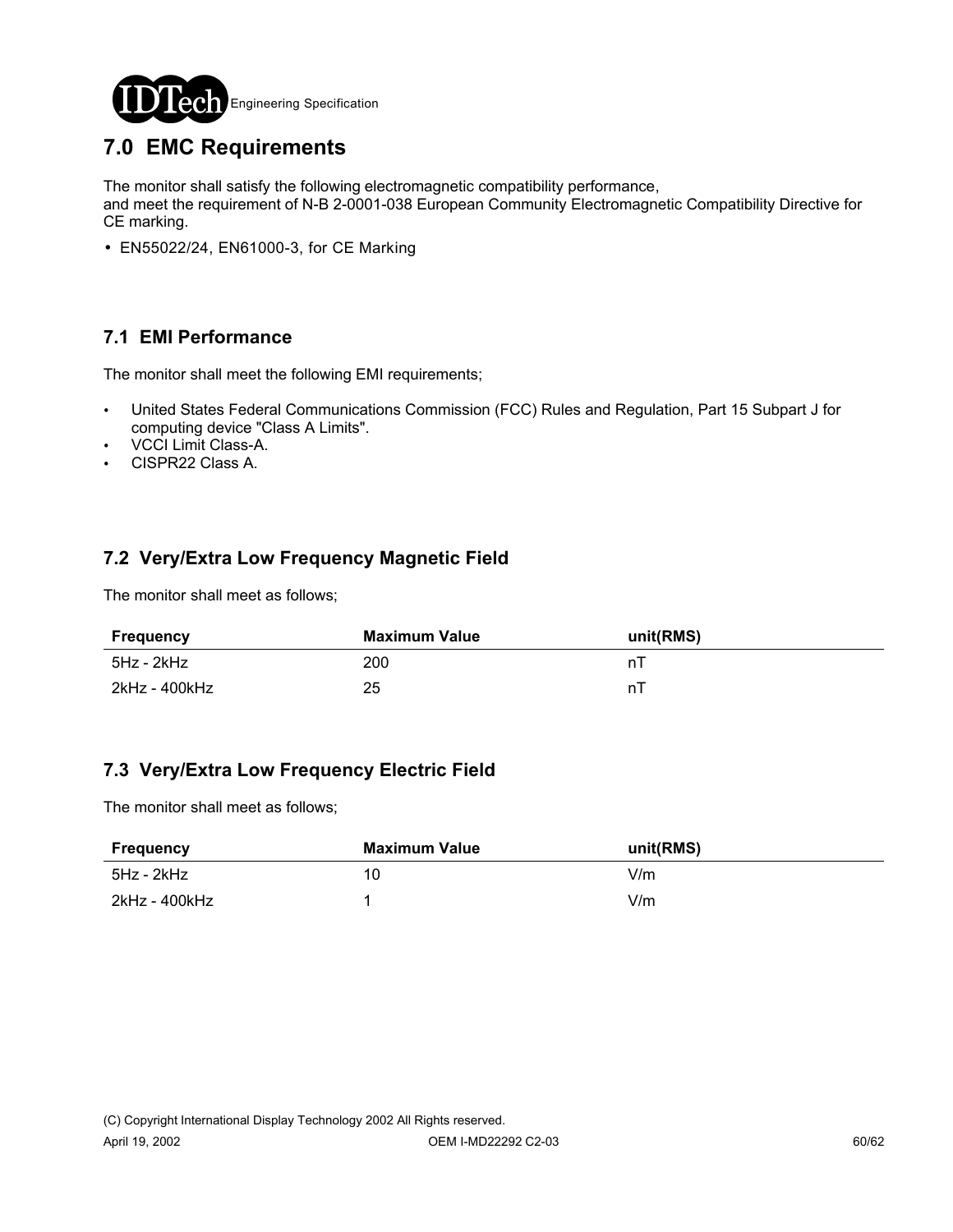## 7.0 EMC Requirements

The monitor shall satisfy the following electromagnetic compatibility performance,
and meet the requirement of N-B 2-0001-038 European Community Electromagnetic Compatibility Directive for CE marking.

- EN55022/24, EN61000-3, for CE Marking

### 7.1 EMI Performance

The monitor shall meet the following EMI requirements;

- United States Federal Communications Commission (FCC) Rules and Regulation, Part 15 Subpart J for computing device "Class A Limits".
- VCCI Limit Class-A.
- CISPR22 Class A.

### 7.2 Very/Extra Low Frequency Magnetic Field

The monitor shall meet as follows;

| Frequency | Maximum Value | unit(RMS) |
|---|---|---|
| 5Hz - 2kHz | 200 | nT |
| 2kHz - 400kHz | 25 | nT |

### 7.3 Very/Extra Low Frequency Electric Field

The monitor shall meet as follows;

| Frequency | Maximum Value | unit(RMS) |
|---|---|---|
| 5Hz - 2kHz | 10 | V/m |
| 2kHz - 400kHz | 1 | V/m |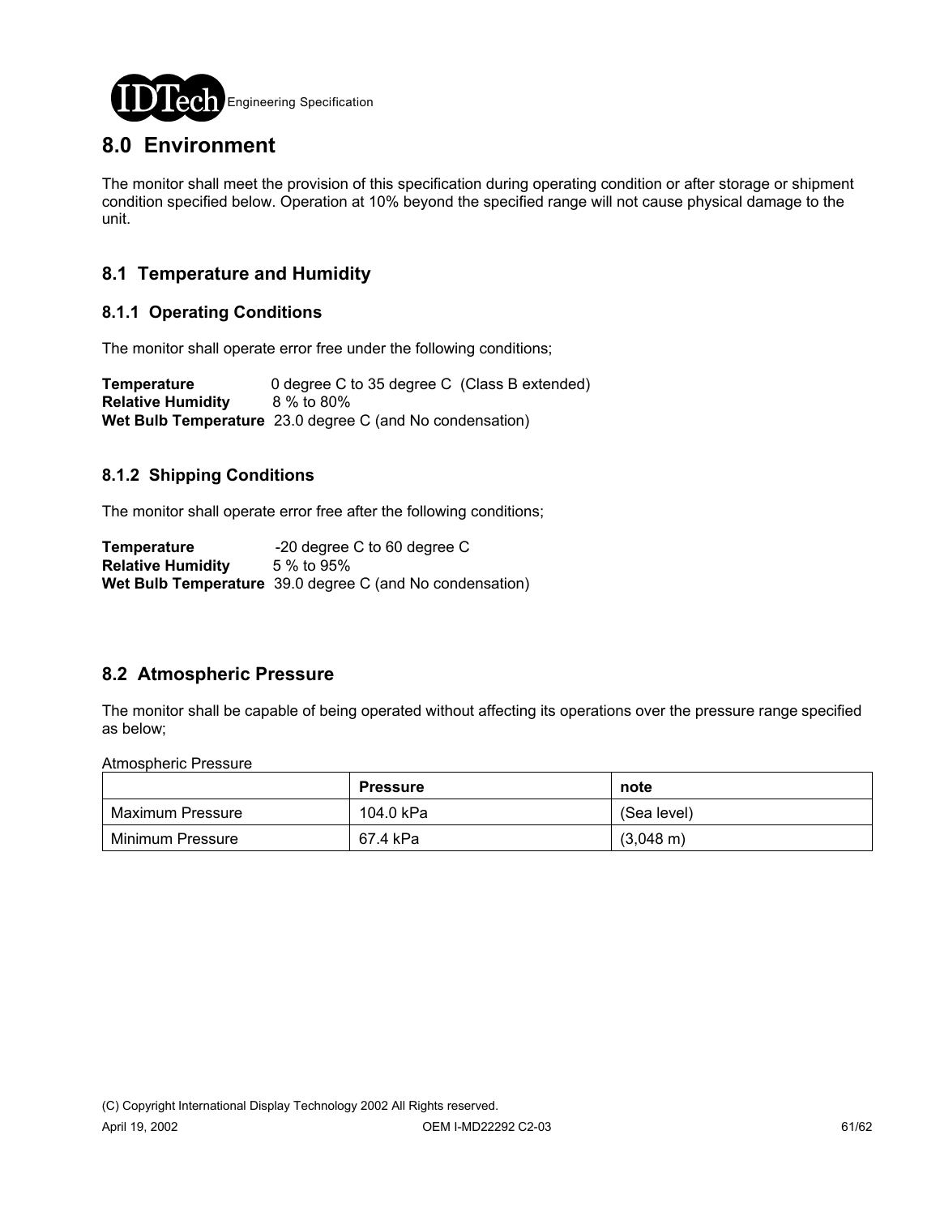# 8.0 Environment

The monitor shall meet the provision of this specification during operating condition or after storage or shipment condition specified below. Operation at 10% beyond the specified range will not cause physical damage to the unit.

## 8.1 Temperature and Humidity

### 8.1.1 Operating Conditions

The monitor shall operate error free under the following conditions;

**Temperature** 0 degree C to 35 degree C (Class B extended)
**Relative Humidity** 8 % to 80%
**Wet Bulb Temperature** 23.0 degree C (and No condensation)

### 8.1.2 Shipping Conditions

The monitor shall operate error free after the following conditions;

**Temperature** -20 degree C to 60 degree C
**Relative Humidity** 5 % to 95%
**Wet Bulb Temperature** 39.0 degree C (and No condensation)

## 8.2 Atmospheric Pressure

The monitor shall be capable of being operated without affecting its operations over the pressure range specified as below;

Atmospheric Pressure

| | Pressure | note |
|---|---|---|
| Maximum Pressure | 104.0 kPa | (Sea level) |
| Minimum Pressure | 67.4 kPa | (3,048 m) |

(C) Copyright International Display Technology 2002 All Rights reserved.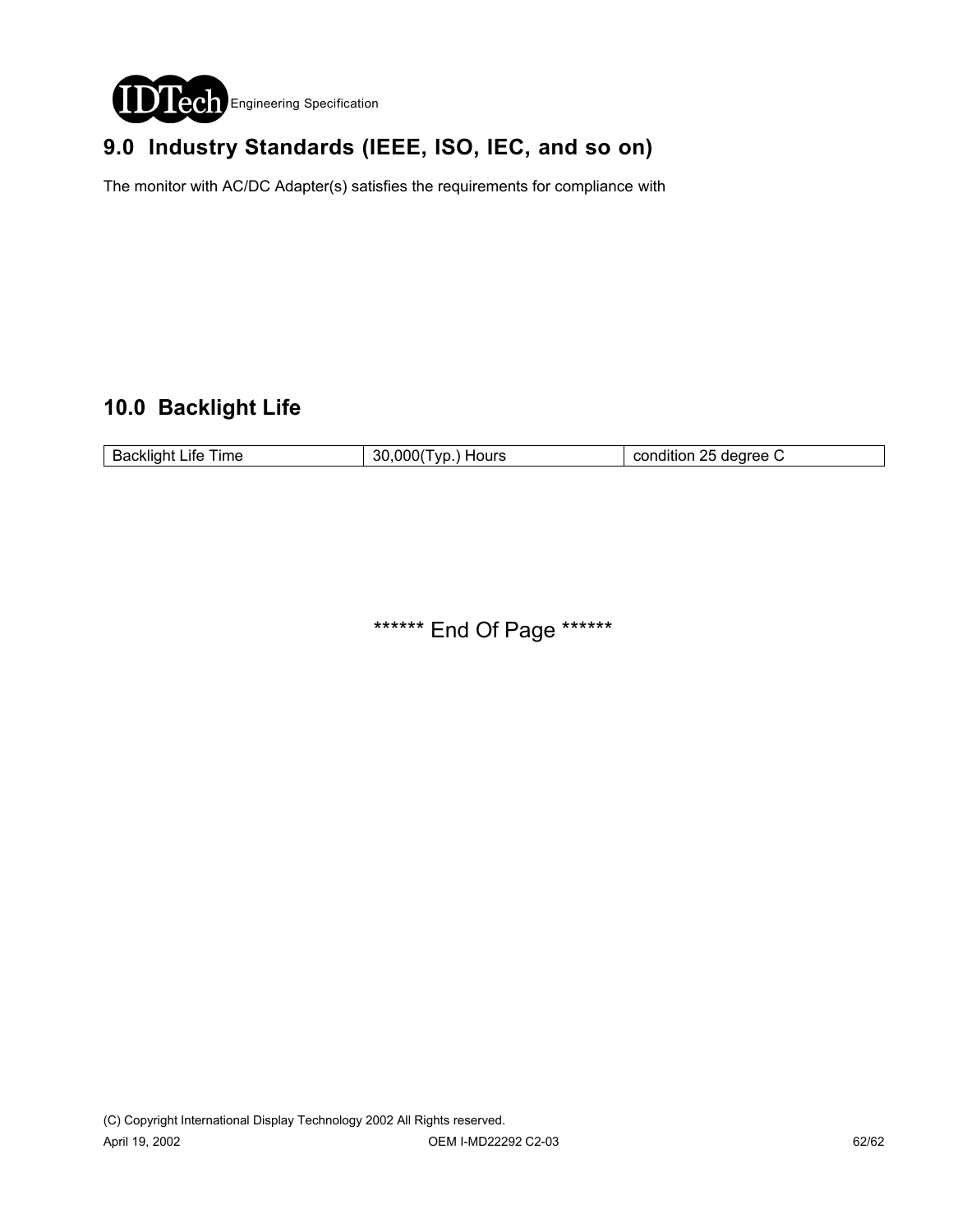## 9.0 Industry Standards (IEEE, ISO, IEC, and so on)

The monitor with AC/DC Adapter(s) satisfies the requirements for compliance with

## 10.0 Backlight Life

| | | |
|---|---|---|
| Backlight Life Time | 30,000(Typ.) Hours | condition 25 degree C |

****** End Of Page ******

(C) Copyright International Display Technology 2002 All Rights reserved.